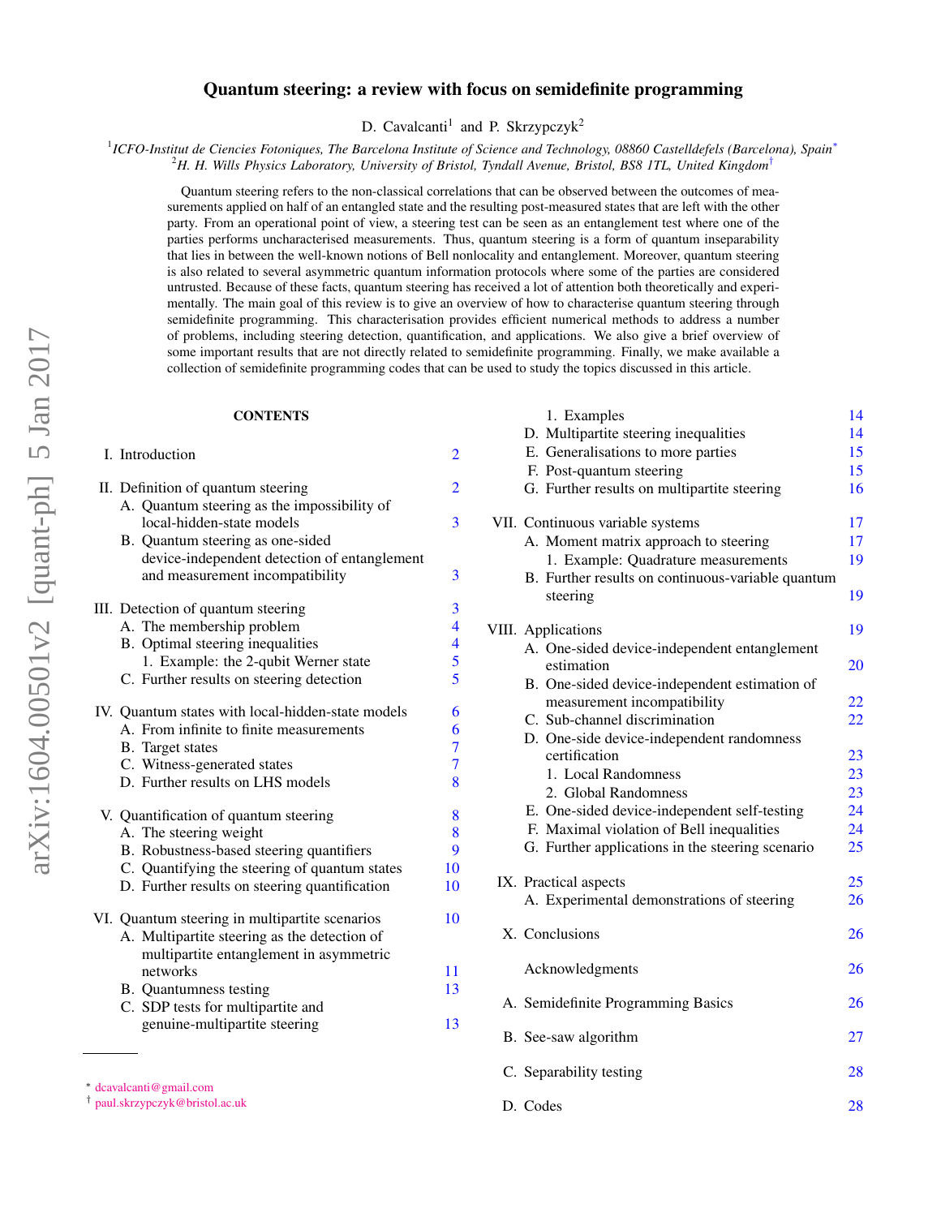# Quantum steering: a review with focus on semidefinite programming

D. Cavalcanti[1] and P. Skrzypczyk[2]

[1] *ICFO-Institut de Ciencies Fotoniques, The Barcelona Institute of Science and Technology, 08860 Castelldefels (Barcelona), Spain*[*]
[2] *H. H. Wills Physics Laboratory, University of Bristol, Tyndall Avenue, Bristol, BS8 1TL, United Kingdom*[†]

Quantum steering refers to the non-classical correlations that can be observed between the outcomes of measurements applied on half of an entangled state and the resulting post-measured states that are left with the other party. From an operational point of view, a steering test can be seen as an entanglement test where one of the parties performs uncharacterised measurements. Thus, quantum steering is a form of quantum inseparability that lies in between the well-known notions of Bell nonlocality and entanglement. Moreover, quantum steering is also related to several asymmetric quantum information protocols where some of the parties are considered untrusted. Because of these facts, quantum steering has received a lot of attention both theoretically and experimentally. The main goal of this review is to give an overview of how to characterise quantum steering through semidefinite programming. This characterisation provides efficient numerical methods to address a number of problems, including steering detection, quantification, and applications. We also give a brief overview of some important results that are not directly related to semidefinite programming. Finally, we make available a collection of semidefinite programming codes that can be used to study the topics discussed in this article.

**CONTENTS**

- I. Introduction — 2
- II. Definition of quantum steering — 2
  - A. Quantum steering as the impossibility of local-hidden-state models — 3
  - B. Quantum steering as one-sided device-independent detection of entanglement and measurement incompatibility — 3
- III. Detection of quantum steering — 3
  - A. The membership problem — 4
  - B. Optimal steering inequalities — 4
    - 1. Example: the 2-qubit Werner state — 5
  - C. Further results on steering detection — 5
- IV. Quantum states with local-hidden-state models — 6
  - A. From infinite to finite measurements — 6
  - B. Target states — 7
  - C. Witness-generated states — 7
  - D. Further results on LHS models — 8
- V. Quantification of quantum steering — 8
  - A. The steering weight — 8
  - B. Robustness-based steering quantifiers — 9
  - C. Quantifying the steering of quantum states — 10
  - D. Further results on steering quantification — 10
- VI. Quantum steering in multipartite scenarios — 10
  - A. Multipartite steering as the detection of multipartite entanglement in asymmetric networks — 11
  - B. Quantumness testing — 13
  - C. SDP tests for multipartite and genuine-multipartite steering — 13
    - 1. Examples — 14
  - D. Multipartite steering inequalities — 14
  - E. Generalisations to more parties — 15
  - F. Post-quantum steering — 15
  - G. Further results on multipartite steering — 16
- VII. Continuous variable systems — 17
  - A. Moment matrix approach to steering — 17
    - 1. Example: Quadrature measurements — 19
  - B. Further results on continuous-variable quantum steering — 19
- VIII. Applications — 19
  - A. One-sided device-independent entanglement estimation — 20
  - B. One-sided device-independent estimation of measurement incompatibility — 22
  - C. Sub-channel discrimination — 22
  - D. One-side device-independent randomness certification — 23
    - 1. Local Randomness — 23
    - 2. Global Randomness — 23
  - E. One-sided device-independent self-testing — 24
  - F. Maximal violation of Bell inequalities — 24
  - G. Further applications in the steering scenario — 25
- IX. Practical aspects — 25
  - A. Experimental demonstrations of steering — 26
- X. Conclusions — 26
- Acknowledgments — 26
- A. Semidefinite Programming Basics — 26
- B. See-saw algorithm — 27
- C. Separability testing — 28
- D. Codes — 28

[*] dcavalcanti@gmail.com
[†] paul.skrzypczyk@bristol.ac.uk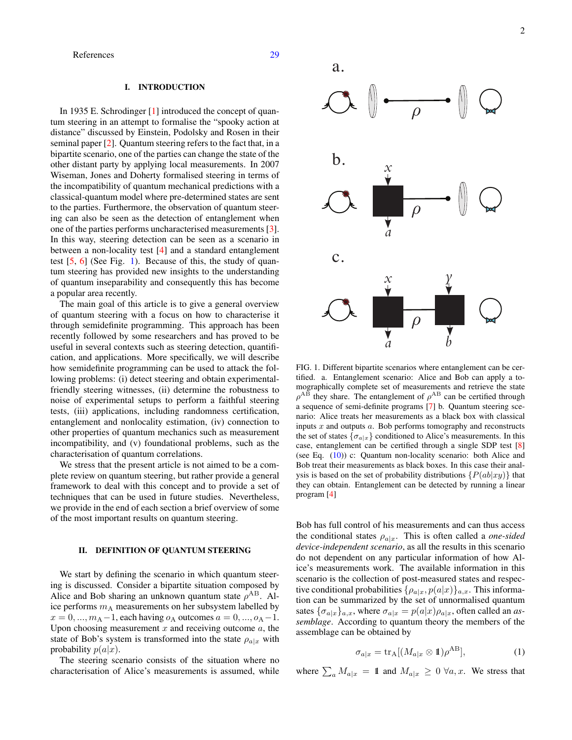References 29

## I. INTRODUCTION

In 1935 E. Schrodinger [1] introduced the concept of quantum steering in an attempt to formalise the "spooky action at distance" discussed by Einstein, Podolsky and Rosen in their seminal paper [2]. Quantum steering refers to the fact that, in a bipartite scenario, one of the parties can change the state of the other distant party by applying local measurements. In 2007 Wiseman, Jones and Doherty formalised steering in terms of the incompatibility of quantum mechanical predictions with a classical-quantum model where pre-determined states are sent to the parties. Furthermore, the observation of quantum steering can also be seen as the detection of entanglement when one of the parties performs uncharacterised measurements [3]. In this way, steering detection can be seen as a scenario in between a non-locality test [4] and a standard entanglement test [5, 6] (See Fig. 1). Because of this, the study of quantum steering has provided new insights to the understanding of quantum inseparability and consequently this has become a popular area recently.

The main goal of this article is to give a general overview of quantum steering with a focus on how to characterise it through semidefinite programming. This approach has been recently followed by some researchers and has proved to be useful in several contexts such as steering detection, quantification, and applications. More specifically, we will describe how semidefinite programming can be used to attack the following problems: (i) detect steering and obtain experimental-friendly steering witnesses, (ii) determine the robustness to noise of experimental setups to perform a faithful steering tests, (iii) applications, including randomness certification, entanglement and nonlocality estimation, (iv) connection to other properties of quantum mechanics such as measurement incompatibility, and (v) foundational problems, such as the characterisation of quantum correlations.

We stress that the present article is not aimed to be a complete review on quantum steering, but rather provide a general framework to deal with this concept and to provide a set of techniques that can be used in future studies. Nevertheless, we provide in the end of each section a brief overview of some of the most important results on quantum steering.

## II. DEFINITION OF QUANTUM STEERING

We start by defining the scenario in which quantum steering is discussed. Consider a bipartite situation composed by Alice and Bob sharing an unknown quantum state $\rho^{\mathrm{AB}}$. Alice performs $m_{\mathrm{A}}$ measurements on her subsystem labelled by $x = 0, ..., m_{\mathrm{A}}-1$, each having $o_{\mathrm{A}}$ outcomes $a = 0, ..., o_{\mathrm{A}}-1$. Upon choosing measurement $x$ and receiving outcome $a$, the state of Bob's system is transformed into the state $\rho_{a|x}$ with probability $p(a|x)$.

The steering scenario consists of the situation where no characterisation of Alice's measurements is assumed, while Bob has full control of his measurements and can thus access the conditional states $\rho_{a|x}$. This is often called a *one-sided device-independent scenario*, as all the results in this scenario do not dependent on any particular information of how Alice's measurements work. The available information in this scenario is the collection of post-measured states and respective conditional probabilities $\{\rho_{a|x}, p(a|x)\}_{a,x}$. This information can be summarized by the set of unnormalised quantum sates $\{\sigma_{a|x}\}_{a,x}$, where $\sigma_{a|x} = p(a|x)\rho_{a|x}$, often called an *assemblage*. According to quantum theory the members of the assemblage can be obtained by

$$\sigma_{a|x} = \mathrm{tr}_{\mathrm{A}}[(M_{a|x} \otimes \mathbb{1})\rho^{\mathrm{AB}}], \tag{1}$$

where $\sum_a M_{a|x} = \mathbb{1}$ and $M_{a|x} \geq 0 \; \forall a, x$. We stress that

FIG. 1. Different bipartite scenarios where entanglement can be certified. a. Entanglement scenario: Alice and Bob can apply a tomographically complete set of measurements and retrieve the state $\rho^{\mathrm{AB}}$ they share. The entanglement of $\rho^{\mathrm{AB}}$ can be certified through a sequence of semi-definite programs [7] b. Quantum steering scenario: Alice treats her measurements as a black box with classical inputs $x$ and outputs $a$. Bob performs tomography and reconstructs the set of states $\{\sigma_{a|x}\}$ conditioned to Alice's measurements. In this case, entanglement can be certified through a single SDP test [8] (see Eq. (10)) c: Quantum non-locality scenario: both Alice and Bob treat their measurements as black boxes. In this case their analysis is based on the set of probability distributions $\{P(ab|xy)\}$ that they can obtain. Entanglement can be detected by running a linear program [4]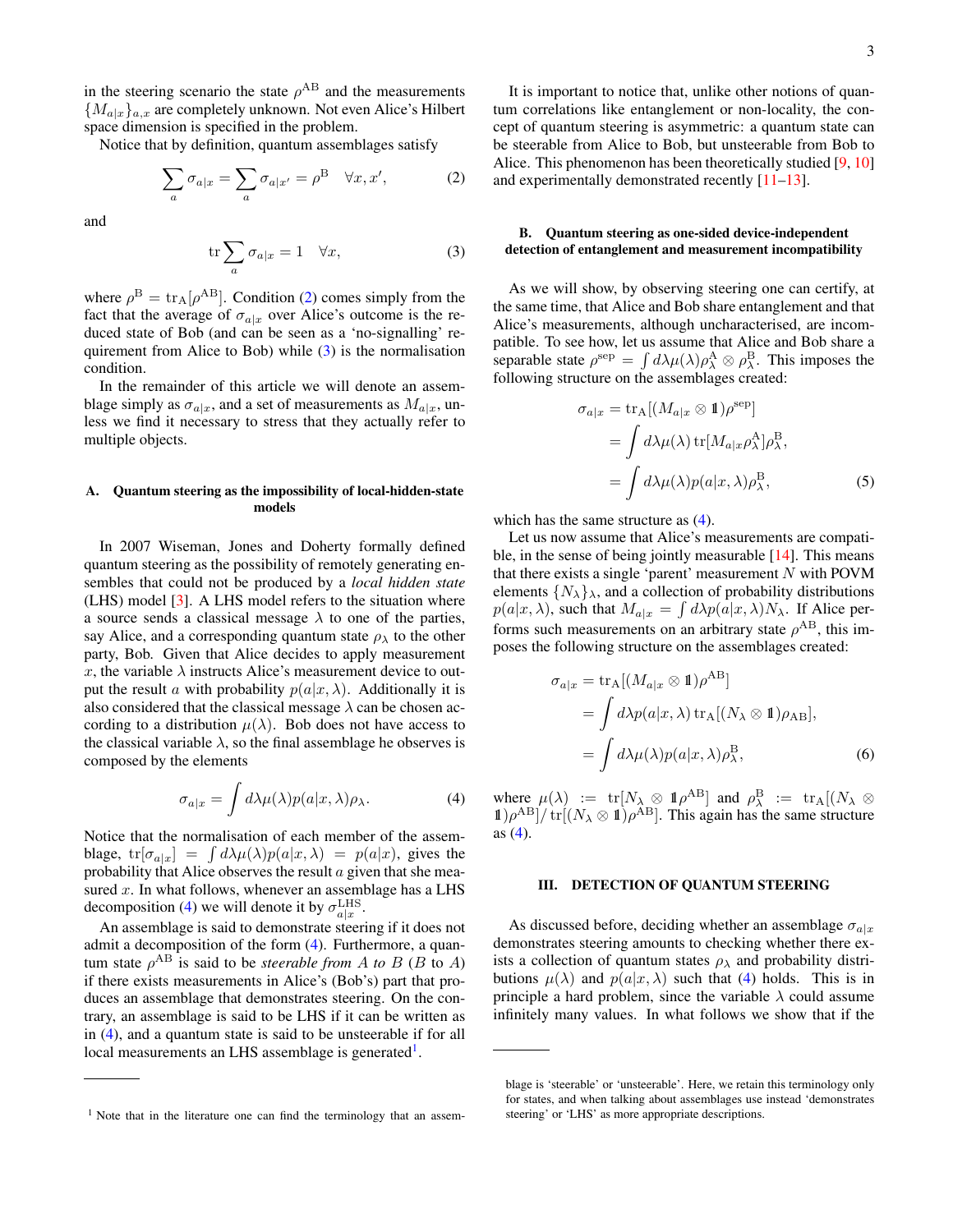in the steering scenario the state $\rho^{\mathrm{AB}}$ and the measurements $\{M_{a|x}\}_{a,x}$ are completely unknown. Not even Alice's Hilbert space dimension is specified in the problem.

Notice that by definition, quantum assemblages satisfy

$$\sum_a \sigma_{a|x} = \sum_a \sigma_{a|x'} = \rho^{\mathrm{B}} \quad \forall x, x', \tag{2}$$

and

$$\mathrm{tr} \sum_a \sigma_{a|x} = 1 \quad \forall x, \tag{3}$$

where $\rho^{\mathrm{B}} = \mathrm{tr}_{\mathrm{A}}[\rho^{\mathrm{AB}}]$. Condition (2) comes simply from the fact that the average of $\sigma_{a|x}$ over Alice's outcome is the reduced state of Bob (and can be seen as a 'no-signalling' requirement from Alice to Bob) while (3) is the normalisation condition.

In the remainder of this article we will denote an assemblage simply as $\sigma_{a|x}$, and a set of measurements as $M_{a|x}$, unless we find it necessary to stress that they actually refer to multiple objects.

### A. Quantum steering as the impossibility of local-hidden-state models

In 2007 Wiseman, Jones and Doherty formally defined quantum steering as the possibility of remotely generating ensembles that could not be produced by a *local hidden state* (LHS) model [3]. A LHS model refers to the situation where a source sends a classical message $\lambda$ to one of the parties, say Alice, and a corresponding quantum state $\rho_\lambda$ to the other party, Bob. Given that Alice decides to apply measurement $x$, the variable $\lambda$ instructs Alice's measurement device to output the result $a$ with probability $p(a|x, \lambda)$. Additionally it is also considered that the classical message $\lambda$ can be chosen according to a distribution $\mu(\lambda)$. Bob does not have access to the classical variable $\lambda$, so the final assemblage he observes is composed by the elements

$$\sigma_{a|x} = \int d\lambda \mu(\lambda) p(a|x, \lambda) \rho_\lambda. \tag{4}$$

Notice that the normalisation of each member of the assemblage, $\mathrm{tr}[\sigma_{a|x}] = \int d\lambda \mu(\lambda) p(a|x, \lambda) = p(a|x)$, gives the probability that Alice observes the result $a$ given that she measured $x$. In what follows, whenever an assemblage has a LHS decomposition (4) we will denote it by $\sigma^{\mathrm{LHS}}_{a|x}$.

An assemblage is said to demonstrate steering if it does not admit a decomposition of the form (4). Furthermore, a quantum state $\rho^{\mathrm{AB}}$ is said to be *steerable from A to B* (*B* to *A*) if there exists measurements in Alice's (Bob's) part that produces an assemblage that demonstrates steering. On the contrary, an assemblage is said to be LHS if it can be written as in (4), and a quantum state is said to be unsteerable if for all local measurements an LHS assemblage is generated[1].

It is important to notice that, unlike other notions of quantum correlations like entanglement or non-locality, the concept of quantum steering is asymmetric: a quantum state can be steerable from Alice to Bob, but unsteerable from Bob to Alice. This phenomenon has been theoretically studied [9, 10] and experimentally demonstrated recently [11–13].

### B. Quantum steering as one-sided device-independent detection of entanglement and measurement incompatibility

As we will show, by observing steering one can certify, at the same time, that Alice and Bob share entanglement and that Alice's measurements, although uncharacterised, are incompatible. To see how, let us assume that Alice and Bob share a separable state $\rho^{\mathrm{sep}} = \int d\lambda \mu(\lambda) \rho^{\mathrm{A}}_\lambda \otimes \rho^{\mathrm{B}}_\lambda$. This imposes the following structure on the assemblages created:

$$\begin{aligned}
\sigma_{a|x} &= \mathrm{tr}_{\mathrm{A}}[(M_{a|x} \otimes \mathbb{1}) \rho^{\mathrm{sep}}] \\
&= \int d\lambda \mu(\lambda)\, \mathrm{tr}[M_{a|x} \rho^{\mathrm{A}}_\lambda] \rho^{\mathrm{B}}_\lambda, \\
&= \int d\lambda \mu(\lambda) p(a|x, \lambda) \rho^{\mathrm{B}}_\lambda,
\end{aligned} \tag{5}$$

which has the same structure as (4).

Let us now assume that Alice's measurements are compatible, in the sense of being jointly measurable [14]. This means that there exists a single 'parent' measurement $N$ with POVM elements $\{N_\lambda\}_\lambda$, and a collection of probability distributions $p(a|x, \lambda)$, such that $M_{a|x} = \int d\lambda p(a|x, \lambda) N_\lambda$. If Alice performs such measurements on an arbitrary state $\rho^{\mathrm{AB}}$, this imposes the following structure on the assemblages created:

$$\begin{aligned}
\sigma_{a|x} &= \mathrm{tr}_{\mathrm{A}}[(M_{a|x} \otimes \mathbb{1}) \rho^{\mathrm{AB}}] \\
&= \int d\lambda p(a|x, \lambda)\, \mathrm{tr}_{\mathrm{A}}[(N_\lambda \otimes \mathbb{1}) \rho_{\mathrm{AB}}], \\
&= \int d\lambda \mu(\lambda) p(a|x, \lambda) \rho^{\mathrm{B}}_\lambda,
\end{aligned} \tag{6}$$

where $\mu(\lambda) := \mathrm{tr}[N_\lambda \otimes \mathbb{1} \rho^{\mathrm{AB}}]$ and $\rho^{\mathrm{B}}_\lambda := \mathrm{tr}_{\mathrm{A}}[(N_\lambda \otimes \mathbb{1}) \rho^{\mathrm{AB}}] / \mathrm{tr}[(N_\lambda \otimes \mathbb{1}) \rho^{\mathrm{AB}}]$. This again has the same structure as (4).

## III. DETECTION OF QUANTUM STEERING

As discussed before, deciding whether an assemblage $\sigma_{a|x}$ demonstrates steering amounts to checking whether there exists a collection of quantum states $\rho_\lambda$ and probability distributions $\mu(\lambda)$ and $p(a|x, \lambda)$ such that (4) holds. This is in principle a hard problem, since the variable $\lambda$ could assume infinitely many values. In what follows we show that if the

---

[1] Note that in the literature one can find the terminology that an assemblage is 'steerable' or 'unsteerable'. Here, we retain this terminology only for states, and when talking about assemblages use instead 'demonstrates steering' or 'LHS' as more appropriate descriptions.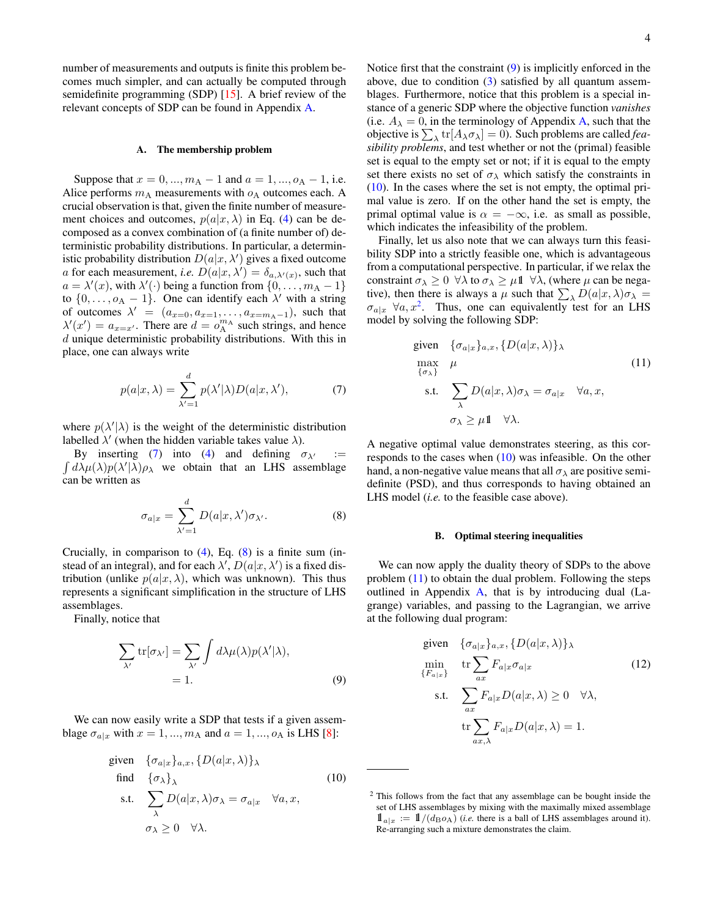number of measurements and outputs is finite this problem becomes much simpler, and can actually be computed through semidefinite programming (SDP) [15]. A brief review of the relevant concepts of SDP can be found in Appendix A.

### A. The membership problem

Suppose that $x = 0, ..., m_{\rm A} - 1$ and $a = 1, ..., o_{\rm A} - 1$, i.e. Alice performs $m_{\rm A}$ measurements with $o_{\rm A}$ outcomes each. A crucial observation is that, given the finite number of measurement choices and outcomes, $p(a|x, \lambda)$ in Eq. (4) can be decomposed as a convex combination of (a finite number of) deterministic probability distributions. In particular, a deterministic probability distribution $D(a|x, \lambda')$ gives a fixed outcome $a$ for each measurement, *i.e.* $D(a|x, \lambda') = \delta_{a,\lambda'(x)}$, such that $a = \lambda'(x)$, with $\lambda'(\cdot)$ being a function from $\{0, \ldots, m_{\rm A} - 1\}$ to $\{0, \ldots, o_{\rm A} - 1\}$. One can identify each $\lambda'$ with a string of outcomes $\lambda' = (a_{x=0}, a_{x=1}, \ldots, a_{x=m_{\rm A}-1})$, such that $\lambda'(x') = a_{x=x'}$. There are $d = o_{\rm A}^{m_{\rm A}}$ such strings, and hence $d$ unique deterministic probability distributions. With this in place, one can always write

$$
p(a|x, \lambda) = \sum_{\lambda'=1}^{d} p(\lambda'|\lambda) D(a|x, \lambda'), \tag{7}
$$

where $p(\lambda'|\lambda)$ is the weight of the deterministic distribution labelled $\lambda'$ (when the hidden variable takes value $\lambda$).

By inserting (7) into (4) and defining $\sigma_{\lambda'} := \int d\lambda \mu(\lambda) p(\lambda'|\lambda) \rho_\lambda$ we obtain that an LHS assemblage can be written as

$$
\sigma_{a|x} = \sum_{\lambda'=1}^{d} D(a|x, \lambda') \sigma_{\lambda'}. \tag{8}
$$

Crucially, in comparison to (4), Eq. (8) is a finite sum (instead of an integral), and for each $\lambda'$, $D(a|x, \lambda')$ is a fixed distribution (unlike $p(a|x, \lambda)$, which was unknown). This thus represents a significant simplification in the structure of LHS assemblages.

Finally, notice that

$$
\begin{aligned}
\sum_{\lambda'} \text{tr}[\sigma_{\lambda'}] &= \sum_{\lambda'} \int d\lambda \mu(\lambda) p(\lambda'|\lambda), \\
&= 1.
\end{aligned} \tag{9}
$$

We can now easily write a SDP that tests if a given assemblage $\sigma_{a|x}$ with $x = 1, ..., m_{\rm A}$ and $a = 1, ..., o_{\rm A}$ is LHS [8]:

$$
\begin{aligned}
\text{given} \quad & \{\sigma_{a|x}\}_{a,x}, \{D(a|x, \lambda)\}_\lambda \\
\text{find} \quad & \{\sigma_\lambda\}_\lambda \\
\text{s.t.} \quad & \sum_\lambda D(a|x, \lambda) \sigma_\lambda = \sigma_{a|x} \quad \forall a, x, \\
& \sigma_\lambda \geq 0 \quad \forall \lambda.
\end{aligned} \tag{10}
$$

Notice first that the constraint (9) is implicitly enforced in the above, due to condition (3) satisfied by all quantum assemblages. Furthermore, notice that this problem is a special instance of a generic SDP where the objective function *vanishes* (i.e. $A_\lambda = 0$, in the terminology of Appendix A, such that the objective is $\sum_\lambda \text{tr}[A_\lambda \sigma_\lambda] = 0$). Such problems are called *feasibility problems*, and test whether or not the (primal) feasible set is equal to the empty set or not; if it is equal to the empty set there exists no set of $\sigma_\lambda$ which satisfy the constraints in (10). In the cases where the set is not empty, the optimal primal value is zero. If on the other hand the set is empty, the primal optimal value is $\alpha = -\infty$, i.e. as small as possible, which indicates the infeasibility of the problem.

Finally, let us also note that we can always turn this feasibility SDP into a strictly feasible one, which is advantageous from a computational perspective. In particular, if we relax the constraint $\sigma_\lambda \geq 0 \ \forall \lambda$ to $\sigma_\lambda \geq \mu \mathbb{1} \ \forall \lambda$, (where $\mu$ can be negative), then there is always a $\mu$ such that $\sum_\lambda D(a|x, \lambda) \sigma_\lambda = \sigma_{a|x} \ \forall a, x$[2]. Thus, one can equivalently test for an LHS model by solving the following SDP:

$$
\begin{aligned}
\text{given} \quad & \{\sigma_{a|x}\}_{a,x}, \{D(a|x, \lambda)\}_\lambda \\
\max_{\{\sigma_\lambda\}} \quad & \mu \\
\text{s.t.} \quad & \sum_\lambda D(a|x, \lambda) \sigma_\lambda = \sigma_{a|x} \quad \forall a, x, \\
& \sigma_\lambda \geq \mu \mathbb{1} \quad \forall \lambda.
\end{aligned} \tag{11}
$$

A negative optimal value demonstrates steering, as this corresponds to the cases when (10) was infeasible. On the other hand, a non-negative value means that all $\sigma_\lambda$ are positive semi-definite (PSD), and thus corresponds to having obtained an LHS model (*i.e.* to the feasible case above).

### B. Optimal steering inequalities

We can now apply the duality theory of SDPs to the above problem (11) to obtain the dual problem. Following the steps outlined in Appendix A, that is by introducing dual (Lagrange) variables, and passing to the Lagrangian, we arrive at the following dual program:

$$
\begin{aligned}
\text{given} \quad & \{\sigma_{a|x}\}_{a,x}, \{D(a|x, \lambda)\}_\lambda \\
\min_{\{F_{a|x}\}} \quad & \text{tr} \sum_{ax} F_{a|x} \sigma_{a|x} \\
\text{s.t.} \quad & \sum_{ax} F_{a|x} D(a|x, \lambda) \geq 0 \quad \forall \lambda, \\
& \text{tr} \sum_{ax,\lambda} F_{a|x} D(a|x, \lambda) = 1.
\end{aligned} \tag{12}
$$

---

[2] This follows from the fact that any assemblage can be bought inside the set of LHS assemblages by mixing with the maximally mixed assemblage $\mathbb{1}_{a|x} := \mathbb{1}/(d_{\rm B} o_{\rm A})$ (*i.e.* there is a ball of LHS assemblages around it). Re-arranging such a mixture demonstrates the claim.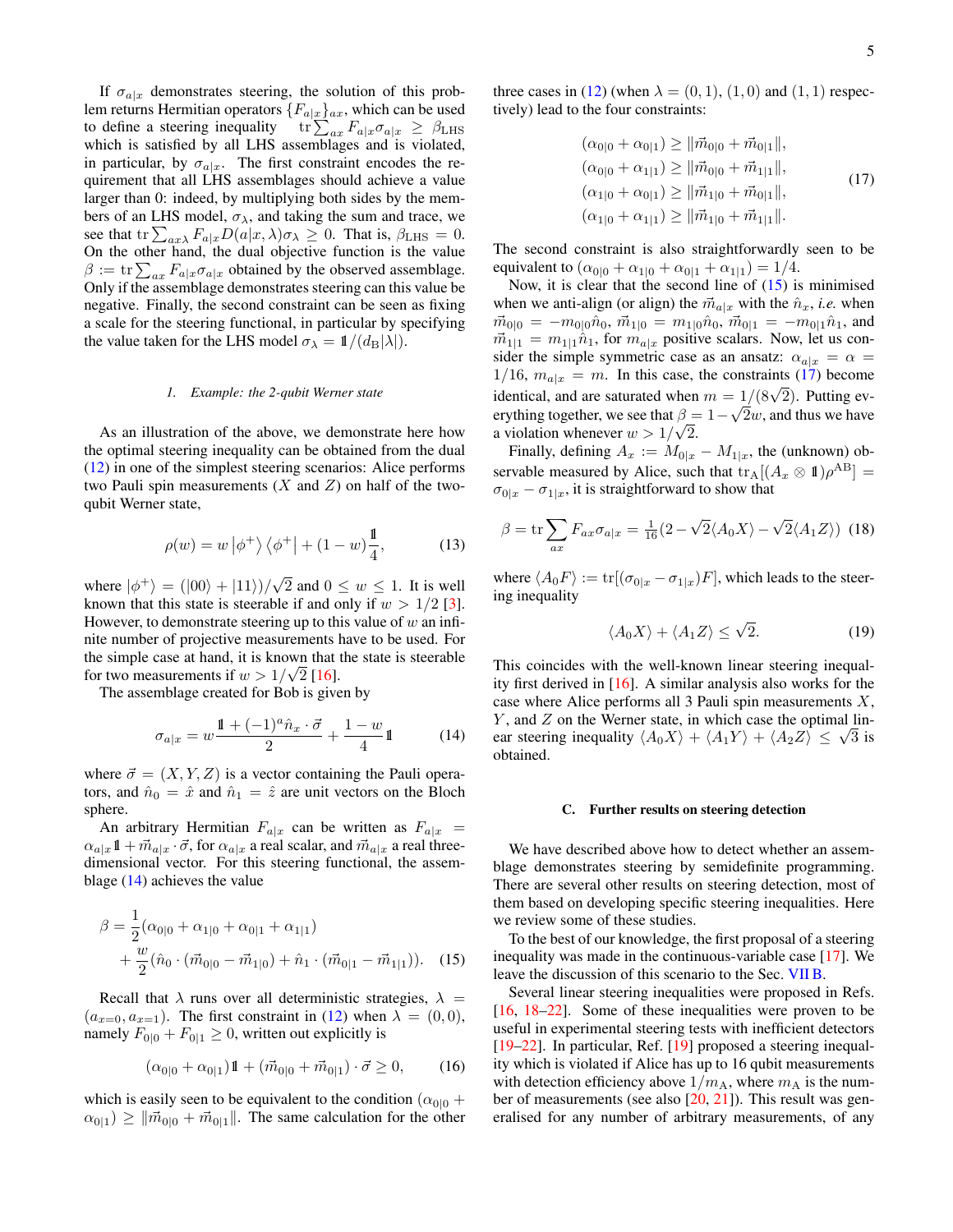If $\sigma_{a|x}$ demonstrates steering, the solution of this problem returns Hermitian operators $\{F_{a|x}\}_{ax}$, which can be used to define a steering inequality $\operatorname{tr}\sum_{ax} F_{a|x}\sigma_{a|x} \geq \beta_{\rm LHS}$ which is satisfied by all LHS assemblages and is violated, in particular, by $\sigma_{a|x}$. The first constraint encodes the requirement that all LHS assemblages should achieve a value larger than 0: indeed, by multiplying both sides by the members of an LHS model, $\sigma_\lambda$, and taking the sum and trace, we see that $\operatorname{tr}\sum_{ax\lambda} F_{a|x}D(a|x,\lambda)\sigma_\lambda \geq 0$. That is, $\beta_{\rm LHS} = 0$. On the other hand, the dual objective function is the value $\beta := \operatorname{tr}\sum_{ax} F_{a|x}\sigma_{a|x}$ obtained by the observed assemblage. Only if the assemblage demonstrates steering can this value be negative. Finally, the second constraint can be seen as fixing a scale for the steering functional, in particular by specifying the value taken for the LHS model $\sigma_\lambda = \mathbb{1}/(d_{\rm B}|\lambda|)$.

#### 1. Example: the 2-qubit Werner state

As an illustration of the above, we demonstrate here how the optimal steering inequality can be obtained from the dual (12) in one of the simplest steering scenarios: Alice performs two Pauli spin measurements ($X$ and $Z$) on half of the two-qubit Werner state,

$$\rho(w) = w\,|\phi^+\rangle\langle\phi^+| + (1-w)\frac{\mathbb{1}}{4}, \tag{13}$$

where $|\phi^+\rangle = (|00\rangle + |11\rangle)/\sqrt{2}$ and $0 \leq w \leq 1$. It is well known that this state is steerable if and only if $w > 1/2$ [3]. However, to demonstrate steering up to this value of $w$ an infinite number of projective measurements have to be used. For the simple case at hand, it is known that the state is steerable for two measurements if $w > 1/\sqrt{2}$ [16].

The assemblage created for Bob is given by

$$\sigma_{a|x} = w\frac{\mathbb{1} + (-1)^a \hat{n}_x\cdot\vec{\sigma}}{2} + \frac{1-w}{4}\mathbb{1} \tag{14}$$

where $\vec{\sigma} = (X, Y, Z)$ is a vector containing the Pauli operators, and $\hat{n}_0 = \hat{x}$ and $\hat{n}_1 = \hat{z}$ are unit vectors on the Bloch sphere.

An arbitrary Hermitian $F_{a|x}$ can be written as $F_{a|x} = \alpha_{a|x}\mathbb{1} + \vec{m}_{a|x}\cdot\vec{\sigma}$, for $\alpha_{a|x}$ a real scalar, and $\vec{m}_{a|x}$ a real three-dimensional vector. For this steering functional, the assemblage (14) achieves the value

$$\begin{aligned}\beta = &\frac{1}{2}(\alpha_{0|0} + \alpha_{1|0} + \alpha_{0|1} + \alpha_{1|1}) \\ &+ \frac{w}{2}(\hat{n}_0\cdot(\vec{m}_{0|0} - \vec{m}_{1|0}) + \hat{n}_1\cdot(\vec{m}_{0|1} - \vec{m}_{1|1})).\end{aligned} \tag{15}$$

Recall that $\lambda$ runs over all deterministic strategies, $\lambda = (a_{x=0}, a_{x=1})$. The first constraint in (12) when $\lambda = (0,0)$, namely $F_{0|0} + F_{0|1} \geq 0$, written out explicitly is

$$(\alpha_{0|0} + \alpha_{0|1})\mathbb{1} + (\vec{m}_{0|0} + \vec{m}_{0|1})\cdot\vec{\sigma} \geq 0, \tag{16}$$

which is easily seen to be equivalent to the condition $(\alpha_{0|0} + \alpha_{0|1}) \geq \|\vec{m}_{0|0} + \vec{m}_{0|1}\|$. The same calculation for the other three cases in (12) (when $\lambda = (0,1)$, $(1,0)$ and $(1,1)$ respectively) lead to the four constraints:

$$\begin{aligned}(\alpha_{0|0} + \alpha_{0|1}) &\geq \|\vec{m}_{0|0} + \vec{m}_{0|1}\|, \\ (\alpha_{0|0} + \alpha_{1|1}) &\geq \|\vec{m}_{0|0} + \vec{m}_{1|1}\|, \\ (\alpha_{1|0} + \alpha_{0|1}) &\geq \|\vec{m}_{1|0} + \vec{m}_{0|1}\|, \\ (\alpha_{1|0} + \alpha_{1|1}) &\geq \|\vec{m}_{1|0} + \vec{m}_{1|1}\|.\end{aligned} \tag{17}$$

The second constraint is also straightforwardly seen to be equivalent to $(\alpha_{0|0} + \alpha_{1|0} + \alpha_{0|1} + \alpha_{1|1}) = 1/4$.

Now, it is clear that the second line of (15) is minimised when we anti-align (or align) the $\vec{m}_{a|x}$ with the $\hat{n}_x$, *i.e.* when $\vec{m}_{0|0} = -m_{0|0}\hat{n}_0$, $\vec{m}_{1|0} = m_{1|0}\hat{n}_0$, $\vec{m}_{0|1} = -m_{0|1}\hat{n}_1$, and $\vec{m}_{1|1} = m_{1|1}\hat{n}_1$, for $m_{a|x}$ positive scalars. Now, let us consider the simple symmetric case as an ansatz: $\alpha_{a|x} = \alpha = 1/16$, $m_{a|x} = m$. In this case, the constraints (17) become identical, and are saturated when $m = 1/(8\sqrt{2})$. Putting everything together, we see that $\beta = 1 - \sqrt{2}w$, and thus we have a violation whenever $w > 1/\sqrt{2}$.

Finally, defining $A_x := M_{0|x} - M_{1|x}$, the (unknown) observable measured by Alice, such that $\operatorname{tr}_{\rm A}[(A_x\otimes\mathbb{1})\rho^{\rm AB}] = \sigma_{0|x} - \sigma_{1|x}$, it is straightforward to show that

$$\beta = \operatorname{tr}\sum_{ax} F_{ax}\sigma_{a|x} = \tfrac{1}{16}(2 - \sqrt{2}\langle A_0 X\rangle - \sqrt{2}\langle A_1 Z\rangle) \tag{18}$$

where $\langle A_0 F\rangle := \operatorname{tr}[(\sigma_{0|x} - \sigma_{1|x})F]$, which leads to the steering inequality

$$\langle A_0 X\rangle + \langle A_1 Z\rangle \leq \sqrt{2}. \tag{19}$$

This coincides with the well-known linear steering inequality first derived in [16]. A similar analysis also works for the case where Alice performs all 3 Pauli spin measurements $X$, $Y$, and $Z$ on the Werner state, in which case the optimal linear steering inequality $\langle A_0 X\rangle + \langle A_1 Y\rangle + \langle A_2 Z\rangle \leq \sqrt{3}$ is obtained.

### C. Further results on steering detection

We have described above how to detect whether an assemblage demonstrates steering by semidefinite programming. There are several other results on steering detection, most of them based on developing specific steering inequalities. Here we review some of these studies.

To the best of our knowledge, the first proposal of a steering inequality was made in the continuous-variable case [17]. We leave the discussion of this scenario to the Sec. VII B.

Several linear steering inequalities were proposed in Refs. [16, 18–22]. Some of these inequalities were proven to be useful in experimental steering tests with inefficient detectors [19–22]. In particular, Ref. [19] proposed a steering inequality which is violated if Alice has up to 16 qubit measurements with detection efficiency above $1/m_{\rm A}$, where $m_{\rm A}$ is the number of measurements (see also [20, 21]). This result was generalised for any number of arbitrary measurements, of any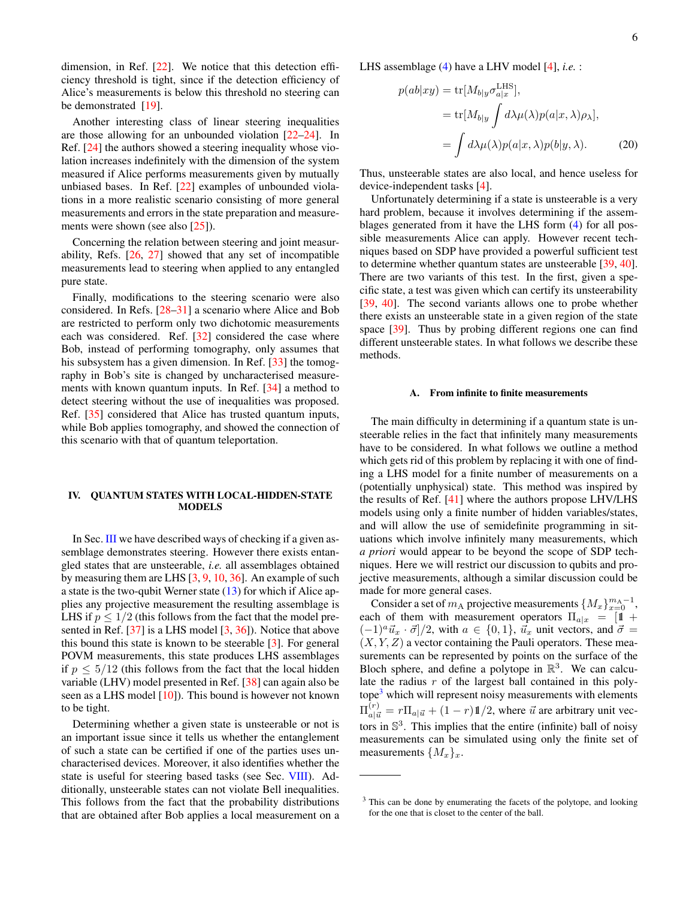dimension, in Ref. [22]. We notice that this detection efficiency threshold is tight, since if the detection efficiency of Alice's measurements is below this threshold no steering can be demonstrated [19].

Another interesting class of linear steering inequalities are those allowing for an unbounded violation [22–24]. In Ref. [24] the authors showed a steering inequality whose violation increases indefinitely with the dimension of the system measured if Alice performs measurements given by mutually unbiased bases. In Ref. [22] examples of unbounded violations in a more realistic scenario consisting of more general measurements and errors in the state preparation and measurements were shown (see also [25]).

Concerning the relation between steering and joint measurability, Refs. [26, 27] showed that any set of incompatible measurements lead to steering when applied to any entangled pure state.

Finally, modifications to the steering scenario were also considered. In Refs. [28–31] a scenario where Alice and Bob are restricted to perform only two dichotomic measurements each was considered. Ref. [32] considered the case where Bob, instead of performing tomography, only assumes that his subsystem has a given dimension. In Ref. [33] the tomography in Bob's site is changed by uncharacterised measurements with known quantum inputs. In Ref. [34] a method to detect steering without the use of inequalities was proposed. Ref. [35] considered that Alice has trusted quantum inputs, while Bob applies tomography, and showed the connection of this scenario with that of quantum teleportation.

## IV. QUANTUM STATES WITH LOCAL-HIDDEN-STATE MODELS

In Sec. III we have described ways of checking if a given assemblage demonstrates steering. However there exists entangled states that are unsteerable, *i.e.* all assemblages obtained by measuring them are LHS [3, 9, 10, 36]. An example of such a state is the two-qubit Werner state (13) for which if Alice applies any projective measurement the resulting assemblage is LHS if $p \leq 1/2$ (this follows from the fact that the model presented in Ref. [37] is a LHS model [3, 36]). Notice that above this bound this state is known to be steerable [3]. For general POVM measurements, this state produces LHS assemblages if $p \leq 5/12$ (this follows from the fact that the local hidden variable (LHV) model presented in Ref. [38] can again also be seen as a LHS model [10]). This bound is however not known to be tight.

Determining whether a given state is unsteerable or not is an important issue since it tells us whether the entanglement of such a state can be certified if one of the parties uses uncharacterised devices. Moreover, it also identifies whether the state is useful for steering based tasks (see Sec. VIII). Additionally, unsteerable states can not violate Bell inequalities. This follows from the fact that the probability distributions that are obtained after Bob applies a local measurement on a LHS assemblage (4) have a LHV model [4], *i.e.* :

$$
\begin{aligned}
p(ab|xy) &= \mathrm{tr}[M_{b|y}\sigma_{a|x}^{\mathrm{LHS}}], \\
&= \mathrm{tr}[M_{b|y}\int d\lambda \mu(\lambda)p(a|x,\lambda)\rho_\lambda], \\
&= \int d\lambda \mu(\lambda)p(a|x,\lambda)p(b|y,\lambda). \qquad (20)
\end{aligned}
$$

Thus, unsteerable states are also local, and hence useless for device-independent tasks [4].

Unfortunately determining if a state is unsteerable is a very hard problem, because it involves determining if the assemblages generated from it have the LHS form (4) for all possible measurements Alice can apply. However recent techniques based on SDP have provided a powerful sufficient test to determine whether quantum states are unsteerable [39, 40]. There are two variants of this test. In the first, given a specific state, a test was given which can certify its unsteerability [39, 40]. The second variants allows one to probe whether there exists an unsteerable state in a given region of the state space [39]. Thus by probing different regions one can find different unsteerable states. In what follows we describe these methods.

### A. From infinite to finite measurements

The main difficulty in determining if a quantum state is unsteerable relies in the fact that infinitely many measurements have to be considered. In what follows we outline a method which gets rid of this problem by replacing it with one of finding a LHS model for a finite number of measurements on a (potentially unphysical) state. This method was inspired by the results of Ref. [41] where the authors propose LHV/LHS models using only a finite number of hidden variables/states, and will allow the use of semidefinite programming in situations which involve infinitely many measurements, which *a priori* would appear to be beyond the scope of SDP techniques. Here we will restrict our discussion to qubits and projective measurements, although a similar discussion could be made for more general cases.

Consider a set of $m_{\mathrm{A}}$ projective measurements $\{M_x\}_{x=0}^{m_{\mathrm{A}}-1}$, each of them with measurement operators $\Pi_{a|x} = [\mathbb{1} + (-1)^a \vec{u}_x \cdot \vec{\sigma}]/2$, with $a \in \{0,1\}$, $\vec{u}_x$ unit vectors, and $\vec{\sigma} = (X, Y, Z)$ a vector containing the Pauli operators. These measurements can be represented by points on the surface of the Bloch sphere, and define a polytope in $\mathbb{R}^3$. We can calculate the radius $r$ of the largest ball contained in this polytope[3] which will represent noisy measurements with elements $\Pi^{(r)}_{a|\vec{u}} = r\Pi_{a|\vec{u}} + (1-r)\mathbb{1}/2$, where $\vec{u}$ are arbitrary unit vectors in $\mathbb{S}^3$. This implies that the entire (infinite) ball of noisy measurements can be simulated using only the finite set of measurements $\{M_x\}_x$.

[3] This can be done by enumerating the facets of the polytope, and looking for the one that is closet to the center of the ball.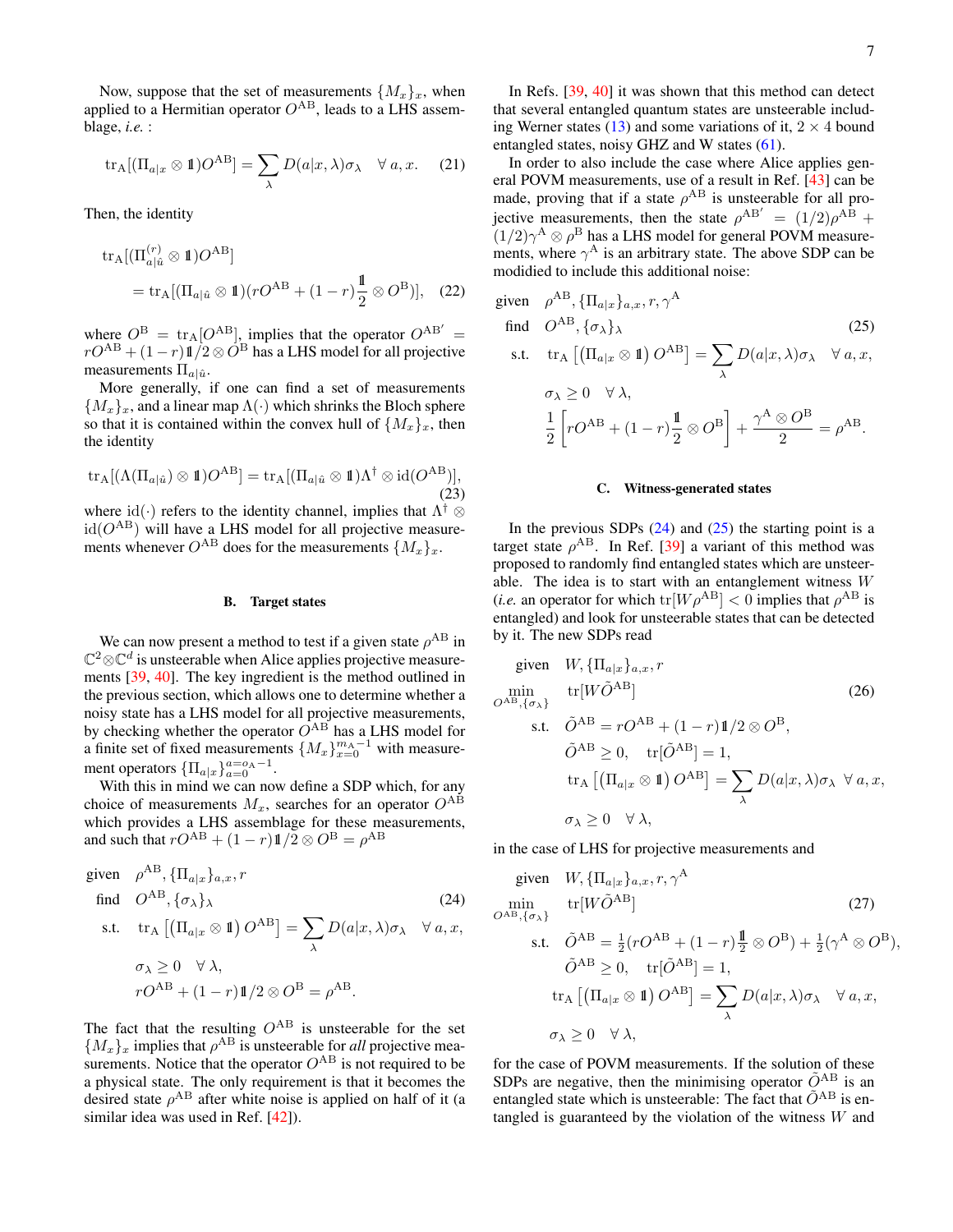Now, suppose that the set of measurements $\{M_x\}_x$, when applied to a Hermitian operator $O^{\mathrm{AB}}$, leads to a LHS assemblage, *i.e.* :

$$\mathrm{tr}_{\mathrm{A}}[(\Pi_{a|x} \otimes \mathbb{1})O^{\mathrm{AB}}] = \sum_\lambda D(a|x,\lambda)\sigma_\lambda \quad \forall\, a, x. \tag{21}$$

Then, the identity

$$\mathrm{tr}_{\mathrm{A}}[(\Pi^{(r)}_{a|\hat{u}} \otimes \mathbb{1})O^{\mathrm{AB}}] = \mathrm{tr}_{\mathrm{A}}[(\Pi_{a|\hat{u}} \otimes \mathbb{1})(rO^{\mathrm{AB}} + (1-r)\frac{\mathbb{1}}{2} \otimes O^{\mathrm{B}})], \tag{22}$$

where $O^{\mathrm{B}} = \mathrm{tr}_{\mathrm{A}}[O^{\mathrm{AB}}]$, implies that the operator $O^{\mathrm{AB}'} = rO^{\mathrm{AB}} + (1-r)\mathbb{1}/2 \otimes O^{\mathrm{B}}$ has a LHS model for all projective measurements $\Pi_{a|\hat{u}}$.

More generally, if one can find a set of measurements $\{M_x\}_x$, and a linear map $\Lambda(\cdot)$ which shrinks the Bloch sphere so that it is contained within the convex hull of $\{M_x\}_x$, then the identity

$$\mathrm{tr}_{\mathrm{A}}[(\Lambda(\Pi_{a|\hat{u}}) \otimes \mathbb{1})O^{\mathrm{AB}}] = \mathrm{tr}_{\mathrm{A}}[(\Pi_{a|\hat{u}} \otimes \mathbb{1})\Lambda^\dagger \otimes \mathrm{id}(O^{\mathrm{AB}})], \tag{23}$$

where $\mathrm{id}(\cdot)$ refers to the identity channel, implies that $\Lambda^\dagger \otimes \mathrm{id}(O^{\mathrm{AB}})$ will have a LHS model for all projective measurements whenever $O^{\mathrm{AB}}$ does for the measurements $\{M_x\}_x$.

### B. Target states

We can now present a method to test if a given state $\rho^{\mathrm{AB}}$ in $\mathbb{C}^2 \otimes \mathbb{C}^d$ is unsteerable when Alice applies projective measurements [39, 40]. The key ingredient is the method outlined in the previous section, which allows one to determine whether a noisy state has a LHS model for all projective measurements, by checking whether the operator $O^{\mathrm{AB}}$ has a LHS model for a finite set of fixed measurements $\{M_x\}_{x=0}^{m_{\mathrm{A}}-1}$ with measurement operators $\{\Pi_{a|x}\}_{a=0}^{a=o_{\mathrm{A}}-1}$.

With this in mind we can now define a SDP which, for any choice of measurements $M_x$, searches for an operator $O^{\mathrm{AB}}$ which provides a LHS assemblage for these measurements, and such that $rO^{\mathrm{AB}} + (1-r)\mathbb{1}/2 \otimes O^{\mathrm{B}} = \rho^{\mathrm{AB}}$

$$\begin{aligned}
\text{given} \quad & \rho^{\mathrm{AB}}, \{\Pi_{a|x}\}_{a,x}, r \\
\text{find} \quad & O^{\mathrm{AB}}, \{\sigma_\lambda\}_\lambda \\
\text{s.t.} \quad & \mathrm{tr}_{\mathrm{A}}\left[\left(\Pi_{a|x} \otimes \mathbb{1}\right) O^{\mathrm{AB}}\right] = \sum_\lambda D(a|x,\lambda)\sigma_\lambda \quad \forall\, a, x, \\
& \sigma_\lambda \geq 0 \quad \forall\, \lambda, \\
& rO^{\mathrm{AB}} + (1-r)\mathbb{1}/2 \otimes O^{\mathrm{B}} = \rho^{\mathrm{AB}}.
\end{aligned} \tag{24}$$

The fact that the resulting $O^{\mathrm{AB}}$ is unsteerable for the set $\{M_x\}_x$ implies that $\rho^{\mathrm{AB}}$ is unsteerable for *all* projective measurements. Notice that the operator $O^{\mathrm{AB}}$ is not required to be a physical state. The only requirement is that it becomes the desired state $\rho^{\mathrm{AB}}$ after white noise is applied on half of it (a similar idea was used in Ref. [42]).

In Refs. [39, 40] it was shown that this method can detect that several entangled quantum states are unsteerable including Werner states (13) and some variations of it, $2 \times 4$ bound entangled states, noisy GHZ and W states (61).

In order to also include the case where Alice applies general POVM measurements, use of a result in Ref. [43] can be made, proving that if a state $\rho^{\mathrm{AB}}$ is unsteerable for all projective measurements, then the state $\rho^{\mathrm{AB}'} = (1/2)\rho^{\mathrm{AB}} + (1/2)\gamma^{\mathrm{A}} \otimes \rho^{\mathrm{B}}$ has a LHS model for general POVM measurements, where $\gamma^{\mathrm{A}}$ is an arbitrary state. The above SDP can be modidied to include this additional noise:

$$\begin{aligned}
\text{given} \quad & \rho^{\mathrm{AB}}, \{\Pi_{a|x}\}_{a,x}, r, \gamma^{\mathrm{A}} \\
\text{find} \quad & O^{\mathrm{AB}}, \{\sigma_\lambda\}_\lambda \\
\text{s.t.} \quad & \mathrm{tr}_{\mathrm{A}}\left[\left(\Pi_{a|x} \otimes \mathbb{1}\right) O^{\mathrm{AB}}\right] = \sum_\lambda D(a|x,\lambda)\sigma_\lambda \quad \forall\, a, x, \\
& \sigma_\lambda \geq 0 \quad \forall\, \lambda, \\
& \frac{1}{2}\left[rO^{\mathrm{AB}} + (1-r)\frac{\mathbb{1}}{2} \otimes O^{\mathrm{B}}\right] + \frac{\gamma^{\mathrm{A}} \otimes O^{\mathrm{B}}}{2} = \rho^{\mathrm{AB}}.
\end{aligned} \tag{25}$$

### C. Witness-generated states

In the previous SDPs (24) and (25) the starting point is a target state $\rho^{\mathrm{AB}}$. In Ref. [39] a variant of this method was proposed to randomly find entangled states which are unsteerable. The idea is to start with an entanglement witness $W$ (*i.e.* an operator for which $\mathrm{tr}[W\rho^{\mathrm{AB}}] < 0$ implies that $\rho^{\mathrm{AB}}$ is entangled) and look for unsteerable states that can be detected by it. The new SDPs read

$$\begin{aligned}
\text{given} \quad & W, \{\Pi_{a|x}\}_{a,x}, r \\
\min_{O^{\mathrm{AB}}, \{\sigma_\lambda\}} \quad & \mathrm{tr}[W\tilde{O}^{\mathrm{AB}}] \\
\text{s.t.} \quad & \tilde{O}^{\mathrm{AB}} = rO^{\mathrm{AB}} + (1-r)\mathbb{1}/2 \otimes O^{\mathrm{B}}, \\
& \tilde{O}^{\mathrm{AB}} \geq 0, \quad \mathrm{tr}[\tilde{O}^{\mathrm{AB}}] = 1, \\
& \mathrm{tr}_{\mathrm{A}}\left[\left(\Pi_{a|x} \otimes \mathbb{1}\right) O^{\mathrm{AB}}\right] = \sum_\lambda D(a|x,\lambda)\sigma_\lambda \quad \forall\, a, x, \\
& \sigma_\lambda \geq 0 \quad \forall\, \lambda,
\end{aligned} \tag{26}$$

in the case of LHS for projective measurements and

$$\begin{aligned}
\text{given} \quad & W, \{\Pi_{a|x}\}_{a,x}, r, \gamma^{\mathrm{A}} \\
\min_{O^{\mathrm{AB}}, \{\sigma_\lambda\}} \quad & \mathrm{tr}[W\tilde{O}^{\mathrm{AB}}] \\
\text{s.t.} \quad & \tilde{O}^{\mathrm{AB}} = \tfrac{1}{2}(rO^{\mathrm{AB}} + (1-r)\tfrac{\mathbb{1}}{2} \otimes O^{\mathrm{B}}) + \tfrac{1}{2}(\gamma^{\mathrm{A}} \otimes O^{\mathrm{B}}), \\
& \tilde{O}^{\mathrm{AB}} \geq 0, \quad \mathrm{tr}[\tilde{O}^{\mathrm{AB}}] = 1, \\
& \mathrm{tr}_{\mathrm{A}}\left[\left(\Pi_{a|x} \otimes \mathbb{1}\right) O^{\mathrm{AB}}\right] = \sum_\lambda D(a|x,\lambda)\sigma_\lambda \quad \forall\, a, x, \\
& \sigma_\lambda \geq 0 \quad \forall\, \lambda,
\end{aligned} \tag{27}$$

for the case of POVM measurements. If the solution of these SDPs are negative, then the minimising operator $\tilde{O}^{\mathrm{AB}}$ is an entangled state which is unsteerable: The fact that $\tilde{O}^{\mathrm{AB}}$ is entangled is guaranteed by the violation of the witness $W$ and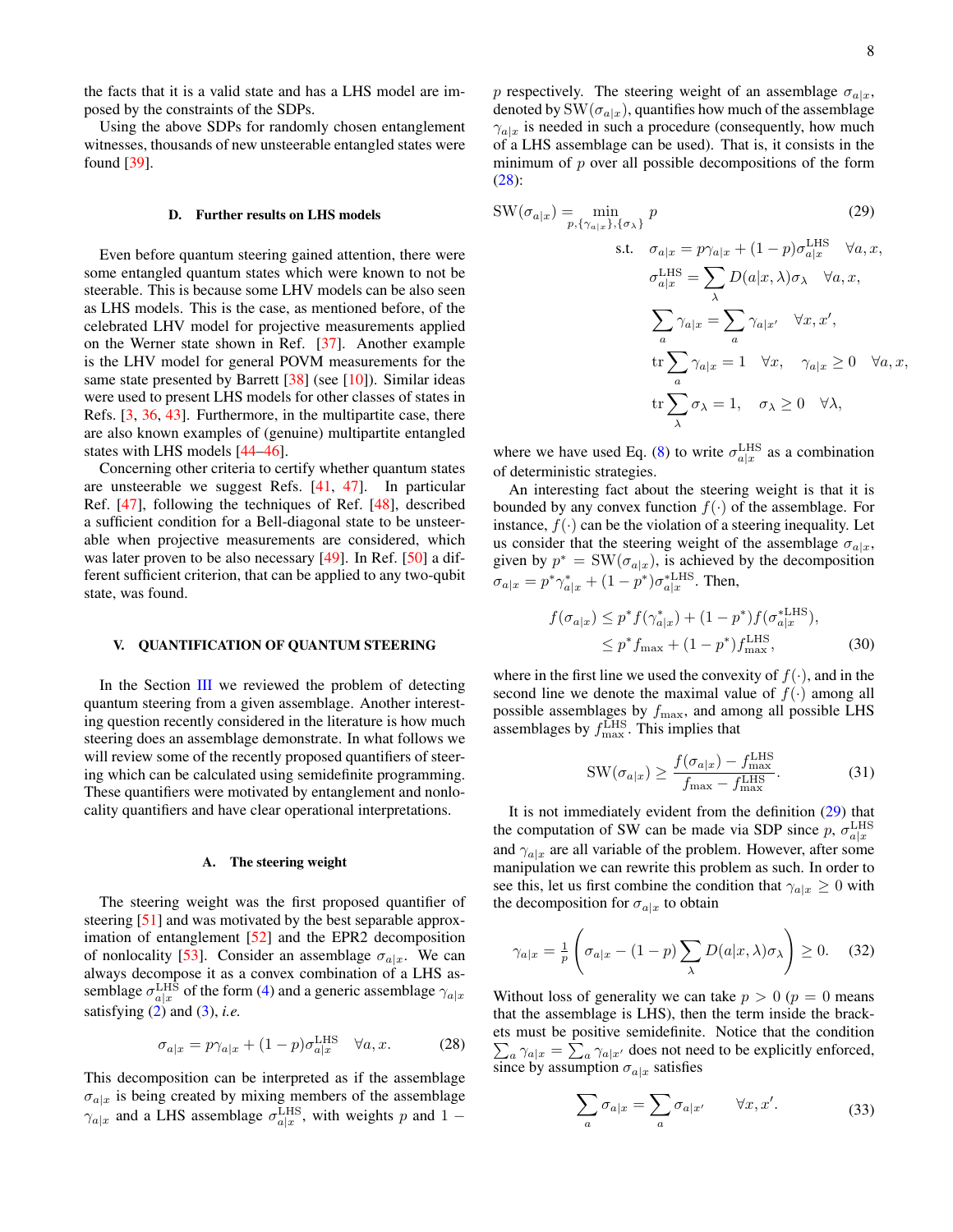the facts that it is a valid state and has a LHS model are imposed by the constraints of the SDPs.

Using the above SDPs for randomly chosen entanglement witnesses, thousands of new unsteerable entangled states were found [39].

### D. Further results on LHS models

Even before quantum steering gained attention, there were some entangled quantum states which were known to not be steerable. This is because some LHV models can be also seen as LHS models. This is the case, as mentioned before, of the celebrated LHV model for projective measurements applied on the Werner state shown in Ref. [37]. Another example is the LHV model for general POVM measurements for the same state presented by Barrett [38] (see [10]). Similar ideas were used to present LHS models for other classes of states in Refs. [3, 36, 43]. Furthermore, in the multipartite case, there are also known examples of (genuine) multipartite entangled states with LHS models [44–46].

Concerning other criteria to certify whether quantum states are unsteerable we suggest Refs. [41, 47]. In particular Ref. [47], following the techniques of Ref. [48], described a sufficient condition for a Bell-diagonal state to be unsteerable when projective measurements are considered, which was later proven to be also necessary [49]. In Ref. [50] a different sufficient criterion, that can be applied to any two-qubit state, was found.

## V. QUANTIFICATION OF QUANTUM STEERING

In the Section III we reviewed the problem of detecting quantum steering from a given assemblage. Another interesting question recently considered in the literature is how much steering does an assemblage demonstrate. In what follows we will review some of the recently proposed quantifiers of steering which can be calculated using semidefinite programming. These quantifiers were motivated by entanglement and nonlocality quantifiers and have clear operational interpretations.

### A. The steering weight

The steering weight was the first proposed quantifier of steering [51] and was motivated by the best separable approximation of entanglement [52] and the EPR2 decomposition of nonlocality [53]. Consider an assemblage $\sigma_{a|x}$. We can always decompose it as a convex combination of a LHS assemblage $\sigma_{a|x}^{\text{LHS}}$ of the form (4) and a generic assemblage $\gamma_{a|x}$ satisfying (2) and (3), *i.e.*

$$\sigma_{a|x} = p\gamma_{a|x} + (1-p)\sigma_{a|x}^{\text{LHS}} \quad \forall a, x. \tag{28}$$

This decomposition can be interpreted as if the assemblage $\sigma_{a|x}$ is being created by mixing members of the assemblage $\gamma_{a|x}$ and a LHS assemblage $\sigma_{a|x}^{\text{LHS}}$, with weights $p$ and $1-p$ respectively. The steering weight of an assemblage $\sigma_{a|x}$, denoted by $\text{SW}(\sigma_{a|x})$, quantifies how much of the assemblage $\gamma_{a|x}$ is needed in such a procedure (consequently, how much of a LHS assemblage can be used). That is, it consists in the minimum of $p$ over all possible decompositions of the form (28):

$$\begin{aligned}
\text{SW}(\sigma_{a|x}) = \min_{p,\{\gamma_{a|x}\},\{\sigma_\lambda\}} \; & p \\
\text{s.t.} \quad & \sigma_{a|x} = p\gamma_{a|x} + (1-p)\sigma_{a|x}^{\text{LHS}} \quad \forall a, x, \\
& \sigma_{a|x}^{\text{LHS}} = \sum_\lambda D(a|x,\lambda)\sigma_\lambda \quad \forall a, x, \\
& \sum_a \gamma_{a|x} = \sum_a \gamma_{a|x'} \quad \forall x, x', \\
& \operatorname{tr}\sum_a \gamma_{a|x} = 1 \quad \forall x, \quad \gamma_{a|x} \geq 0 \quad \forall a, x, \\
& \operatorname{tr}\sum_\lambda \sigma_\lambda = 1, \quad \sigma_\lambda \geq 0 \quad \forall \lambda,
\end{aligned} \tag{29}$$

where we have used Eq. (8) to write $\sigma_{a|x}^{\text{LHS}}$ as a combination of deterministic strategies.

An interesting fact about the steering weight is that it is bounded by any convex function $f(\cdot)$ of the assemblage. For instance, $f(\cdot)$ can be the violation of a steering inequality. Let us consider that the steering weight of the assemblage $\sigma_{a|x}$, given by $p^* = \text{SW}(\sigma_{a|x})$, is achieved by the decomposition $\sigma_{a|x} = p^*\gamma_{a|x}^* + (1-p^*)\sigma_{a|x}^{*\text{LHS}}$. Then,

$$\begin{aligned}
f(\sigma_{a|x}) &\leq p^* f(\gamma_{a|x}^*) + (1-p^*) f(\sigma_{a|x}^{*\text{LHS}}), \\
&\leq p^* f_{\max} + (1-p^*) f_{\max}^{\text{LHS}},
\end{aligned} \tag{30}$$

where in the first line we used the convexity of $f(\cdot)$, and in the second line we denote the maximal value of $f(\cdot)$ among all possible assemblages by $f_{\max}$, and among all possible LHS assemblages by $f_{\max}^{\text{LHS}}$. This implies that

$$\text{SW}(\sigma_{a|x}) \geq \frac{f(\sigma_{a|x}) - f_{\max}^{\text{LHS}}}{f_{\max} - f_{\max}^{\text{LHS}}}. \tag{31}$$

It is not immediately evident from the definition (29) that the computation of SW can be made via SDP since $p$, $\sigma_{a|x}^{\text{LHS}}$ and $\gamma_{a|x}$ are all variable of the problem. However, after some manipulation we can rewrite this problem as such. In order to see this, let us first combine the condition that $\gamma_{a|x} \geq 0$ with the decomposition for $\sigma_{a|x}$ to obtain

$$\gamma_{a|x} = \tfrac{1}{p}\left(\sigma_{a|x} - (1-p)\sum_\lambda D(a|x,\lambda)\sigma_\lambda\right) \geq 0. \tag{32}$$

Without loss of generality we can take $p > 0$ ($p = 0$ means that the assemblage is LHS), then the term inside the brackets must be positive semidefinite. Notice that the condition $\sum_a \gamma_{a|x} = \sum_a \gamma_{a|x'}$ does not need to be explicitly enforced, since by assumption $\sigma_{a|x}$ satisfies

$$\sum_a \sigma_{a|x} = \sum_a \sigma_{a|x'} \qquad \forall x, x'. \tag{33}$$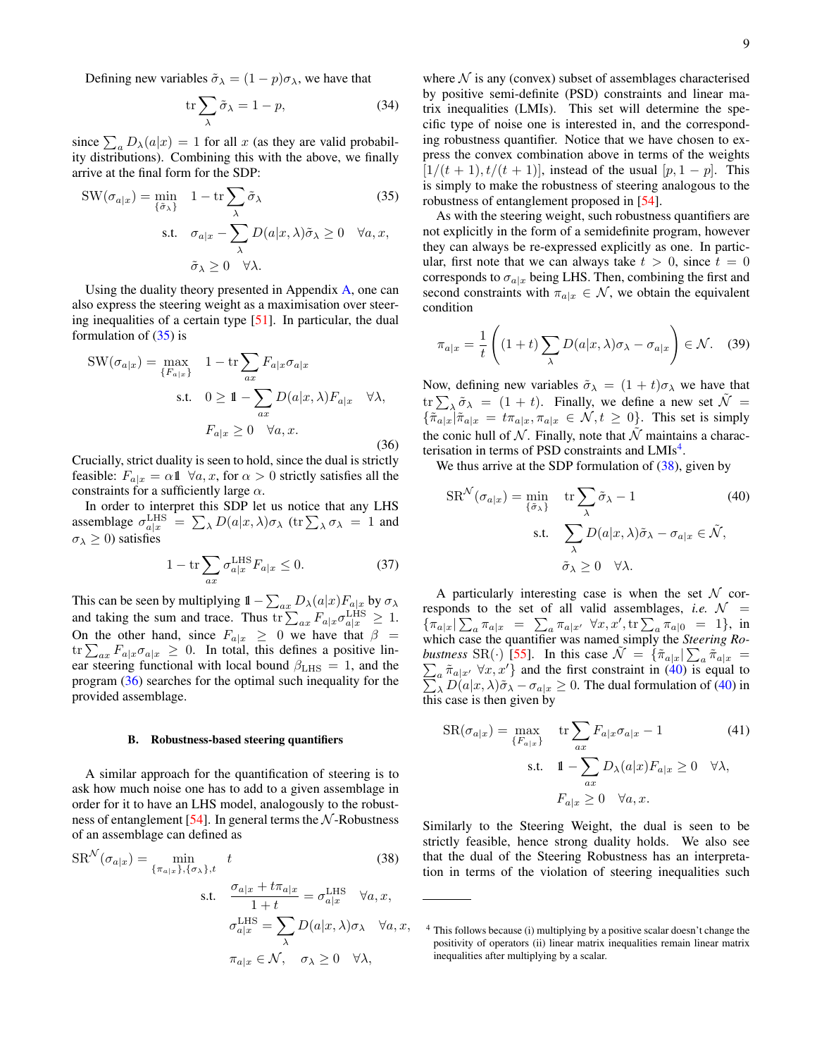Defining new variables $\tilde{\sigma}_\lambda = (1-p)\sigma_\lambda$, we have that

$$\mathrm{tr}\sum_\lambda \tilde{\sigma}_\lambda = 1-p, \tag{34}$$

since $\sum_a D_\lambda(a|x) = 1$ for all $x$ (as they are valid probability distributions). Combining this with the above, we finally arrive at the final form for the SDP:

$$\begin{aligned}
\mathrm{SW}(\sigma_{a|x}) = \min_{\{\tilde{\sigma}_\lambda\}} \quad & 1 - \mathrm{tr}\sum_\lambda \tilde{\sigma}_\lambda \\
\text{s.t.} \quad & \sigma_{a|x} - \sum_\lambda D(a|x,\lambda)\tilde{\sigma}_\lambda \geq 0 \quad \forall a,x, \\
& \tilde{\sigma}_\lambda \geq 0 \quad \forall \lambda.
\end{aligned} \tag{35}$$

Using the duality theory presented in Appendix A, one can also express the steering weight as a maximisation over steering inequalities of a certain type [51]. In particular, the dual formulation of (35) is

$$\begin{aligned}
\mathrm{SW}(\sigma_{a|x}) = \max_{\{F_{a|x}\}} \quad & 1 - \mathrm{tr}\sum_{ax} F_{a|x}\sigma_{a|x} \\
\text{s.t.} \quad & 0 \geq \mathbb{1} - \sum_{ax} D(a|x,\lambda)F_{a|x} \quad \forall \lambda, \\
& F_{a|x} \geq 0 \quad \forall a,x.
\end{aligned} \tag{36}$$

Crucially, strict duality is seen to hold, since the dual is strictly feasible: $F_{a|x} = \alpha\mathbb{1}$ $\forall a,x$, for $\alpha > 0$ strictly satisfies all the constraints for a sufficiently large $\alpha$.

In order to interpret this SDP let us notice that any LHS assemblage $\sigma^{\mathrm{LHS}}_{a|x} = \sum_\lambda D(a|x,\lambda)\sigma_\lambda$ ($\mathrm{tr}\sum_\lambda \sigma_\lambda = 1$ and $\sigma_\lambda \geq 0$) satisfies

$$1 - \mathrm{tr}\sum_{ax} \sigma^{\mathrm{LHS}}_{a|x} F_{a|x} \leq 0. \tag{37}$$

This can be seen by multiplying $\mathbb{1} - \sum_{ax} D_\lambda(a|x)F_{a|x}$ by $\sigma_\lambda$ and taking the sum and trace. Thus $\mathrm{tr}\sum_{ax} F_{a|x}\sigma^{\mathrm{LHS}}_{a|x} \geq 1$. On the other hand, since $F_{a|x} \geq 0$ we have that $\beta = \mathrm{tr}\sum_{ax} F_{a|x}\sigma_{a|x} \geq 0$. In total, this defines a positive linear steering functional with local bound $\beta_{\mathrm{LHS}} = 1$, and the program (36) searches for the optimal such inequality for the provided assemblage.

### B. Robustness-based steering quantifiers

A similar approach for the quantification of steering is to ask how much noise one has to add to a given assemblage in order for it to have an LHS model, analogously to the robustness of entanglement [54]. In general terms the $\mathcal{N}$-Robustness of an assemblage can defined as

$$\begin{aligned}
\mathrm{SR}^{\mathcal{N}}(\sigma_{a|x}) = \min_{\{\pi_{a|x}\},\{\sigma_\lambda\},t} \quad & t \\
\text{s.t.} \quad & \frac{\sigma_{a|x} + t\pi_{a|x}}{1+t} = \sigma^{\mathrm{LHS}}_{a|x} \quad \forall a,x, \\
& \sigma^{\mathrm{LHS}}_{a|x} = \sum_\lambda D(a|x,\lambda)\sigma_\lambda \quad \forall a,x, \\
& \pi_{a|x} \in \mathcal{N}, \quad \sigma_\lambda \geq 0 \quad \forall \lambda,
\end{aligned} \tag{38}$$

where $\mathcal{N}$ is any (convex) subset of assemblages characterised by positive semi-definite (PSD) constraints and linear matrix inequalities (LMIs). This set will determine the specific type of noise one is interested in, and the corresponding robustness quantifier. Notice that we have chosen to express the convex combination above in terms of the weights $[1/(t+1), t/(t+1)]$, instead of the usual $[p, 1-p]$. This is simply to make the robustness of steering analogous to the robustness of entanglement proposed in [54].

As with the steering weight, such robustness quantifiers are not explicitly in the form of a semidefinite program, however they can always be re-expressed explicitly as one. In particular, first note that we can always take $t > 0$, since $t = 0$ corresponds to $\sigma_{a|x}$ being LHS. Then, combining the first and second constraints with $\pi_{a|x} \in \mathcal{N}$, we obtain the equivalent condition

$$\pi_{a|x} = \frac{1}{t}\left((1+t)\sum_\lambda D(a|x,\lambda)\sigma_\lambda - \sigma_{a|x}\right) \in \mathcal{N}. \tag{39}$$

Now, defining new variables $\tilde{\sigma}_\lambda = (1+t)\sigma_\lambda$ we have that $\mathrm{tr}\sum_\lambda \tilde{\sigma}_\lambda = (1+t)$. Finally, we define a new set $\tilde{\mathcal{N}} = \{\tilde{\pi}_{a|x} | \tilde{\pi}_{a|x} = t\pi_{a|x}, \pi_{a|x} \in \mathcal{N}, t \geq 0\}$. This set is simply the conic hull of $\mathcal{N}$. Finally, note that $\tilde{\mathcal{N}}$ maintains a characterisation in terms of PSD constraints and LMIs[4].

We thus arrive at the SDP formulation of (38), given by

$$\begin{aligned}
\mathrm{SR}^{\mathcal{N}}(\sigma_{a|x}) = \min_{\{\tilde{\sigma}_\lambda\}} \quad & \mathrm{tr}\sum_\lambda \tilde{\sigma}_\lambda - 1 \\
\text{s.t.} \quad & \sum_\lambda D(a|x,\lambda)\tilde{\sigma}_\lambda - \sigma_{a|x} \in \tilde{\mathcal{N}}, \\
& \tilde{\sigma}_\lambda \geq 0 \quad \forall \lambda.
\end{aligned} \tag{40}$$

A particularly interesting case is when the set $\mathcal{N}$ corresponds to the set of all valid assemblages, *i.e.* $\mathcal{N} = \{\pi_{a|x} | \sum_a \pi_{a|x} = \sum_a \pi_{a|x'} \ \forall x,x', \mathrm{tr}\sum_a \pi_{a|0} = 1\}$, in which case the quantifier was named simply the *Steering Robustness* $\mathrm{SR}(\cdot)$ [55]. In this case $\tilde{\mathcal{N}} = \{\tilde{\pi}_{a|x} | \sum_a \tilde{\pi}_{a|x} = \sum_a \tilde{\pi}_{a|x'} \ \forall x,x'\}$ and the first constraint in (40) is equal to $\sum_\lambda D(a|x,\lambda)\tilde{\sigma}_\lambda - \sigma_{a|x} \geq 0$. The dual formulation of (40) in this case is then given by

$$\begin{aligned}
\mathrm{SR}(\sigma_{a|x}) = \max_{\{F_{a|x}\}} \quad & \mathrm{tr}\sum_{ax} F_{a|x}\sigma_{a|x} - 1 \\
\text{s.t.} \quad & \mathbb{1} - \sum_{ax} D_\lambda(a|x)F_{a|x} \geq 0 \quad \forall \lambda, \\
& F_{a|x} \geq 0 \quad \forall a,x.
\end{aligned} \tag{41}$$

Similarly to the Steering Weight, the dual is seen to be strictly feasible, hence strong duality holds. We also see that the dual of the Steering Robustness has an interpretation in terms of the violation of steering inequalities such

[4] This follows because (i) multiplying by a positive scalar doesn't change the positivity of operators (ii) linear matrix inequalities remain linear matrix inequalities after multiplying by a scalar.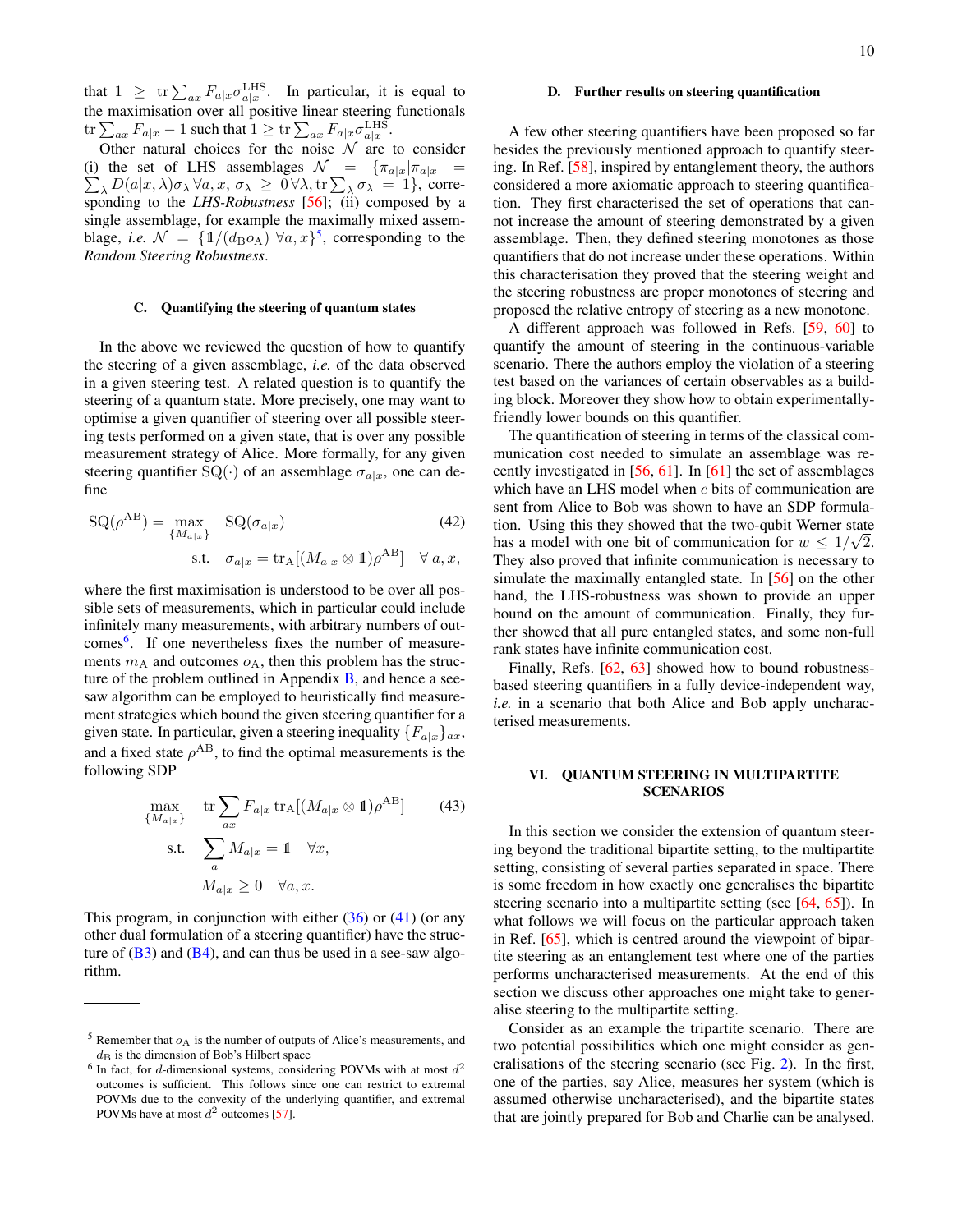that $1 \geq \operatorname{tr}\sum_{ax} F_{a|x}\sigma_{a|x}^{\text{LHS}}$. In particular, it is equal to the maximisation over all positive linear steering functionals $\operatorname{tr}\sum_{ax} F_{a|x} - 1$ such that $1 \geq \operatorname{tr}\sum_{ax} F_{a|x}\sigma_{a|x}^{\text{LHS}}$.

Other natural choices for the noise $\mathcal{N}$ are to consider (i) the set of LHS assemblages $\mathcal{N} = \{\pi_{a|x}|\pi_{a|x} = \sum_\lambda D(a|x,\lambda)\sigma_\lambda \,\forall a,x,\, \sigma_\lambda \geq 0 \,\forall\lambda, \operatorname{tr}\sum_\lambda \sigma_\lambda = 1\}$, corresponding to the *LHS-Robustness* [56]; (ii) composed by a single assemblage, for example the maximally mixed assemblage, *i.e.* $\mathcal{N} = \{\mathbb{1}/(d_{\text{B}}o_{\text{A}}) \;\forall a,x\}$[5], corresponding to the *Random Steering Robustness*.

### C. Quantifying the steering of quantum states

In the above we reviewed the question of how to quantify the steering of a given assemblage, *i.e.* of the data observed in a given steering test. A related question is to quantify the steering of a quantum state. More precisely, one may want to optimise a given quantifier of steering over all possible steering tests performed on a given state, that is over any possible measurement strategy of Alice. More formally, for any given steering quantifier $\text{SQ}(\cdot)$ of an assemblage $\sigma_{a|x}$, one can define

$$\begin{aligned}
\text{SQ}(\rho^{\text{AB}}) = \max_{\{M_{a|x}\}} \quad & \text{SQ}(\sigma_{a|x}) \\
\text{s.t.} \quad & \sigma_{a|x} = \operatorname{tr}_{\text{A}}[(M_{a|x}\otimes \mathbb{1})\rho^{\text{AB}}] \quad \forall\, a,x,
\end{aligned} \tag{42}$$

where the first maximisation is understood to be over all possible sets of measurements, which in particular could include infinitely many measurements, with arbitrary numbers of outcomes[6]. If one nevertheless fixes the number of measurements $m_{\text{A}}$ and outcomes $o_{\text{A}}$, then this problem has the structure of the problem outlined in Appendix B, and hence a see-saw algorithm can be employed to heuristically find measurement strategies which bound the given steering quantifier for a given state. In particular, given a steering inequality $\{F_{a|x}\}_{ax}$, and a fixed state $\rho^{\text{AB}}$, to find the optimal measurements is the following SDP

$$\begin{aligned}
\max_{\{M_{a|x}\}} \quad & \operatorname{tr}\sum_{ax} F_{a|x}\operatorname{tr}_{\text{A}}[(M_{a|x}\otimes\mathbb{1})\rho^{\text{AB}}] \\
\text{s.t.} \quad & \sum_a M_{a|x} = \mathbb{1} \quad \forall x, \\
& M_{a|x} \geq 0 \quad \forall a,x.
\end{aligned} \tag{43}$$

This program, in conjunction with either (36) or (41) (or any other dual formulation of a steering quantifier) have the structure of (B3) and (B4), and can thus be used in a see-saw algorithm.

[5] Remember that $o_{\text{A}}$ is the number of outputs of Alice's measurements, and $d_{\text{B}}$ is the dimension of Bob's Hilbert space

[6] In fact, for $d$-dimensional systems, considering POVMs with at most $d^2$ outcomes is sufficient. This follows since one can restrict to extremal POVMs due to the convexity of the underlying quantifier, and extremal POVMs have at most $d^2$ outcomes [57].

### D. Further results on steering quantification

A few other steering quantifiers have been proposed so far besides the previously mentioned approach to quantify steering. In Ref. [58], inspired by entanglement theory, the authors considered a more axiomatic approach to steering quantification. They first characterised the set of operations that cannot increase the amount of steering demonstrated by a given assemblage. Then, they defined steering monotones as those quantifiers that do not increase under these operations. Within this characterisation they proved that the steering weight and the steering robustness are proper monotones of steering and proposed the relative entropy of steering as a new monotone.

A different approach was followed in Refs. [59, 60] to quantify the amount of steering in the continuous-variable scenario. There the authors employ the violation of a steering test based on the variances of certain observables as a building block. Moreover they show how to obtain experimentally-friendly lower bounds on this quantifier.

The quantification of steering in terms of the classical communication cost needed to simulate an assemblage was recently investigated in [56, 61]. In [61] the set of assemblages which have an LHS model when $c$ bits of communication are sent from Alice to Bob was shown to have an SDP formulation. Using this they showed that the two-qubit Werner state has a model with one bit of communication for $w \leq 1/\sqrt{2}$. They also proved that infinite communication is necessary to simulate the maximally entangled state. In [56] on the other hand, the LHS-robustness was shown to provide an upper bound on the amount of communication. Finally, they further showed that all pure entangled states, and some non-full rank states have infinite communication cost.

Finally, Refs. [62, 63] showed how to bound robustness-based steering quantifiers in a fully device-independent way, *i.e.* in a scenario that both Alice and Bob apply uncharacterised measurements.

## VI. QUANTUM STEERING IN MULTIPARTITE SCENARIOS

In this section we consider the extension of quantum steering beyond the traditional bipartite setting, to the multipartite setting, consisting of several parties separated in space. There is some freedom in how exactly one generalises the bipartite steering scenario into a multipartite setting (see [64, 65]). In what follows we will focus on the particular approach taken in Ref. [65], which is centred around the viewpoint of bipartite steering as an entanglement test where one of the parties performs uncharacterised measurements. At the end of this section we discuss other approaches one might take to generalise steering to the multipartite setting.

Consider as an example the tripartite scenario. There are two potential possibilities which one might consider as generalisations of the steering scenario (see Fig. 2). In the first, one of the parties, say Alice, measures her system (which is assumed otherwise uncharacterised), and the bipartite states that are jointly prepared for Bob and Charlie can be analysed.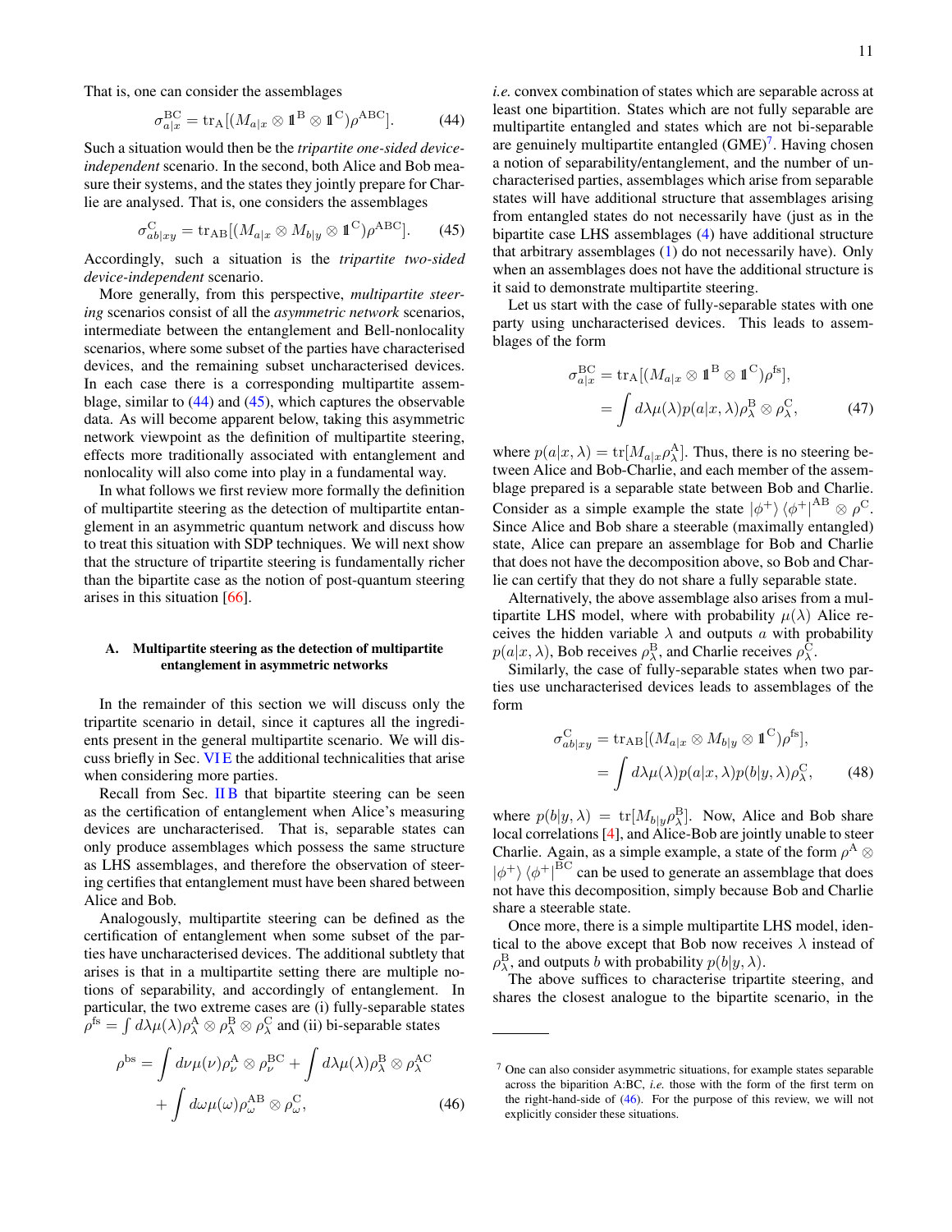That is, one can consider the assemblages

$$\sigma^{\mathrm{BC}}_{a|x} = \mathrm{tr}_{\mathrm{A}}[(M_{a|x} \otimes \mathbb{1}^{\mathrm{B}} \otimes \mathbb{1}^{\mathrm{C}})\rho^{\mathrm{ABC}}]. \tag{44}$$

Such a situation would then be the *tripartite one-sided device-independent* scenario. In the second, both Alice and Bob measure their systems, and the states they jointly prepare for Charlie are analysed. That is, one considers the assemblages

$$\sigma^{\mathrm{C}}_{ab|xy} = \mathrm{tr}_{\mathrm{AB}}[(M_{a|x} \otimes M_{b|y} \otimes \mathbb{1}^{\mathrm{C}})\rho^{\mathrm{ABC}}]. \tag{45}$$

Accordingly, such a situation is the *tripartite two-sided device-independent* scenario.

More generally, from this perspective, *multipartite steering* scenarios consist of all the *asymmetric network* scenarios, intermediate between the entanglement and Bell-nonlocality scenarios, where some subset of the parties have characterised devices, and the remaining subset uncharacterised devices. In each case there is a corresponding multipartite assemblage, similar to (44) and (45), which captures the observable data. As will become apparent below, taking this asymmetric network viewpoint as the definition of multipartite steering, effects more traditionally associated with entanglement and nonlocality will also come into play in a fundamental way.

In what follows we first review more formally the definition of multipartite steering as the detection of multipartite entanglement in an asymmetric quantum network and discuss how to treat this situation with SDP techniques. We will next show that the structure of tripartite steering is fundamentally richer than the bipartite case as the notion of post-quantum steering arises in this situation [66].

### A. Multipartite steering as the detection of multipartite entanglement in asymmetric networks

In the remainder of this section we will discuss only the tripartite scenario in detail, since it captures all the ingredients present in the general multipartite scenario. We will discuss briefly in Sec. VI E the additional technicalities that arise when considering more parties.

Recall from Sec. II B that bipartite steering can be seen as the certification of entanglement when Alice's measuring devices are uncharacterised. That is, separable states can only produce assemblages which possess the same structure as LHS assemblages, and therefore the observation of steering certifies that entanglement must have been shared between Alice and Bob.

Analogously, multipartite steering can be defined as the certification of entanglement when some subset of the parties have uncharacterised devices. The additional subtlety that arises is that in a multipartite setting there are multiple notions of separability, and accordingly of entanglement. In particular, the two extreme cases are (i) fully-separable states $\rho^{\mathrm{fs}} = \int d\lambda \mu(\lambda) \rho^{\mathrm{A}}_{\lambda} \otimes \rho^{\mathrm{B}}_{\lambda} \otimes \rho^{\mathrm{C}}_{\lambda}$ and (ii) bi-separable states

$$\rho^{\mathrm{bs}} = \int d\nu \mu(\nu) \rho^{\mathrm{A}}_{\nu} \otimes \rho^{\mathrm{BC}}_{\nu} + \int d\lambda \mu(\lambda) \rho^{\mathrm{B}}_{\lambda} \otimes \rho^{\mathrm{AC}}_{\lambda} + \int d\omega \mu(\omega) \rho^{\mathrm{AB}}_{\omega} \otimes \rho^{\mathrm{C}}_{\omega}, \tag{46}$$

*i.e.* convex combination of states which are separable across at least one bipartition. States which are not fully separable are multipartite entangled and states which are not bi-separable are genuinely multipartite entangled (GME)[7]. Having chosen a notion of separability/entanglement, and the number of uncharacterised parties, assemblages which arise from separable states will have additional structure that assemblages arising from entangled states do not necessarily have (just as in the bipartite case LHS assemblages (4) have additional structure that arbitrary assemblages (1) do not necessarily have). Only when an assemblages does not have the additional structure is it said to demonstrate multipartite steering.

Let us start with the case of fully-separable states with one party using uncharacterised devices. This leads to assemblages of the form

$$\begin{aligned}\sigma^{\mathrm{BC}}_{a|x} &= \mathrm{tr}_{\mathrm{A}}[(M_{a|x} \otimes \mathbb{1}^{\mathrm{B}} \otimes \mathbb{1}^{\mathrm{C}})\rho^{\mathrm{fs}}], \\ &= \int d\lambda \mu(\lambda) p(a|x,\lambda) \rho^{\mathrm{B}}_{\lambda} \otimes \rho^{\mathrm{C}}_{\lambda},\end{aligned} \tag{47}$$

where $p(a|x,\lambda) = \mathrm{tr}[M_{a|x}\rho^{\mathrm{A}}_{\lambda}]$. Thus, there is no steering between Alice and Bob-Charlie, and each member of the assemblage prepared is a separable state between Bob and Charlie. Consider as a simple example the state $|\phi^{+}\rangle\langle\phi^{+}|^{\mathrm{AB}} \otimes \rho^{\mathrm{C}}$. Since Alice and Bob share a steerable (maximally entangled) state, Alice can prepare an assemblage for Bob and Charlie that does not have the decomposition above, so Bob and Charlie can certify that they do not share a fully separable state.

Alternatively, the above assemblage also arises from a multipartite LHS model, where with probability $\mu(\lambda)$ Alice receives the hidden variable $\lambda$ and outputs $a$ with probability $p(a|x,\lambda)$, Bob receives $\rho^{\mathrm{B}}_{\lambda}$, and Charlie receives $\rho^{\mathrm{C}}_{\lambda}$.

Similarly, the case of fully-separable states when two parties use uncharacterised devices leads to assemblages of the form

$$\begin{aligned}\sigma^{\mathrm{C}}_{ab|xy} &= \mathrm{tr}_{\mathrm{AB}}[(M_{a|x} \otimes M_{b|y} \otimes \mathbb{1}^{\mathrm{C}})\rho^{\mathrm{fs}}], \\ &= \int d\lambda \mu(\lambda) p(a|x,\lambda) p(b|y,\lambda) \rho^{\mathrm{C}}_{\lambda},\end{aligned} \tag{48}$$

where $p(b|y,\lambda) = \mathrm{tr}[M_{b|y}\rho^{\mathrm{B}}_{\lambda}]$. Now, Alice and Bob share local correlations [4], and Alice-Bob are jointly unable to steer Charlie. Again, as a simple example, a state of the form $\rho^{\mathrm{A}} \otimes |\phi^{+}\rangle\langle\phi^{+}|^{\mathrm{BC}}$ can be used to generate an assemblage that does not have this decomposition, simply because Bob and Charlie share a steerable state.

Once more, there is a simple multipartite LHS model, identical to the above except that Bob now receives $\lambda$ instead of $\rho^{\mathrm{B}}_{\lambda}$, and outputs $b$ with probability $p(b|y,\lambda)$.

The above suffices to characterise tripartite steering, and shares the closest analogue to the bipartite scenario, in the

[7] One can also consider asymmetric situations, for example states separable across the bipartition A:BC, *i.e.* those with the form of the first term on the right-hand-side of (46). For the purpose of this review, we will not explicitly consider these situations.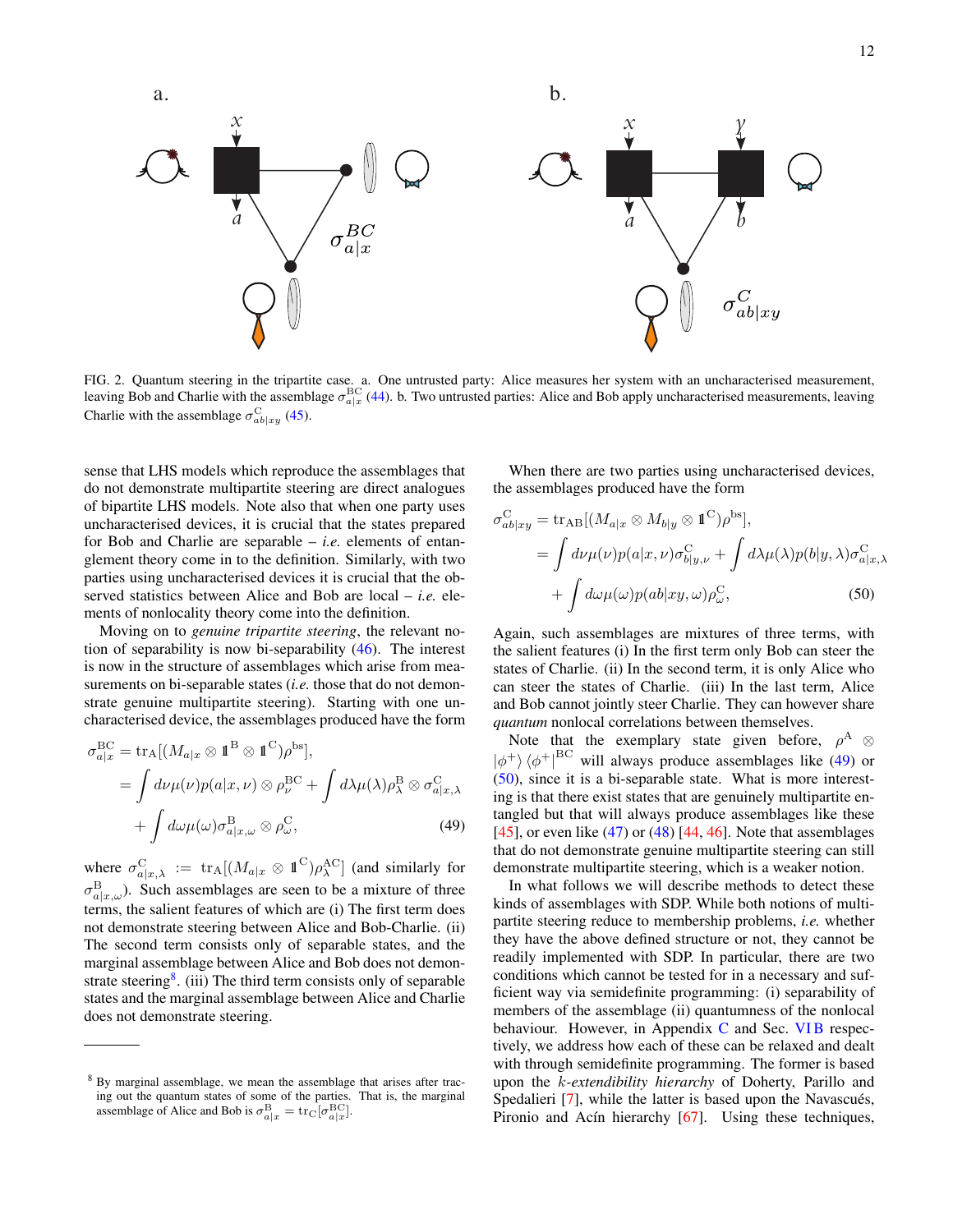FIG. 2. Quantum steering in the tripartite case. a. One untrusted party: Alice measures her system with an uncharacterised measurement, leaving Bob and Charlie with the assemblage $\sigma^{\mathrm{BC}}_{a|x}$ (44). b. Two untrusted parties: Alice and Bob apply uncharacterised measurements, leaving Charlie with the assemblage $\sigma^{\mathrm{C}}_{ab|xy}$ (45).

sense that LHS models which reproduce the assemblages that do not demonstrate multipartite steering are direct analogues of bipartite LHS models. Note also that when one party uses uncharacterised devices, it is crucial that the states prepared for Bob and Charlie are separable – *i.e.* elements of entanglement theory come in to the definition. Similarly, with two parties using uncharacterised devices it is crucial that the observed statistics between Alice and Bob are local – *i.e.* elements of nonlocality theory come into the definition.

Moving on to *genuine tripartite steering*, the relevant notion of separability is now bi-separability (46). The interest is now in the structure of assemblages which arise from measurements on bi-separable states (*i.e.* those that do not demonstrate genuine multipartite steering). Starting with one uncharacterised device, the assemblages produced have the form

$$
\begin{aligned}
\sigma^{\mathrm{BC}}_{a|x} &= \mathrm{tr}_{\mathrm{A}}[(M_{a|x}\otimes \mathbb{1}^{\mathrm{B}}\otimes \mathbb{1}^{\mathrm{C}})\rho^{\mathrm{bs}}],\\
&= \int d\nu\mu(\nu)p(a|x,\nu)\otimes\rho^{\mathrm{BC}}_{\nu} + \int d\lambda\mu(\lambda)\rho^{\mathrm{B}}_{\lambda}\otimes\sigma^{\mathrm{C}}_{a|x,\lambda}\\
&\quad + \int d\omega\mu(\omega)\sigma^{\mathrm{B}}_{a|x,\omega}\otimes\rho^{\mathrm{C}}_{\omega},
\end{aligned}
\tag{49}
$$

where $\sigma^{\mathrm{C}}_{a|x,\lambda} := \mathrm{tr}_{\mathrm{A}}[(M_{a|x}\otimes \mathbb{1}^{\mathrm{C}})\rho^{\mathrm{AC}}_{\lambda}]$ (and similarly for $\sigma^{\mathrm{B}}_{a|x,\omega}$). Such assemblages are seen to be a mixture of three terms, the salient features of which are (i) The first term does not demonstrate steering between Alice and Bob-Charlie. (ii) The second term consists only of separable states, and the marginal assemblage between Alice and Bob does not demonstrate steering[8]. (iii) The third term consists only of separable states and the marginal assemblage between Alice and Charlie does not demonstrate steering.

[8] By marginal assemblage, we mean the assemblage that arises after tracing out the quantum states of some of the parties. That is, the marginal assemblage of Alice and Bob is $\sigma^{\mathrm{B}}_{a|x} = \mathrm{tr}_{\mathrm{C}}[\sigma^{\mathrm{BC}}_{a|x}]$.

When there are two parties using uncharacterised devices, the assemblages produced have the form

$$
\begin{aligned}
\sigma^{\mathrm{C}}_{ab|xy} &= \mathrm{tr}_{\mathrm{AB}}[(M_{a|x}\otimes M_{b|y}\otimes \mathbb{1}^{\mathrm{C}})\rho^{\mathrm{bs}}],\\
&= \int d\nu\mu(\nu)p(a|x,\nu)\sigma^{\mathrm{C}}_{b|y,\nu} + \int d\lambda\mu(\lambda)p(b|y,\lambda)\sigma^{\mathrm{C}}_{a|x,\lambda}\\
&\quad + \int d\omega\mu(\omega)p(ab|xy,\omega)\rho^{\mathrm{C}}_{\omega},
\end{aligned}
\tag{50}
$$

Again, such assemblages are mixtures of three terms, with the salient features (i) In the first term only Bob can steer the states of Charlie. (ii) In the second term, it is only Alice who can steer the states of Charlie. (iii) In the last term, Alice and Bob cannot jointly steer Charlie. They can however share *quantum* nonlocal correlations between themselves.

Note that the exemplary state given before, $\rho^{\mathrm{A}}\otimes|\phi^{+}\rangle\langle\phi^{+}|^{\mathrm{BC}}$ will always produce assemblages like (49) or (50), since it is a bi-separable state. What is more interesting is that there exist states that are genuinely multipartite entangled but that will always produce assemblages like these [45], or even like (47) or (48) [44, 46]. Note that assemblages that do not demonstrate genuine multipartite steering can still demonstrate multipartite steering, which is a weaker notion.

In what follows we will describe methods to detect these kinds of assemblages with SDP. While both notions of multipartite steering reduce to membership problems, *i.e.* whether they have the above defined structure or not, they cannot be readily implemented with SDP. In particular, there are two conditions which cannot be tested for in a necessary and sufficient way via semidefinite programming: (i) separability of members of the assemblage (ii) quantumness of the nonlocal behaviour. However, in Appendix C and Sec. VI B respectively, we address how each of these can be relaxed and dealt with through semidefinite programming. The former is based upon the *k-extendibility hierarchy* of Doherty, Parillo and Spedalieri [7], while the latter is based upon the Navascués, Pironio and Acín hierarchy [67]. Using these techniques,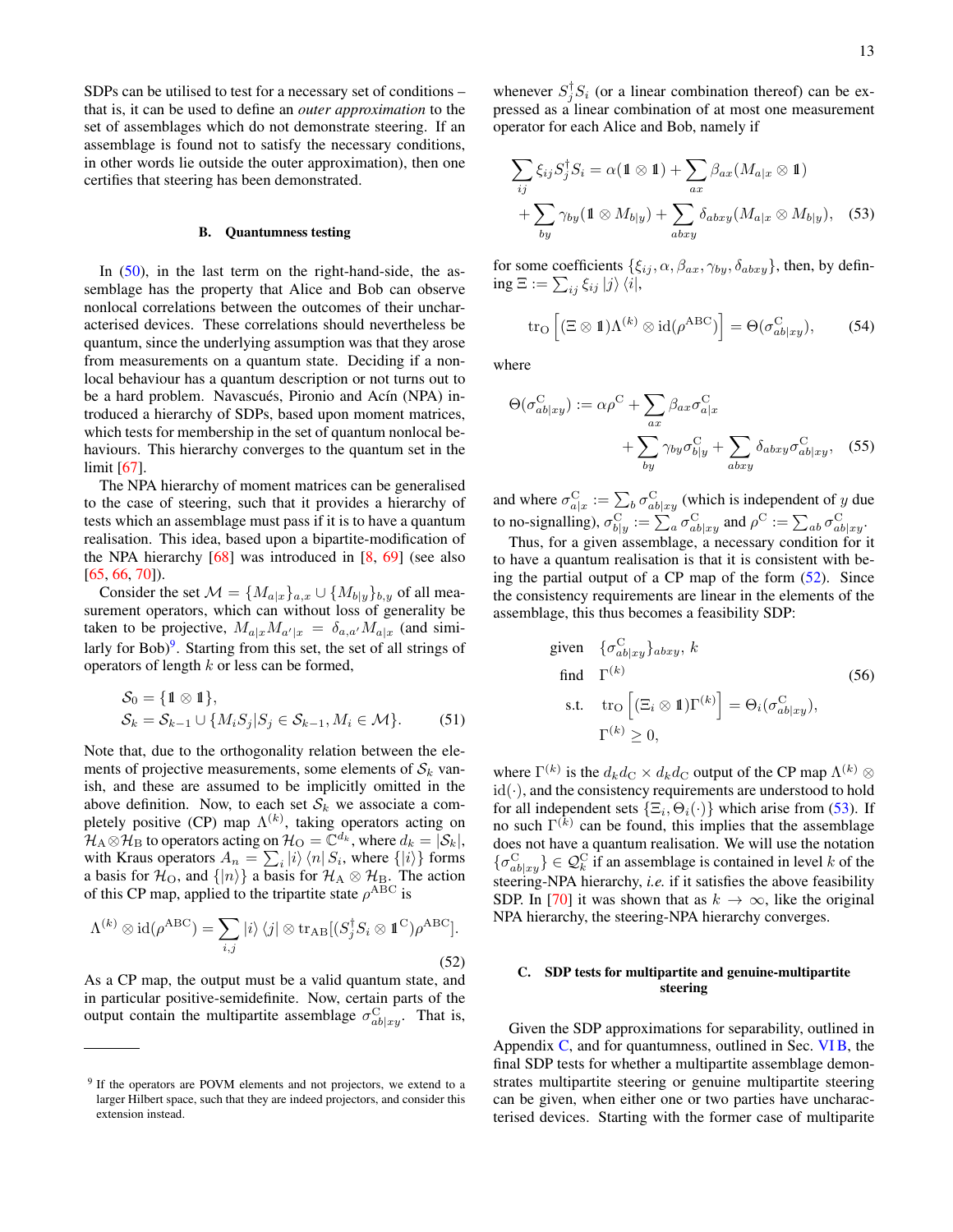SDPs can be utilised to test for a necessary set of conditions – that is, it can be used to define an *outer approximation* to the set of assemblages which do not demonstrate steering. If an assemblage is found not to satisfy the necessary conditions, in other words lie outside the outer approximation), then one certifies that steering has been demonstrated.

### B. Quantumness testing

In (50), in the last term on the right-hand-side, the assemblage has the property that Alice and Bob can observe nonlocal correlations between the outcomes of their uncharacterised devices. These correlations should nevertheless be quantum, since the underlying assumption was that they arose from measurements on a quantum state. Deciding if a nonlocal behaviour has a quantum description or not turns out to be a hard problem. Navascués, Pironio and Acín (NPA) introduced a hierarchy of SDPs, based upon moment matrices, which tests for membership in the set of quantum nonlocal behaviours. This hierarchy converges to the quantum set in the limit [67].

The NPA hierarchy of moment matrices can be generalised to the case of steering, such that it provides a hierarchy of tests which an assemblage must pass if it is to have a quantum realisation. This idea, based upon a bipartite-modification of the NPA hierarchy [68] was introduced in [8, 69] (see also [65, 66, 70]).

Consider the set $\mathcal{M} = \{M_{a|x}\}_{a,x} \cup \{M_{b|y}\}_{b,y}$ of all measurement operators, which can without loss of generality be taken to be projective, $M_{a|x}M_{a'|x} = \delta_{a,a'}M_{a|x}$ (and similarly for Bob)[9]. Starting from this set, the set of all strings of operators of length $k$ or less can be formed,

$$
\begin{aligned}
&\mathcal{S}_0 = \{\mathbb{1} \otimes \mathbb{1}\},\\
&\mathcal{S}_k = \mathcal{S}_{k-1} \cup \{M_i S_j | S_j \in \mathcal{S}_{k-1}, M_i \in \mathcal{M}\}.
\end{aligned}
\tag{51}
$$

Note that, due to the orthogonality relation between the elements of projective measurements, some elements of $\mathcal{S}_k$ vanish, and these are assumed to be implicitly omitted in the above definition. Now, to each set $\mathcal{S}_k$ we associate a completely positive (CP) map $\Lambda^{(k)}$, taking operators acting on $\mathcal{H}_\mathrm{A} \otimes \mathcal{H}_\mathrm{B}$ to operators acting on $\mathcal{H}_\mathrm{O} = \mathbb{C}^{d_k}$, where $d_k = |\mathcal{S}_k|$, with Kraus operators $A_n = \sum_i |i\rangle\langle n| S_i$, where $\{|i\rangle\}$ forms a basis for $\mathcal{H}_\mathrm{O}$, and $\{|n\rangle\}$ a basis for $\mathcal{H}_\mathrm{A} \otimes \mathcal{H}_\mathrm{B}$. The action of this CP map, applied to the tripartite state $\rho^{\mathrm{ABC}}$ is

$$
\Lambda^{(k)} \otimes \mathrm{id}(\rho^{\mathrm{ABC}}) = \sum_{i,j} |i\rangle\langle j| \otimes \mathrm{tr}_{\mathrm{AB}}[(S_j^\dagger S_i \otimes \mathbb{1}^\mathrm{C})\rho^{\mathrm{ABC}}].
\tag{52}
$$

As a CP map, the output must be a valid quantum state, and in particular positive-semidefinite. Now, certain parts of the output contain the multipartite assemblage $\sigma^\mathrm{C}_{ab|xy}$. That is, whenever $S_j^\dagger S_i$ (or a linear combination thereof) can be expressed as a linear combination of at most one measurement operator for each Alice and Bob, namely if

$$
\begin{aligned}
\sum_{ij} \xi_{ij} S_j^\dagger S_i = \alpha(\mathbb{1} \otimes \mathbb{1}) + \sum_{ax} \beta_{ax}(M_{a|x} \otimes \mathbb{1})&\\
+ \sum_{by} \gamma_{by}(\mathbb{1} \otimes M_{b|y}) + \sum_{abxy} \delta_{abxy}(M_{a|x} \otimes M_{b|y}),&
\end{aligned}
\tag{53}
$$

for some coefficients $\{\xi_{ij}, \alpha, \beta_{ax}, \gamma_{by}, \delta_{abxy}\}$, then, by defining $\Xi := \sum_{ij} \xi_{ij} |j\rangle\langle i|$,

$$
\mathrm{tr}_\mathrm{O}\left[(\Xi \otimes \mathbb{1})\Lambda^{(k)} \otimes \mathrm{id}(\rho^{\mathrm{ABC}})\right] = \Theta(\sigma^\mathrm{C}_{ab|xy}),
\tag{54}
$$

where

$$
\begin{aligned}
\Theta(\sigma^\mathrm{C}_{ab|xy}) := \alpha\rho^\mathrm{C} + \sum_{ax} \beta_{ax}\sigma^\mathrm{C}_{a|x}&\\
+ \sum_{by} \gamma_{by}\sigma^\mathrm{C}_{b|y} + \sum_{abxy} \delta_{abxy}\sigma^\mathrm{C}_{ab|xy},&
\end{aligned}
\tag{55}
$$

and where $\sigma^\mathrm{C}_{a|x} := \sum_b \sigma^\mathrm{C}_{ab|xy}$ (which is independent of $y$ due to no-signalling), $\sigma^\mathrm{C}_{b|y} := \sum_a \sigma^\mathrm{C}_{ab|xy}$ and $\rho^\mathrm{C} := \sum_{ab} \sigma^\mathrm{C}_{ab|xy}$.

Thus, for a given assemblage, a necessary condition for it to have a quantum realisation is that it is consistent with being the partial output of a CP map of the form (52). Since the consistency requirements are linear in the elements of the assemblage, this thus becomes a feasibility SDP:

$$
\begin{aligned}
\text{given} \quad & \{\sigma^\mathrm{C}_{ab|xy}\}_{abxy},\ k\\
\text{find} \quad & \Gamma^{(k)}\\
\text{s.t.} \quad & \mathrm{tr}_\mathrm{O}\left[(\Xi_i \otimes \mathbb{1})\Gamma^{(k)}\right] = \Theta_i(\sigma^\mathrm{C}_{ab|xy}),\\
& \Gamma^{(k)} \geq 0,
\end{aligned}
\tag{56}
$$

where $\Gamma^{(k)}$ is the $d_k d_\mathrm{C} \times d_k d_\mathrm{C}$ output of the CP map $\Lambda^{(k)} \otimes \mathrm{id}(\cdot)$, and the consistency requirements are understood to hold for all independent sets $\{\Xi_i, \Theta_i(\cdot)\}$ which arise from (53). If no such $\Gamma^{(k)}$ can be found, this implies that the assemblage does not have a quantum realisation. We will use the notation $\{\sigma^\mathrm{C}_{ab|xy}\} \in \mathcal{Q}^\mathrm{C}_k$ if an assemblage is contained in level $k$ of the steering-NPA hierarchy, *i.e.* if it satisfies the above feasibility SDP. In [70] it was shown that as $k \to \infty$, like the original NPA hierarchy, the steering-NPA hierarchy converges.

### C. SDP tests for multipartite and genuine-multipartite steering

Given the SDP approximations for separability, outlined in Appendix C, and for quantumness, outlined in Sec. VI B, the final SDP tests for whether a multipartite assemblage demonstrates multipartite steering or genuine multipartite steering can be given, when either one or two parties have uncharacterised devices. Starting with the former case of multiparite

---

[9] If the operators are POVM elements and not projectors, we extend to a larger Hilbert space, such that they are indeed projectors, and consider this extension instead.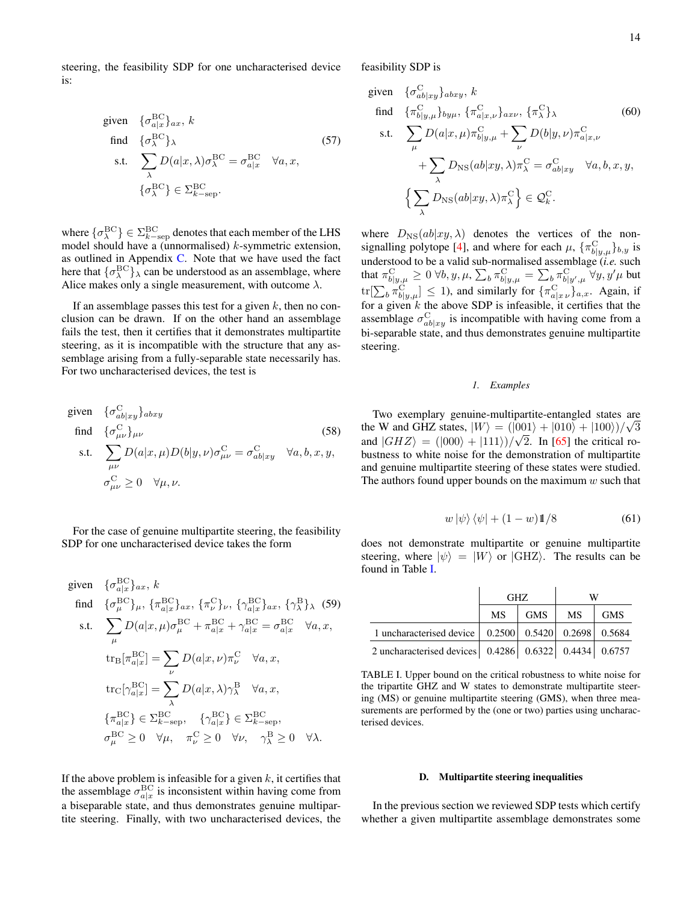steering, the feasibility SDP for one uncharacterised device is:

$$
\begin{aligned}
\text{given} \quad & \{\sigma^{\mathrm{BC}}_{a|x}\}_{ax},\ k \\
\text{find} \quad & \{\sigma^{\mathrm{BC}}_{\lambda}\}_{\lambda} \\
\text{s.t.} \quad & \sum_{\lambda} D(a|x,\lambda)\sigma^{\mathrm{BC}}_{\lambda} = \sigma^{\mathrm{BC}}_{a|x} \quad \forall a,x, \\
& \{\sigma^{\mathrm{BC}}_{\lambda}\} \in \Sigma^{\mathrm{BC}}_{k-\mathrm{sep}}.
\end{aligned} \tag{57}
$$

where $\{\sigma^{\mathrm{BC}}_{\lambda}\} \in \Sigma^{\mathrm{BC}}_{k-\mathrm{sep}}$ denotes that each member of the LHS model should have a (unnormalised) $k$-symmetric extension, as outlined in Appendix C. Note that we have used the fact here that $\{\sigma^{\mathrm{BC}}_{\lambda}\}_{\lambda}$ can be understood as an assemblage, where Alice makes only a single measurement, with outcome $\lambda$.

If an assemblage passes this test for a given $k$, then no conclusion can be drawn. If on the other hand an assemblage fails the test, then it certifies that it demonstrates multipartite steering, as it is incompatible with the structure that any assemblage arising from a fully-separable state necessarily has. For two uncharacterised devices, the test is

$$
\begin{aligned}
\text{given} \quad & \{\sigma^{\mathrm{C}}_{ab|xy}\}_{abxy} \\
\text{find} \quad & \{\sigma^{\mathrm{C}}_{\mu\nu}\}_{\mu\nu} \\
\text{s.t.} \quad & \sum_{\mu\nu} D(a|x,\mu)D(b|y,\nu)\sigma^{\mathrm{C}}_{\mu\nu} = \sigma^{\mathrm{C}}_{ab|xy} \quad \forall a,b,x,y, \\
& \sigma^{\mathrm{C}}_{\mu\nu} \geq 0 \quad \forall \mu,\nu.
\end{aligned} \tag{58}
$$

For the case of genuine multipartite steering, the feasibility SDP for one uncharacterised device takes the form

$$
\begin{aligned}
\text{given} \quad & \{\sigma^{\mathrm{BC}}_{a|x}\}_{ax},\ k \\
\text{find} \quad & \{\sigma^{\mathrm{BC}}_{\mu}\}_{\mu},\ \{\pi^{\mathrm{BC}}_{a|x}\}_{ax},\ \{\pi^{\mathrm{C}}_{\nu}\}_{\nu},\ \{\gamma^{\mathrm{BC}}_{a|x}\}_{ax},\ \{\gamma^{\mathrm{B}}_{\lambda}\}_{\lambda} \\
\text{s.t.} \quad & \sum_{\mu} D(a|x,\mu)\sigma^{\mathrm{BC}}_{\mu} + \pi^{\mathrm{BC}}_{a|x} + \gamma^{\mathrm{BC}}_{a|x} = \sigma^{\mathrm{BC}}_{a|x} \quad \forall a,x, \\
& \mathrm{tr}_{\mathrm{B}}[\pi^{\mathrm{BC}}_{a|x}] = \sum_{\nu} D(a|x,\nu)\pi^{\mathrm{C}}_{\nu} \quad \forall a,x, \\
& \mathrm{tr}_{\mathrm{C}}[\gamma^{\mathrm{BC}}_{a|x}] = \sum_{\lambda} D(a|x,\lambda)\gamma^{\mathrm{B}}_{\lambda} \quad \forall a,x, \\
& \{\pi^{\mathrm{BC}}_{a|x}\} \in \Sigma^{\mathrm{BC}}_{k-\mathrm{sep}}, \quad \{\gamma^{\mathrm{BC}}_{a|x}\} \in \Sigma^{\mathrm{BC}}_{k-\mathrm{sep}}, \\
& \sigma^{\mathrm{BC}}_{\mu} \geq 0 \quad \forall \mu, \quad \pi^{\mathrm{C}}_{\nu} \geq 0 \quad \forall \nu, \quad \gamma^{\mathrm{B}}_{\lambda} \geq 0 \quad \forall \lambda.
\end{aligned} \tag{59}
$$

If the above problem is infeasible for a given $k$, it certifies that the assemblage $\sigma^{\mathrm{BC}}_{a|x}$ is inconsistent within having come from a biseparable state, and thus demonstrates genuine multipartite steering. Finally, with two uncharacterised devices, the feasibility SDP is

$$
\begin{aligned}
\text{given} \quad & \{\sigma^{\mathrm{C}}_{ab|xy}\}_{abxy},\ k \\
\text{find} \quad & \{\pi^{\mathrm{C}}_{b|y,\mu}\}_{by\mu},\ \{\pi^{\mathrm{C}}_{a|x,\nu}\}_{ax\nu},\ \{\pi^{\mathrm{C}}_{\lambda}\}_{\lambda} \\
\text{s.t.} \quad & \sum_{\mu} D(a|x,\mu)\pi^{\mathrm{C}}_{b|y,\mu} + \sum_{\nu} D(b|y,\nu)\pi^{\mathrm{C}}_{a|x,\nu} \\
& \quad + \sum_{\lambda} D_{\mathrm{NS}}(ab|xy,\lambda)\pi^{\mathrm{C}}_{\lambda} = \sigma^{\mathrm{C}}_{ab|xy} \quad \forall a,b,x,y, \\
& \Big\{ \sum_{\lambda} D_{\mathrm{NS}}(ab|xy,\lambda)\pi^{\mathrm{C}}_{\lambda} \Big\} \in \mathcal{Q}^{\mathrm{C}}_{k}.
\end{aligned} \tag{60}
$$

where $D_{\mathrm{NS}}(ab|xy,\lambda)$ denotes the vertices of the non-signalling polytope [4], and where for each $\mu$, $\{\pi^{\mathrm{C}}_{b|y,\mu}\}_{b,y}$ is understood to be a valid sub-normalised assemblage (*i.e.* such that $\pi^{\mathrm{C}}_{b|y,\mu} \geq 0\ \forall b,y,\mu$, $\sum_b \pi^{\mathrm{C}}_{b|y,\mu} = \sum_b \pi^{\mathrm{C}}_{b|y',\mu}\ \forall y,y'\mu$ but $\mathrm{tr}[\sum_b \pi^{\mathrm{C}}_{b|y,\mu}] \leq 1$), and similarly for $\{\pi^{\mathrm{C}}_{a|x\,\nu}\}_{a,x}$. Again, if for a given $k$ the above SDP is infeasible, it certifies that the assemblage $\sigma^{\mathrm{C}}_{ab|xy}$ is incompatible with having come from a bi-separable state, and thus demonstrates genuine multipartite steering.

#### 1. Examples

Two exemplary genuine-multipartite-entangled states are the W and GHZ states, $|W\rangle = (|001\rangle + |010\rangle + |100\rangle)/\sqrt{3}$ and $|GHZ\rangle = (|000\rangle + |111\rangle)/\sqrt{2}$. In [65] the critical robustness to white noise for the demonstration of multipartite and genuine multipartite steering of these states were studied. The authors found upper bounds on the maximum $w$ such that

$$
w\,|\psi\rangle\langle\psi| + (1-w)\mathbb{1}/8 \tag{61}
$$

does not demonstrate multipartite or genuine multipartite steering, where $|\psi\rangle = |W\rangle$ or $|\mathrm{GHZ}\rangle$. The results can be found in Table I.

| | GHZ | | W | |
|---|---|---|---|---|
| | MS | GMS | MS | GMS |
| 1 uncharacterised device | 0.2500 | 0.5420 | 0.2698 | 0.5684 |
| 2 uncharacterised devices | 0.4286 | 0.6322 | 0.4434 | 0.6757 |

TABLE I. Upper bound on the critical robustness to white noise for the tripartite GHZ and W states to demonstrate multipartite steering (MS) or genuine multipartite steering (GMS), when three measurements are performed by the (one or two) parties using uncharacterised devices.

### D. Multipartite steering inequalities

In the previous section we reviewed SDP tests which certify whether a given multipartite assemblage demonstrates some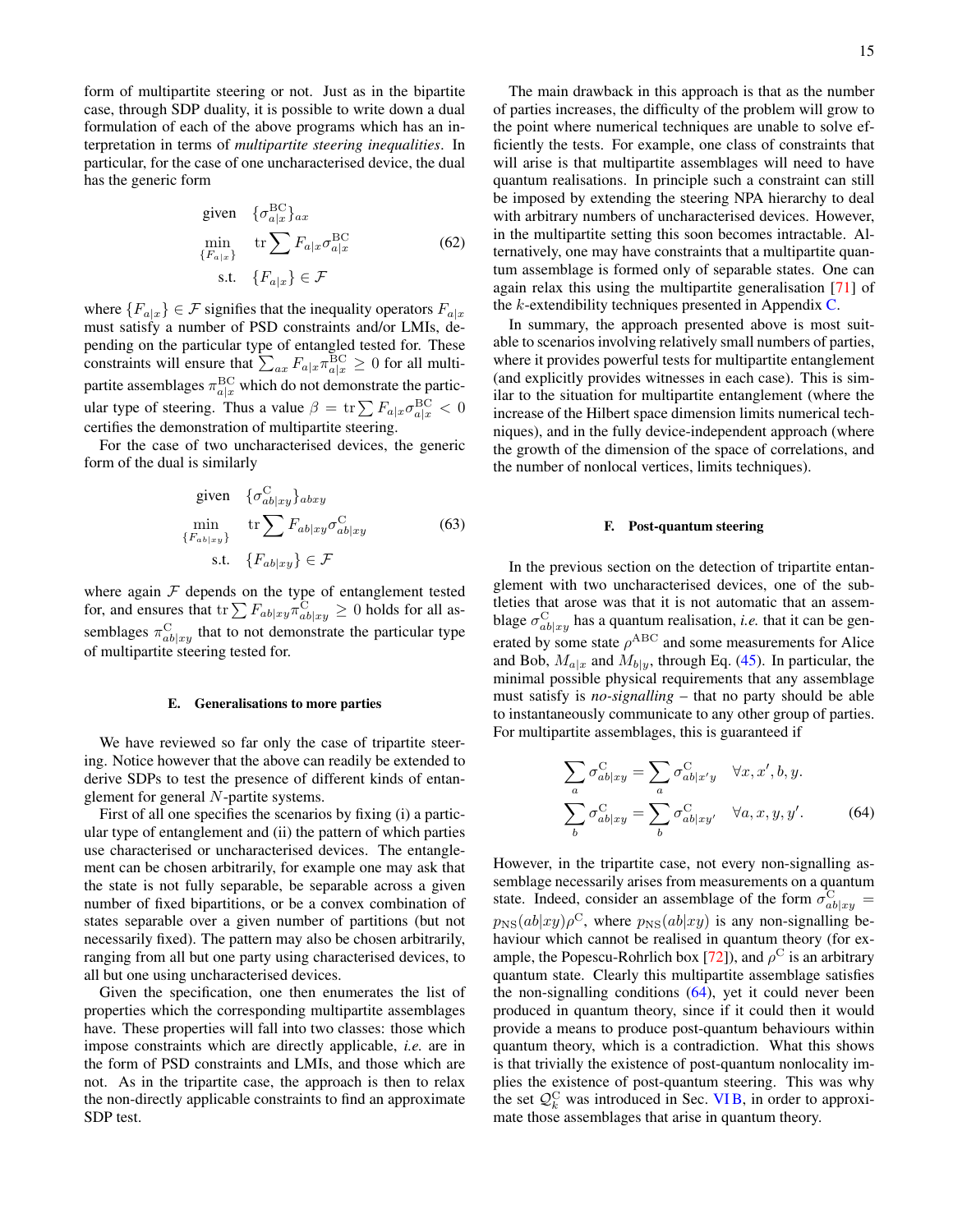form of multipartite steering or not. Just as in the bipartite case, through SDP duality, it is possible to write down a dual formulation of each of the above programs which has an interpretation in terms of *multipartite steering inequalities*. In particular, for the case of one uncharacterised device, the dual has the generic form

$$\begin{aligned} \text{given} \quad & \{\sigma^{\mathrm{BC}}_{a|x}\}_{ax} \\ \min_{\{F_{a|x}\}} \quad & \operatorname{tr} \sum F_{a|x} \sigma^{\mathrm{BC}}_{a|x} \\ \text{s.t.} \quad & \{F_{a|x}\} \in \mathcal{F} \end{aligned} \tag{62}$$

where $\{F_{a|x}\} \in \mathcal{F}$ signifies that the inequality operators $F_{a|x}$ must satisfy a number of PSD constraints and/or LMIs, depending on the particular type of entangled tested for. These constraints will ensure that $\sum_{ax} F_{a|x}\pi^{\mathrm{BC}}_{a|x} \geq 0$ for all multipartite assemblages $\pi^{\mathrm{BC}}_{a|x}$ which do not demonstrate the particular type of steering. Thus a value $\beta = \operatorname{tr}\sum F_{a|x}\sigma^{\mathrm{BC}}_{a|x} < 0$ certifies the demonstration of multipartite steering.

For the case of two uncharacterised devices, the generic form of the dual is similarly

$$\begin{aligned} \text{given} \quad & \{\sigma^{\mathrm{C}}_{ab|xy}\}_{abxy} \\ \min_{\{F_{ab|xy}\}} \quad & \operatorname{tr} \sum F_{ab|xy} \sigma^{\mathrm{C}}_{ab|xy} \\ \text{s.t.} \quad & \{F_{ab|xy}\} \in \mathcal{F} \end{aligned} \tag{63}$$

where again $\mathcal{F}$ depends on the type of entanglement tested for, and ensures that $\operatorname{tr}\sum F_{ab|xy}\pi^{\mathrm{C}}_{ab|xy} \geq 0$ holds for all assemblages $\pi^{\mathrm{C}}_{ab|xy}$ that to not demonstrate the particular type of multipartite steering tested for.

### E. Generalisations to more parties

We have reviewed so far only the case of tripartite steering. Notice however that the above can readily be extended to derive SDPs to test the presence of different kinds of entanglement for general $N$-partite systems.

First of all one specifies the scenarios by fixing (i) a particular type of entanglement and (ii) the pattern of which parties use characterised or uncharacterised devices. The entanglement can be chosen arbitrarily, for example one may ask that the state is not fully separable, be separable across a given number of fixed bipartitions, or be a convex combination of states separable over a given number of partitions (but not necessarily fixed). The pattern may also be chosen arbitrarily, ranging from all but one party using characterised devices, to all but one using uncharacterised devices.

Given the specification, one then enumerates the list of properties which the corresponding multipartite assemblages have. These properties will fall into two classes: those which impose constraints which are directly applicable, *i.e.* are in the form of PSD constraints and LMIs, and those which are not. As in the tripartite case, the approach is then to relax the non-directly applicable constraints to find an approximate SDP test.

The main drawback in this approach is that as the number of parties increases, the difficulty of the problem will grow to the point where numerical techniques are unable to solve efficiently the tests. For example, one class of constraints that will arise is that multipartite assemblages will need to have quantum realisations. In principle such a constraint can still be imposed by extending the steering NPA hierarchy to deal with arbitrary numbers of uncharacterised devices. However, in the multipartite setting this soon becomes intractable. Alternatively, one may have constraints that a multipartite quantum assemblage is formed only of separable states. One can again relax this using the multipartite generalisation [71] of the $k$-extendibility techniques presented in Appendix C.

In summary, the approach presented above is most suitable to scenarios involving relatively small numbers of parties, where it provides powerful tests for multipartite entanglement (and explicitly provides witnesses in each case). This is similar to the situation for multipartite entanglement (where the increase of the Hilbert space dimension limits numerical techniques), and in the fully device-independent approach (where the growth of the dimension of the space of correlations, and the number of nonlocal vertices, limits techniques).

### F. Post-quantum steering

In the previous section on the detection of tripartite entanglement with two uncharacterised devices, one of the subtleties that arose was that it is not automatic that an assemblage $\sigma^{\mathrm{C}}_{ab|xy}$ has a quantum realisation, *i.e.* that it can be generated by some state $\rho^{\mathrm{ABC}}$ and some measurements for Alice and Bob, $M_{a|x}$ and $M_{b|y}$, through Eq. (45). In particular, the minimal possible physical requirements that any assemblage must satisfy is *no-signalling* – that no party should be able to instantaneously communicate to any other group of parties. For multipartite assemblages, this is guaranteed if

$$\begin{aligned} \sum_a \sigma^{\mathrm{C}}_{ab|xy} &= \sum_a \sigma^{\mathrm{C}}_{ab|x'y} \quad \forall x, x', b, y. \\ \sum_b \sigma^{\mathrm{C}}_{ab|xy} &= \sum_b \sigma^{\mathrm{C}}_{ab|xy'} \quad \forall a, x, y, y'. \end{aligned} \tag{64}$$

However, in the tripartite case, not every non-signalling assemblage necessarily arises from measurements on a quantum state. Indeed, consider an assemblage of the form $\sigma^{\mathrm{C}}_{ab|xy} = p_{\mathrm{NS}}(ab|xy)\rho^{\mathrm{C}}$, where $p_{\mathrm{NS}}(ab|xy)$ is any non-signalling behaviour which cannot be realised in quantum theory (for example, the Popescu-Rohrlich box [72]), and $\rho^{\mathrm{C}}$ is an arbitrary quantum state. Clearly this multipartite assemblage satisfies the non-signalling conditions (64), yet it could never been produced in quantum theory, since if it could then it would provide a means to produce post-quantum behaviours within quantum theory, which is a contradiction. What this shows is that trivially the existence of post-quantum nonlocality implies the existence of post-quantum steering. This was why the set $\mathcal{Q}^{\mathrm{C}}_k$ was introduced in Sec. VI B, in order to approximate those assemblages that arise in quantum theory.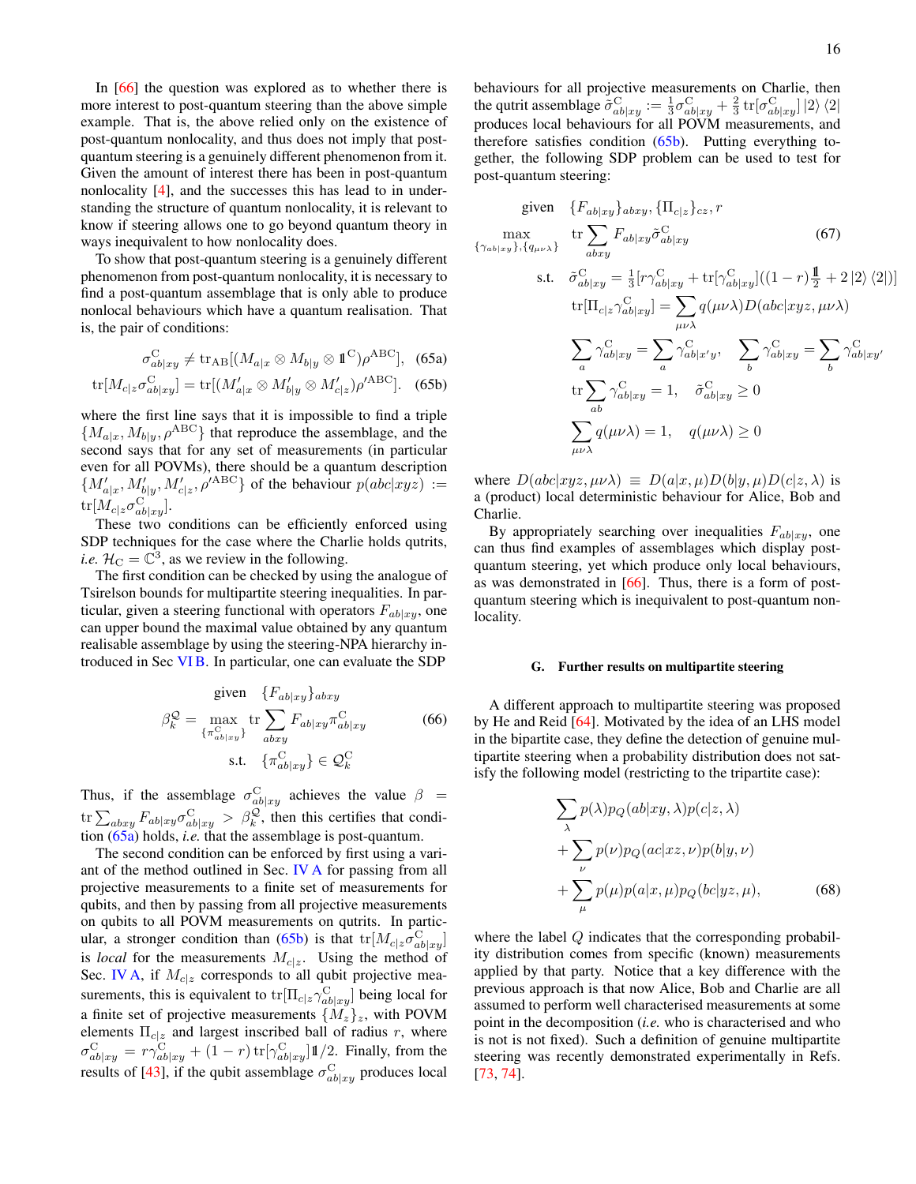In [66] the question was explored as to whether there is more interest to post-quantum steering than the above simple example. That is, the above relied only on the existence of post-quantum nonlocality, and thus does not imply that post-quantum steering is a genuinely different phenomenon from it. Given the amount of interest there has been in post-quantum nonlocality [4], and the successes this has lead to in understanding the structure of quantum nonlocality, it is relevant to know if steering allows one to go beyond quantum theory in ways inequivalent to how nonlocality does.

To show that post-quantum steering is a genuinely different phenomenon from post-quantum nonlocality, it is necessary to find a post-quantum assemblage that is only able to produce nonlocal behaviours which have a quantum realisation. That is, the pair of conditions:

$$\sigma^{\mathrm{C}}_{ab|xy} \neq \mathrm{tr}_{\mathrm{AB}}[(M_{a|x} \otimes M_{b|y} \otimes \mathbb{1}^{\mathrm{C}})\rho^{\mathrm{ABC}}], \quad (65a)$$

$$\mathrm{tr}[M_{c|z}\sigma^{\mathrm{C}}_{ab|xy}] = \mathrm{tr}[(M'_{a|x} \otimes M'_{b|y} \otimes M'_{c|z})\rho'^{\mathrm{ABC}}]. \quad (65b)$$

where the first line says that it is impossible to find a triple $\{M_{a|x}, M_{b|y}, \rho^{\mathrm{ABC}}\}$ that reproduce the assemblage, and the second says that for any set of measurements (in particular even for all POVMs), there should be a quantum description $\{M'_{a|x}, M'_{b|y}, M'_{c|z}, \rho'^{\mathrm{ABC}}\}$ of the behaviour $p(abc|xyz) := \mathrm{tr}[M_{c|z}\sigma^{\mathrm{C}}_{ab|xy}]$.

These two conditions can be efficiently enforced using SDP techniques for the case where the Charlie holds qutrits, *i.e.* $\mathcal{H}_{\mathrm{C}} = \mathbb{C}^3$, as we review in the following.

The first condition can be checked by using the analogue of Tsirelson bounds for multipartite steering inequalities. In particular, given a steering functional with operators $F_{ab|xy}$, one can upper bound the maximal value obtained by any quantum realisable assemblage by using the steering-NPA hierarchy introduced in Sec VI B. In particular, one can evaluate the SDP

$$\begin{aligned}
&\text{given} \quad \{F_{ab|xy}\}_{abxy} \\
\beta^{\mathcal{Q}}_k = &\max_{\{\pi^{\mathrm{C}}_{ab|xy}\}} \mathrm{tr}\sum_{abxy} F_{ab|xy}\pi^{\mathrm{C}}_{ab|xy} \\
&\text{s.t.} \quad \{\pi^{\mathrm{C}}_{ab|xy}\} \in \mathcal{Q}^{\mathrm{C}}_k
\end{aligned} \quad (66)$$

Thus, if the assemblage $\sigma^{\mathrm{C}}_{ab|xy}$ achieves the value $\beta = \mathrm{tr}\sum_{abxy} F_{ab|xy}\sigma^{\mathrm{C}}_{ab|xy} > \beta^{\mathcal{Q}}_k$, then this certifies that condition (65a) holds, *i.e.* that the assemblage is post-quantum.

The second condition can be enforced by first using a variant of the method outlined in Sec. IV A for passing from all projective measurements to a finite set of measurements for qubits, and then by passing from all projective measurements on qubits to all POVM measurements on qutrits. In particular, a stronger condition than (65b) is that $\mathrm{tr}[M_{c|z}\sigma^{\mathrm{C}}_{ab|xy}]$ is *local* for the measurements $M_{c|z}$. Using the method of Sec. IV A, if $M_{c|z}$ corresponds to all qubit projective measurements, this is equivalent to $\mathrm{tr}[\Pi_{c|z}\gamma^{\mathrm{C}}_{ab|xy}]$ being local for a finite set of projective measurements $\{M_z\}_z$, with POVM elements $\Pi_{c|z}$ and largest inscribed ball of radius $r$, where $\sigma^{\mathrm{C}}_{ab|xy} = r\gamma^{\mathrm{C}}_{ab|xy} + (1-r)\,\mathrm{tr}[\gamma^{\mathrm{C}}_{ab|xy}]\mathbb{1}/2$. Finally, from the results of [43], if the qubit assemblage $\sigma^{\mathrm{C}}_{ab|xy}$ produces local behaviours for all projective measurements on Charlie, then the qutrit assemblage $\tilde{\sigma}^{\mathrm{C}}_{ab|xy} := \frac{1}{3}\sigma^{\mathrm{C}}_{ab|xy} + \frac{2}{3}\,\mathrm{tr}[\sigma^{\mathrm{C}}_{ab|xy}]\,|2\rangle\langle 2|$ produces local behaviours for all POVM measurements, and therefore satisfies condition (65b). Putting everything together, the following SDP problem can be used to test for post-quantum steering:

$$\begin{aligned}
&\text{given} \quad \{F_{ab|xy}\}_{abxy}, \{\Pi_{c|z}\}_{cz}, r \\
&\max_{\{\gamma_{ab|xy}\},\{q_{\mu\nu\lambda}\}} \mathrm{tr}\sum_{abxy} F_{ab|xy}\tilde{\sigma}^{\mathrm{C}}_{ab|xy} \\
&\text{s.t.} \quad \tilde{\sigma}^{\mathrm{C}}_{ab|xy} = \tfrac{1}{3}[r\gamma^{\mathrm{C}}_{ab|xy} + \mathrm{tr}[\gamma^{\mathrm{C}}_{ab|xy}]((1-r)\tfrac{\mathbb{1}}{2} + 2\,|2\rangle\langle 2|)] \\
&\quad\quad \mathrm{tr}[\Pi_{c|z}\gamma^{\mathrm{C}}_{ab|xy}] = \sum_{\mu\nu\lambda} q(\mu\nu\lambda)D(abc|xyz,\mu\nu\lambda) \\
&\quad\quad \sum_a \gamma^{\mathrm{C}}_{ab|xy} = \sum_a \gamma^{\mathrm{C}}_{ab|x'y}, \quad \sum_b \gamma^{\mathrm{C}}_{ab|xy} = \sum_b \gamma^{\mathrm{C}}_{ab|xy'} \\
&\quad\quad \mathrm{tr}\sum_{ab}\gamma^{\mathrm{C}}_{ab|xy} = 1, \quad \tilde{\sigma}^{\mathrm{C}}_{ab|xy} \geq 0 \\
&\quad\quad \sum_{\mu\nu\lambda} q(\mu\nu\lambda) = 1, \quad q(\mu\nu\lambda) \geq 0
\end{aligned} \quad (67)$$

where $D(abc|xyz,\mu\nu\lambda) \equiv D(a|x,\mu)D(b|y,\mu)D(c|z,\lambda)$ is a (product) local deterministic behaviour for Alice, Bob and Charlie.

By appropriately searching over inequalities $F_{ab|xy}$, one can thus find examples of assemblages which display post-quantum steering, yet which produce only local behaviours, as was demonstrated in [66]. Thus, there is a form of post-quantum steering which is inequivalent to post-quantum nonlocality.

### G. Further results on multipartite steering

A different approach to multipartite steering was proposed by He and Reid [64]. Motivated by the idea of an LHS model in the bipartite case, they define the detection of genuine multipartite steering when a probability distribution does not satisfy the following model (restricting to the tripartite case):

$$\begin{aligned}
&\sum_\lambda p(\lambda)p_Q(ab|xy,\lambda)p(c|z,\lambda) \\
&+ \sum_\nu p(\nu)p_Q(ac|xz,\nu)p(b|y,\nu) \\
&+ \sum_\mu p(\mu)p(a|x,\mu)p_Q(bc|yz,\mu),
\end{aligned} \quad (68)$$

where the label $Q$ indicates that the corresponding probability distribution comes from specific (known) measurements applied by that party. Notice that a key difference with the previous approach is that now Alice, Bob and Charlie are all assumed to perform well characterised measurements at some point in the decomposition (*i.e.* who is characterised and who is not is not fixed). Such a definition of genuine multipartite steering was recently demonstrated experimentally in Refs. [73, 74].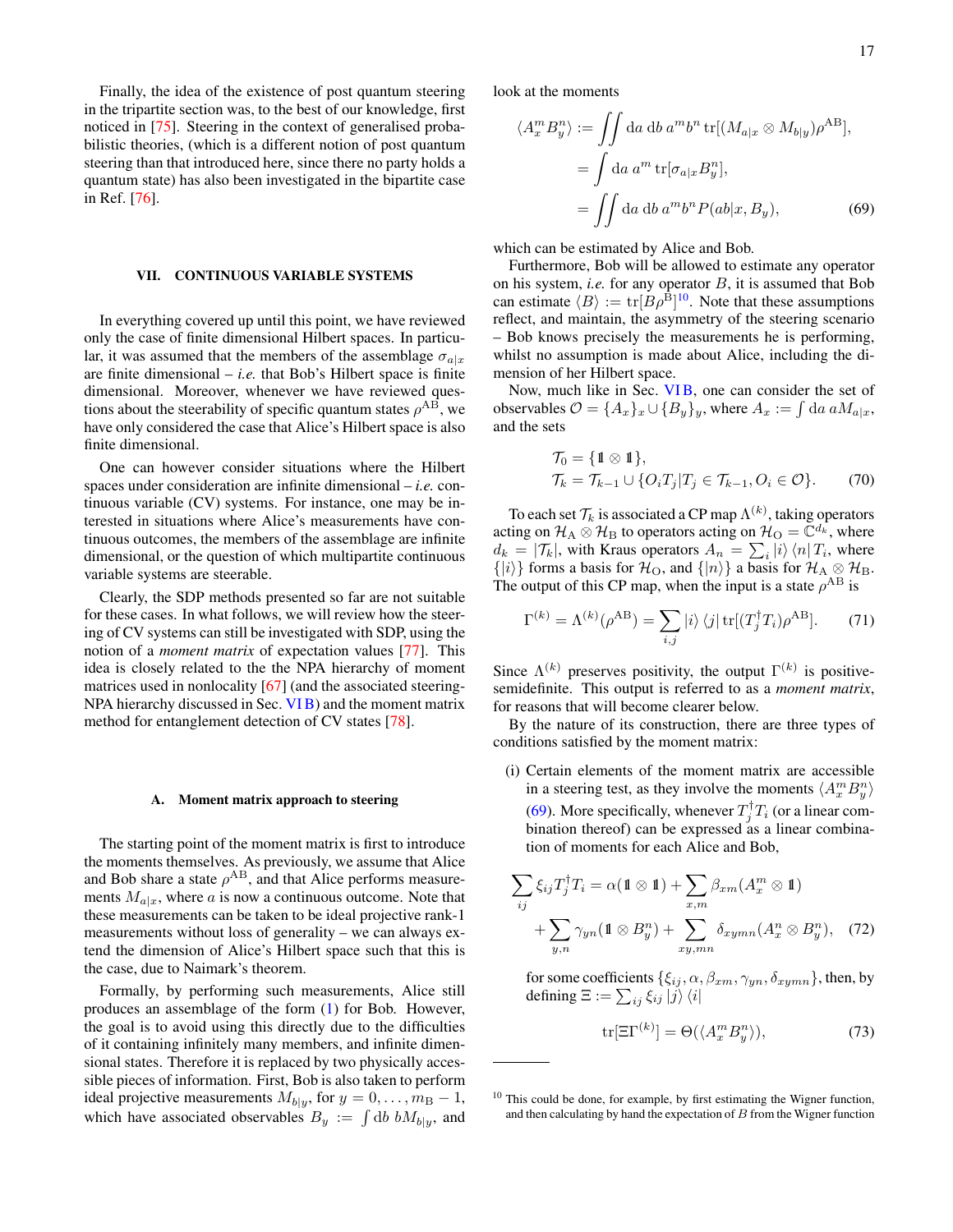Finally, the idea of the existence of post quantum steering in the tripartite section was, to the best of our knowledge, first noticed in [75]. Steering in the context of generalised probabilistic theories, (which is a different notion of post quantum steering than that introduced here, since there no party holds a quantum state) has also been investigated in the bipartite case in Ref. [76].

## VII. CONTINUOUS VARIABLE SYSTEMS

In everything covered up until this point, we have reviewed only the case of finite dimensional Hilbert spaces. In particular, it was assumed that the members of the assemblage $\sigma_{a|x}$ are finite dimensional – *i.e.* that Bob's Hilbert space is finite dimensional. Moreover, whenever we have reviewed questions about the steerability of specific quantum states $\rho^{\mathrm{AB}}$, we have only considered the case that Alice's Hilbert space is also finite dimensional.

One can however consider situations where the Hilbert spaces under consideration are infinite dimensional – *i.e.* continuous variable (CV) systems. For instance, one may be interested in situations where Alice's measurements have continuous outcomes, the members of the assemblage are infinite dimensional, or the question of which multipartite continuous variable systems are steerable.

Clearly, the SDP methods presented so far are not suitable for these cases. In what follows, we will review how the steering of CV systems can still be investigated with SDP, using the notion of a *moment matrix* of expectation values [77]. This idea is closely related to the the NPA hierarchy of moment matrices used in nonlocality [67] (and the associated steering-NPA hierarchy discussed in Sec. VI B) and the moment matrix method for entanglement detection of CV states [78].

### A. Moment matrix approach to steering

The starting point of the moment matrix is first to introduce the moments themselves. As previously, we assume that Alice and Bob share a state $\rho^{\mathrm{AB}}$, and that Alice performs measurements $M_{a|x}$, where $a$ is now a continuous outcome. Note that these measurements can be taken to be ideal projective rank-1 measurements without loss of generality – we can always extend the dimension of Alice's Hilbert space such that this is the case, due to Naimark's theorem.

Formally, by performing such measurements, Alice still produces an assemblage of the form (1) for Bob. However, the goal is to avoid using this directly due to the difficulties of it containing infinitely many members, and infinite dimensional states. Therefore it is replaced by two physically accessible pieces of information. First, Bob is also taken to perform ideal projective measurements $M_{b|y}$, for $y = 0, \ldots, m_{\mathrm{B}} - 1$, which have associated observables $B_y := \int \mathrm{d}b\; b M_{b|y}$, and look at the moments

$$
\begin{aligned}
\langle A_x^m B_y^n \rangle &:= \iint \mathrm{d}a\, \mathrm{d}b\; a^m b^n \operatorname{tr}[(M_{a|x} \otimes M_{b|y})\rho^{\mathrm{AB}}], \\
&= \int \mathrm{d}a\; a^m \operatorname{tr}[\sigma_{a|x} B_y^n], \\
&= \iint \mathrm{d}a\, \mathrm{d}b\; a^m b^n P(ab|x, B_y), \qquad (69)
\end{aligned}
$$

which can be estimated by Alice and Bob.

Furthermore, Bob will be allowed to estimate any operator on his system, *i.e.* for any operator $B$, it is assumed that Bob can estimate $\langle B \rangle := \operatorname{tr}[B\rho^{\mathrm{B}}]$[10]. Note that these assumptions reflect, and maintain, the asymmetry of the steering scenario – Bob knows precisely the measurements he is performing, whilst no assumption is made about Alice, including the dimension of her Hilbert space.

Now, much like in Sec. VI B, one can consider the set of observables $\mathcal{O} = \{A_x\}_x \cup \{B_y\}_y$, where $A_x := \int \mathrm{d}a\; a M_{a|x}$, and the sets

$$
\begin{aligned}
\mathcal{T}_0 &= \{\mathbb{1} \otimes \mathbb{1}\}, \\
\mathcal{T}_k &= \mathcal{T}_{k-1} \cup \{O_i T_j | T_j \in \mathcal{T}_{k-1}, O_i \in \mathcal{O}\}. \qquad (70)
\end{aligned}
$$

To each set $\mathcal{T}_k$ is associated a CP map $\Lambda^{(k)}$, taking operators acting on $\mathcal{H}_{\mathrm{A}} \otimes \mathcal{H}_{\mathrm{B}}$ to operators acting on $\mathcal{H}_{\mathrm{O}} = \mathbb{C}^{d_k}$, where $d_k = |\mathcal{T}_k|$, with Kraus operators $A_n = \sum_i |i\rangle\langle n| T_i$, where $\{|i\rangle\}$ forms a basis for $\mathcal{H}_{\mathrm{O}}$, and $\{|n\rangle\}$ a basis for $\mathcal{H}_{\mathrm{A}} \otimes \mathcal{H}_{\mathrm{B}}$. The output of this CP map, when the input is a state $\rho^{\mathrm{AB}}$ is

$$
\Gamma^{(k)} = \Lambda^{(k)}(\rho^{\mathrm{AB}}) = \sum_{i,j} |i\rangle\langle j| \operatorname{tr}[(T_j^\dagger T_i)\rho^{\mathrm{AB}}]. \qquad (71)
$$

Since $\Lambda^{(k)}$ preserves positivity, the output $\Gamma^{(k)}$ is positive-semidefinite. This output is referred to as a *moment matrix*, for reasons that will become clearer below.

By the nature of its construction, there are three types of conditions satisfied by the moment matrix:

(i) Certain elements of the moment matrix are accessible in a steering test, as they involve the moments $\langle A_x^m B_y^n \rangle$ (69). More specifically, whenever $T_j^\dagger T_i$ (or a linear combination thereof) can be expressed as a linear combination of moments for each Alice and Bob,

$$
\begin{aligned}
\sum_{ij} \xi_{ij} T_j^\dagger T_i &= \alpha(\mathbb{1} \otimes \mathbb{1}) + \sum_{x,m} \beta_{xm}(A_x^m \otimes \mathbb{1}) \\
&\quad + \sum_{y,n} \gamma_{yn}(\mathbb{1} \otimes B_y^n) + \sum_{xy,mn} \delta_{xymn}(A_x^n \otimes B_y^n), \qquad (72)
\end{aligned}
$$

for some coefficients $\{\xi_{ij}, \alpha, \beta_{xm}, \gamma_{yn}, \delta_{xymn}\}$, then, by defining $\Xi := \sum_{ij} \xi_{ij} |j\rangle\langle i|$

$$
\operatorname{tr}[\Xi\Gamma^{(k)}] = \Theta(\langle A_x^m B_y^n \rangle), \qquad (73)
$$

---

[10] This could be done, for example, by first estimating the Wigner function, and then calculating by hand the expectation of $B$ from the Wigner function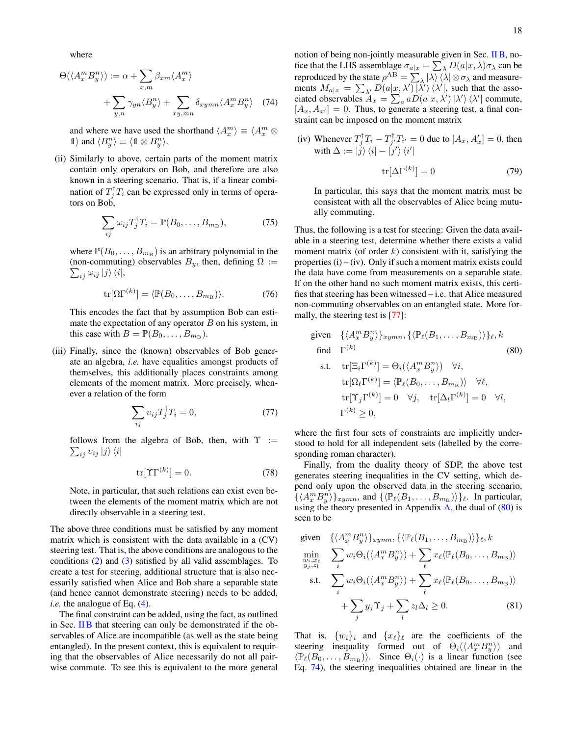where

$$
\Theta(\langle A_x^m B_y^n\rangle) := \alpha + \sum_{x,m} \beta_{xm}\langle A_x^m\rangle + \sum_{y,n}\gamma_{yn}\langle B_y^n\rangle + \sum_{xy,mn}\delta_{xymn}\langle A_x^m B_y^n\rangle \quad (74)
$$

and where we have used the shorthand $\langle A_x^m\rangle \equiv \langle A_x^m \otimes \mathbb{1}\rangle$ and $\langle B_y^n\rangle \equiv \langle \mathbb{1}\otimes B_y^n\rangle$.

(ii) Similarly to above, certain parts of the moment matrix contain only operators on Bob, and therefore are also known in a steering scenario. That is, if a linear combination of $T_j^\dagger T_i$ can be expressed only in terms of operators on Bob,

$$
\sum_{ij}\omega_{ij} T_j^\dagger T_i = \mathbb{P}(B_0,\ldots,B_{m_\mathrm{B}}), \quad (75)
$$

where $\mathbb{P}(B_0,\ldots,B_{m_\mathrm{B}})$ is an arbitrary polynomial in the (non-commuting) observables $B_y$, then, defining $\Omega := \sum_{ij}\omega_{ij}|j\rangle\langle i|$,

$$
\mathrm{tr}[\Omega\Gamma^{(k)}] = \langle \mathbb{P}(B_0,\ldots,B_{m_\mathrm{B}})\rangle. \quad (76)
$$

This encodes the fact that by assumption Bob can estimate the expectation of any operator $B$ on his system, in this case with $B = \mathbb{P}(B_0,\ldots,B_{m_\mathrm{B}})$.

(iii) Finally, since the (known) observables of Bob generate an algebra, *i.e.* have equalities amongst products of themselves, this additionally places constraints among elements of the moment matrix. More precisely, whenever a relation of the form

$$
\sum_{ij}\upsilon_{ij} T_j^\dagger T_i = 0, \quad (77)
$$

follows from the algebra of Bob, then, with $\Upsilon := \sum_{ij}\upsilon_{ij}|j\rangle\langle i|$

$$
\mathrm{tr}[\Upsilon\Gamma^{(k)}] = 0. \quad (78)
$$

Note, in particular, that such relations can exist even between the elements of the moment matrix which are not directly observable in a steering test.

The above three conditions must be satisfied by any moment matrix which is consistent with the data available in a (CV) steering test. That is, the above conditions are analogous to the conditions (2) and (3) satisfied by all valid assemblages. To create a test for steering, additional structure that is also necessarily satisfied when Alice and Bob share a separable state (and hence cannot demonstrate steering) needs to be added, *i.e.* the analogue of Eq. (4).

The final constraint can be added, using the fact, as outlined in Sec. II B that steering can only be demonstrated if the observables of Alice are incompatible (as well as the state being entangled). In the present context, this is equivalent to requiring that the observables of Alice necessarily do not all pairwise commute. To see this is equivalent to the more general notion of being non-jointly measurable given in Sec. II B, notice that the LHS assemblage $\sigma_{a|x} = \sum_\lambda D(a|x,\lambda)\sigma_\lambda$ can be reproduced by the state $\rho^{\mathrm{AB}} = \sum_\lambda |\lambda\rangle\langle\lambda|\otimes\sigma_\lambda$ and measurements $M_{a|x} = \sum_{\lambda'} D(a|x,\lambda')|\lambda'\rangle\langle\lambda'|$, such that the associated observables $A_x = \sum_a aD(a|x,\lambda')|\lambda'\rangle\langle\lambda'|$ commute, $[A_x, A_{x'}] = 0$. Thus, to generate a steering test, a final constraint can be imposed on the moment matrix

(iv) Whenever $T_j^\dagger T_i - T_{j'}^\dagger T_{i'} = 0$ due to $[A_x, A_x'] = 0$, then with $\Delta := |j\rangle\langle i| - |j'\rangle\langle i'|$

$$
\mathrm{tr}[\Delta\Gamma^{(k)}] = 0 \quad (79)
$$

In particular, this says that the moment matrix must be consistent with all the observables of Alice being mutually commuting.

Thus, the following is a test for steering: Given the data available in a steering test, determine whether there exists a valid moment matrix (of order $k$) consistent with it, satisfying the properties (i) – (iv). Only if such a moment matrix exists could the data have come from measurements on a separable state. If on the other hand no such moment matrix exists, this certifies that steering has been witnessed – i.e. that Alice measured non-commuting observables on an entangled state. More formally, the steering test is [77]:

$$
\begin{aligned}
\text{given} \quad & \{\langle A_x^m B_y^n\rangle\}_{xymn}, \{\langle\mathbb{P}_\ell(B_1,\ldots,B_{m_\mathrm{B}})\rangle\}_\ell, k \\
\text{find} \quad & \Gamma^{(k)} \\
\text{s.t.} \quad & \mathrm{tr}[\Xi_i\Gamma^{(k)}] = \Theta_i(\langle A_x^m B_y^n\rangle) \quad \forall i, \\
& \mathrm{tr}[\Omega_\ell\Gamma^{(k)}] = \langle\mathbb{P}_\ell(B_0,\ldots,B_{m_\mathrm{B}})\rangle \quad \forall \ell, \\
& \mathrm{tr}[\Upsilon_j\Gamma^{(k)}] = 0 \quad \forall j, \quad \mathrm{tr}[\Delta_l\Gamma^{(k)}] = 0 \quad \forall l, \\
& \Gamma^{(k)} \geq 0,
\end{aligned} \quad (80)
$$

where the first four sets of constraints are implicitly understood to hold for all independent sets (labelled by the corresponding roman character).

Finally, from the duality theory of SDP, the above test generates steering inequalities in the CV setting, which depend only upon the observed data in the steering scenario, $\{\langle A_x^m B_y^n\rangle\}_{xymn}$, and $\{\langle\mathbb{P}_\ell(B_1,\ldots,B_{m_\mathrm{B}})\rangle\}_\ell$. In particular, using the theory presented in Appendix A, the dual of (80) is seen to be

$$
\begin{aligned}
\text{given} \quad & \{\langle A_x^m B_y^n\rangle\}_{xymn}, \{\langle\mathbb{P}_\ell(B_1,\ldots,B_{m_\mathrm{B}})\rangle\}_\ell, k \\
\min_{\substack{w_i, x_\ell \\ y_j, z_l}} \quad & \sum_i w_i\Theta_i(\langle A_x^m B_y^n\rangle) + \sum_\ell x_\ell\langle\mathbb{P}_\ell(B_0,\ldots,B_{m_\mathrm{B}})\rangle \\
\text{s.t.} \quad & \sum_i w_i\Theta_i(\langle A_x^m B_y^n\rangle) + \sum_\ell x_\ell\langle\mathbb{P}_\ell(B_0,\ldots,B_{m_\mathrm{B}})\rangle \\
& + \sum_j y_j\Upsilon_j + \sum_l z_l\Delta_l \geq 0.
\end{aligned} \quad (81)
$$

That is, $\{w_i\}_i$ and $\{x_\ell\}_\ell$ are the coefficients of the steering inequality formed out of $\Theta_i(\langle A_x^m B_y^n\rangle)$ and $\langle\mathbb{P}_\ell(B_0,\ldots,B_{m_\mathrm{B}})\rangle$. Since $\Theta_i(\cdot)$ is a linear function (see Eq. 74), the steering inequalities obtained are linear in the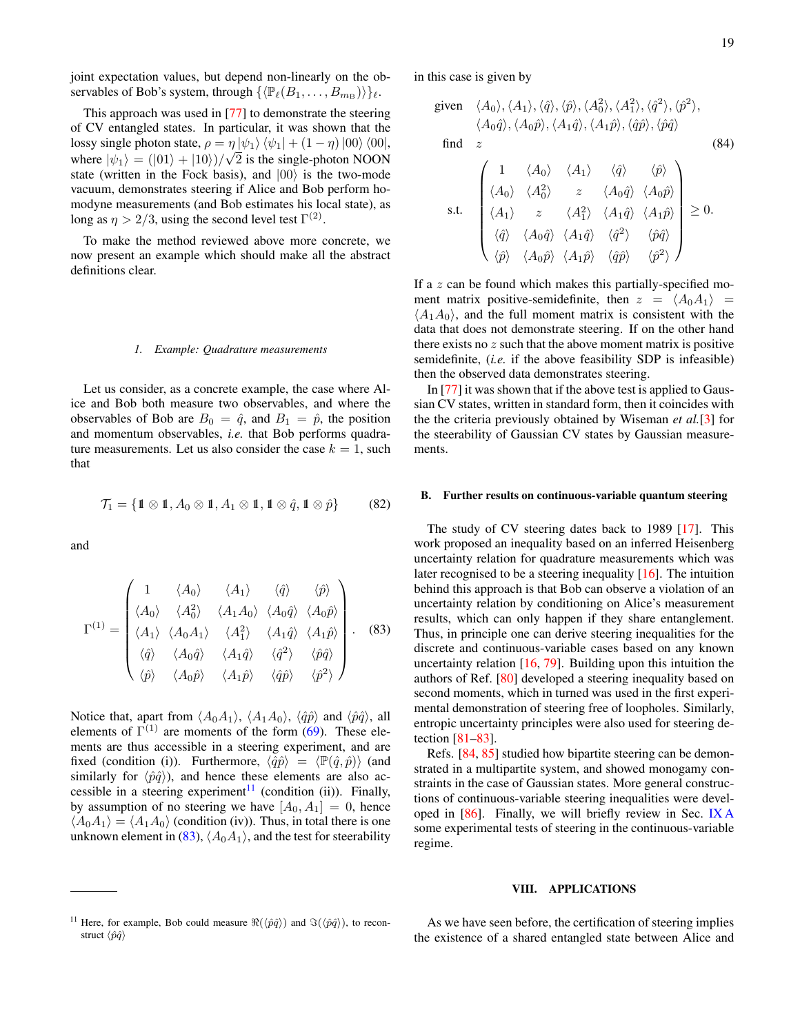joint expectation values, but depend non-linearly on the observables of Bob's system, through $\{\langle \mathbb{P}_\ell(B_1,\ldots,B_{m_B})\rangle\}_\ell$.

This approach was used in [77] to demonstrate the steering of CV entangled states. In particular, it was shown that the lossy single photon state, $\rho = \eta\,|\psi_1\rangle\langle\psi_1| + (1-\eta)\,|00\rangle\langle 00|$, where $|\psi_1\rangle = (|01\rangle + |10\rangle)/\sqrt{2}$ is the single-photon NOON state (written in the Fock basis), and $|00\rangle$ is the two-mode vacuum, demonstrates steering if Alice and Bob perform homodyne measurements (and Bob estimates his local state), as long as $\eta > 2/3$, using the second level test $\Gamma^{(2)}$.

To make the method reviewed above more concrete, we now present an example which should make all the abstract definitions clear.

#### 1. Example: Quadrature measurements

Let us consider, as a concrete example, the case where Alice and Bob both measure two observables, and where the observables of Bob are $B_0 = \hat{q}$, and $B_1 = \hat{p}$, the position and momentum observables, *i.e.* that Bob performs quadrature measurements. Let us also consider the case $k = 1$, such that

$$\mathcal{T}_1 = \{\mathbb{1}\otimes\mathbb{1}, A_0\otimes\mathbb{1}, A_1\otimes\mathbb{1}, \mathbb{1}\otimes\hat{q}, \mathbb{1}\otimes\hat{p}\} \tag{82}$$

and

$$\Gamma^{(1)} = \begin{pmatrix} 1 & \langle A_0\rangle & \langle A_1\rangle & \langle\hat{q}\rangle & \langle\hat{p}\rangle \\ \langle A_0\rangle & \langle A_0^2\rangle & \langle A_1A_0\rangle & \langle A_0\hat{q}\rangle & \langle A_0\hat{p}\rangle \\ \langle A_1\rangle & \langle A_0A_1\rangle & \langle A_1^2\rangle & \langle A_1\hat{q}\rangle & \langle A_1\hat{p}\rangle \\ \langle\hat{q}\rangle & \langle A_0\hat{q}\rangle & \langle A_1\hat{q}\rangle & \langle\hat{q}^2\rangle & \langle\hat{p}\hat{q}\rangle \\ \langle\hat{p}\rangle & \langle A_0\hat{p}\rangle & \langle A_1\hat{p}\rangle & \langle\hat{q}\hat{p}\rangle & \langle\hat{p}^2\rangle \end{pmatrix}. \tag{83}$$

Notice that, apart from $\langle A_0A_1\rangle$, $\langle A_1A_0\rangle$, $\langle\hat{q}\hat{p}\rangle$ and $\langle\hat{p}\hat{q}\rangle$, all elements of $\Gamma^{(1)}$ are moments of the form (69). These elements are thus accessible in a steering experiment, and are fixed (condition (i)). Furthermore, $\langle\hat{q}\hat{p}\rangle = \langle\mathbb{P}(\hat{q},\hat{p})\rangle$ (and similarly for $\langle\hat{p}\hat{q}\rangle$), and hence these elements are also accessible in a steering experiment[11] (condition (ii)). Finally, by assumption of no steering we have $[A_0, A_1] = 0$, hence $\langle A_0A_1\rangle = \langle A_1A_0\rangle$ (condition (iv)). Thus, in total there is one unknown element in (83), $\langle A_0A_1\rangle$, and the test for steerability in this case is given by

$$\begin{aligned}
\text{given}\quad & \langle A_0\rangle, \langle A_1\rangle, \langle\hat{q}\rangle, \langle\hat{p}\rangle, \langle A_0^2\rangle, \langle A_1^2\rangle, \langle\hat{q}^2\rangle, \langle\hat{p}^2\rangle, \\
& \langle A_0\hat{q}\rangle, \langle A_0\hat{p}\rangle, \langle A_1\hat{q}\rangle, \langle A_1\hat{p}\rangle, \langle\hat{q}\hat{p}\rangle, \langle\hat{p}\hat{q}\rangle \\
\text{find}\quad & z \\
\text{s.t.}\quad & \begin{pmatrix} 1 & \langle A_0\rangle & \langle A_1\rangle & \langle\hat{q}\rangle & \langle\hat{p}\rangle \\ \langle A_0\rangle & \langle A_0^2\rangle & z & \langle A_0\hat{q}\rangle & \langle A_0\hat{p}\rangle \\ \langle A_1\rangle & z & \langle A_1^2\rangle & \langle A_1\hat{q}\rangle & \langle A_1\hat{p}\rangle \\ \langle\hat{q}\rangle & \langle A_0\hat{q}\rangle & \langle A_1\hat{q}\rangle & \langle\hat{q}^2\rangle & \langle\hat{p}\hat{q}\rangle \\ \langle\hat{p}\rangle & \langle A_0\hat{p}\rangle & \langle A_1\hat{p}\rangle & \langle\hat{q}\hat{p}\rangle & \langle\hat{p}^2\rangle \end{pmatrix} \geq 0.
\end{aligned} \tag{84}$$

If a $z$ can be found which makes this partially-specified moment matrix positive-semidefinite, then $z = \langle A_0A_1\rangle = \langle A_1A_0\rangle$, and the full moment matrix is consistent with the data that does not demonstrate steering. If on the other hand there exists no $z$ such that the above moment matrix is positive semidefinite, (*i.e.* if the above feasibility SDP is infeasible) then the observed data demonstrates steering.

In [77] it was shown that if the above test is applied to Gaussian CV states, written in standard form, then it coincides with the the criteria previously obtained by Wiseman *et al.*[3] for the steerability of Gaussian CV states by Gaussian measurements.

[11] Here, for example, Bob could measure $\Re(\langle\hat{p}\hat{q}\rangle)$ and $\Im(\langle\hat{p}\hat{q}\rangle)$, to reconstruct $\langle\hat{p}\hat{q}\rangle$

### B. Further results on continuous-variable quantum steering

The study of CV steering dates back to 1989 [17]. This work proposed an inequality based on an inferred Heisenberg uncertainty relation for quadrature measurements which was later recognised to be a steering inequality [16]. The intuition behind this approach is that Bob can observe a violation of an uncertainty relation by conditioning on Alice's measurement results, which can only happen if they share entanglement. Thus, in principle one can derive steering inequalities for the discrete and continuous-variable cases based on any known uncertainty relation [16, 79]. Building upon this intuition the authors of Ref. [80] developed a steering inequality based on second moments, which in turned was used in the first experimental demonstration of steering free of loopholes. Similarly, entropic uncertainty principles were also used for steering detection [81–83].

Refs. [84, 85] studied how bipartite steering can be demonstrated in a multipartite system, and showed monogamy constraints in the case of Gaussian states. More general constructions of continuous-variable steering inequalities were developed in [86]. Finally, we will briefly review in Sec. IX A some experimental tests of steering in the continuous-variable regime.

## VIII. APPLICATIONS

As we have seen before, the certification of steering implies the existence of a shared entangled state between Alice and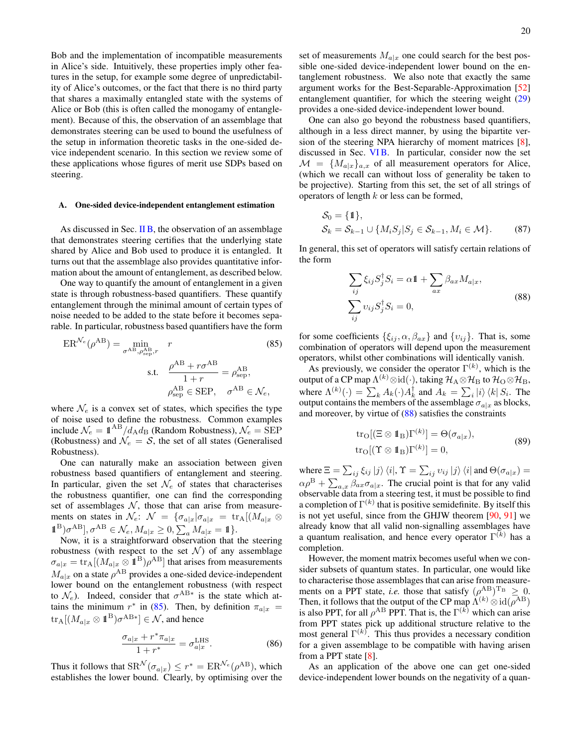Bob and the implementation of incompatible measurements in Alice's side. Intuitively, these properties imply other features in the setup, for example some degree of unpredictability of Alice's outcomes, or the fact that there is no third party that shares a maximally entangled state with the systems of Alice or Bob (this is often called the monogamy of entanglement). Because of this, the observation of an assemblage that demonstrates steering can be used to bound the usefulness of the setup in information theoretic tasks in the one-sided device independent scenario. In this section we review some of these applications whose figures of merit use SDPs based on steering.

### A. One-sided device-independent entanglement estimation

As discussed in Sec. II B, the observation of an assemblage that demonstrates steering certifies that the underlying state shared by Alice and Bob used to produce it is entangled. It turns out that the assemblage also provides quantitative information about the amount of entanglement, as described below.

One way to quantify the amount of entanglement in a given state is through robustness-based quantifiers. These quantify entanglement through the minimal amount of certain types of noise needed to be added to the state before it becomes separable. In particular, robustness based quantifiers have the form

$$
\begin{aligned}
\mathrm{ER}^{\mathcal{N}_e}(\rho^{\mathrm{AB}}) = \min_{\sigma^{\mathrm{AB}},\rho^{\mathrm{AB}}_{\mathrm{sep}},r} \quad & r \\
\text{s.t.} \quad & \frac{\rho^{\mathrm{AB}} + r\sigma^{\mathrm{AB}}}{1+r} = \rho^{\mathrm{AB}}_{\mathrm{sep}}, \\
& \rho^{\mathrm{AB}}_{\mathrm{sep}} \in \mathrm{SEP}, \quad \sigma^{\mathrm{AB}} \in \mathcal{N}_e,
\end{aligned}
\tag{85}
$$

where $\mathcal{N}_e$ is a convex set of states, which specifies the type of noise used to define the robustness. Common examples include $\mathcal{N}_e = \mathbb{1}^{\mathrm{AB}}/d_{\mathrm{A}}d_{\mathrm{B}}$ (Random Robustness), $\mathcal{N}_e = \mathrm{SEP}$ (Robustness) and $\mathcal{N}_e = \mathcal{S}$, the set of all states (Generalised Robustness).

One can naturally make an association between given robustness based quantifiers of entanglement and steering. In particular, given the set $\mathcal{N}_e$ of states that characterises the robustness quantifier, one can find the corresponding set of assemblages $\mathcal{N}$, those that can arise from measurements on states in $\mathcal{N}_e$: $\mathcal{N} = \{\sigma_{a|x} | \sigma_{a|x} = \mathrm{tr}_{\mathrm{A}}[(M_{a|x} \otimes \mathbb{1}^{\mathrm{B}})\sigma^{\mathrm{AB}}], \sigma^{\mathrm{AB}} \in \mathcal{N}_e, M_{a|x} \geq 0, \sum_a M_{a|x} = \mathbb{1}\}$.

Now, it is a straightforward observation that the steering robustness (with respect to the set $\mathcal{N}$) of any assemblage $\sigma_{a|x} = \mathrm{tr}_{\mathrm{A}}[(M_{a|x} \otimes \mathbb{1}^{\mathrm{B}})\rho^{\mathrm{AB}}]$ that arises from measurements $M_{a|x}$ on a state $\rho^{\mathrm{AB}}$ provides a one-sided device-independent lower bound on the entanglement robustness (with respect to $\mathcal{N}_e$). Indeed, consider that $\sigma^{\mathrm{AB}*}$ is the state which attains the minimum $r^*$ in (85). Then, by definition $\pi_{a|x} = \mathrm{tr}_{\mathrm{A}}[(M_{a|x} \otimes \mathbb{1}^{\mathrm{B}})\sigma^{\mathrm{AB}*}] \in \mathcal{N}$, and hence

$$
\frac{\sigma_{a|x} + r^*\pi_{a|x}}{1+r^*} = \sigma^{\mathrm{LHS}}_{a|x}.
\tag{86}
$$

Thus it follows that $\mathrm{SR}^{\mathcal{N}}(\sigma_{a|x}) \leq r^* = \mathrm{ER}^{\mathcal{N}_e}(\rho^{\mathrm{AB}})$, which establishes the lower bound. Clearly, by optimising over the set of measurements $M_{a|x}$ one could search for the best possible one-sided device-independent lower bound on the entanglement robustness. We also note that exactly the same argument works for the Best-Separable-Approximation [52] entanglement quantifier, for which the steering weight (29) provides a one-sided device-independent lower bound.

One can also go beyond the robustness based quantifiers, although in a less direct manner, by using the bipartite version of the steering NPA hierarchy of moment matrices [8], discussed in Sec. VI B. In particular, consider now the set $\mathcal{M} = \{M_{a|x}\}_{a,x}$ of all measurement operators for Alice, (which we recall can without loss of generality be taken to be projective). Starting from this set, the set of all strings of operators of length $k$ or less can be formed,

$$
\begin{aligned}
&\mathcal{S}_0 = \{\mathbb{1}\}, \\
&\mathcal{S}_k = \mathcal{S}_{k-1} \cup \{M_i S_j | S_j \in \mathcal{S}_{k-1}, M_i \in \mathcal{M}\}.
\end{aligned}
\tag{87}
$$

In general, this set of operators will satisfy certain relations of the form

$$
\begin{aligned}
&\sum_{ij} \xi_{ij} S_j^\dagger S_i = \alpha \mathbb{1} + \sum_{ax} \beta_{ax} M_{a|x}, \\
&\sum_{ij} \upsilon_{ij} S_j^\dagger S_i = 0,
\end{aligned}
\tag{88}
$$

for some coefficients $\{\xi_{ij}, \alpha, \beta_{ax}\}$ and $\{\upsilon_{ij}\}$. That is, some combination of operators will depend upon the measurement operators, whilst other combinations will identically vanish.

As previously, we consider the operator $\Gamma^{(k)}$, which is the output of a CP map $\Lambda^{(k)} \otimes \mathrm{id}(\cdot)$, taking $\mathcal{H}_{\mathrm{A}} \otimes \mathcal{H}_{\mathrm{B}}$ to $\mathcal{H}_{\mathrm{O}} \otimes \mathcal{H}_{\mathrm{B}}$, where $\Lambda^{(k)}(\cdot) = \sum_k A_k(\cdot)A_k^\dagger$ and $A_k = \sum_i |i\rangle\langle k| S_i$. The output contains the members of the assemblage $\sigma_{a|x}$ as blocks, and moreover, by virtue of (88) satisfies the constraints

$$
\begin{aligned}
&\mathrm{tr}_{\mathrm{O}}[(\Xi \otimes \mathbb{1}_{\mathrm{B}})\Gamma^{(k)}] = \Theta(\sigma_{a|x}), \\
&\mathrm{tr}_{\mathrm{O}}[(\Upsilon \otimes \mathbb{1}_{\mathrm{B}})\Gamma^{(k)}] = 0,
\end{aligned}
\tag{89}
$$

where $\Xi = \sum_{ij} \xi_{ij} |j\rangle\langle i|$, $\Upsilon = \sum_{ij} \upsilon_{ij} |j\rangle\langle i|$ and $\Theta(\sigma_{a|x}) = \alpha\rho^{\mathrm{B}} + \sum_{a,x} \beta_{ax}\sigma_{a|x}$. The crucial point is that for any valid observable data from a steering test, it must be possible to find a completion of $\Gamma^{(k)}$ that is positive semidefinite. By itself this is not yet useful, since from the GHJW theorem [90, 91] we already know that all valid non-signalling assemblages have a quantum realisation, and hence every operator $\Gamma^{(k)}$ has a completion.

However, the moment matrix becomes useful when we consider subsets of quantum states. In particular, one would like to characterise those assemblages that can arise from measurements on a PPT state, *i.e.* those that satisfy $(\rho^{\mathrm{AB}})^{\mathrm{T_B}} \geq 0$. Then, it follows that the output of the CP map $\Lambda^{(k)} \otimes \mathrm{id}(\rho^{\mathrm{AB}})$ is also PPT, for all $\rho^{\mathrm{AB}}$ PPT. That is, the $\Gamma^{(k)}$ which can arise from PPT states pick up additional structure relative to the most general $\Gamma^{(k)}$. This thus provides a necessary condition for a given assemblage to be compatible with having arisen from a PPT state [8].

As an application of the above one can get one-sided device-independent lower bounds on the negativity of a quan-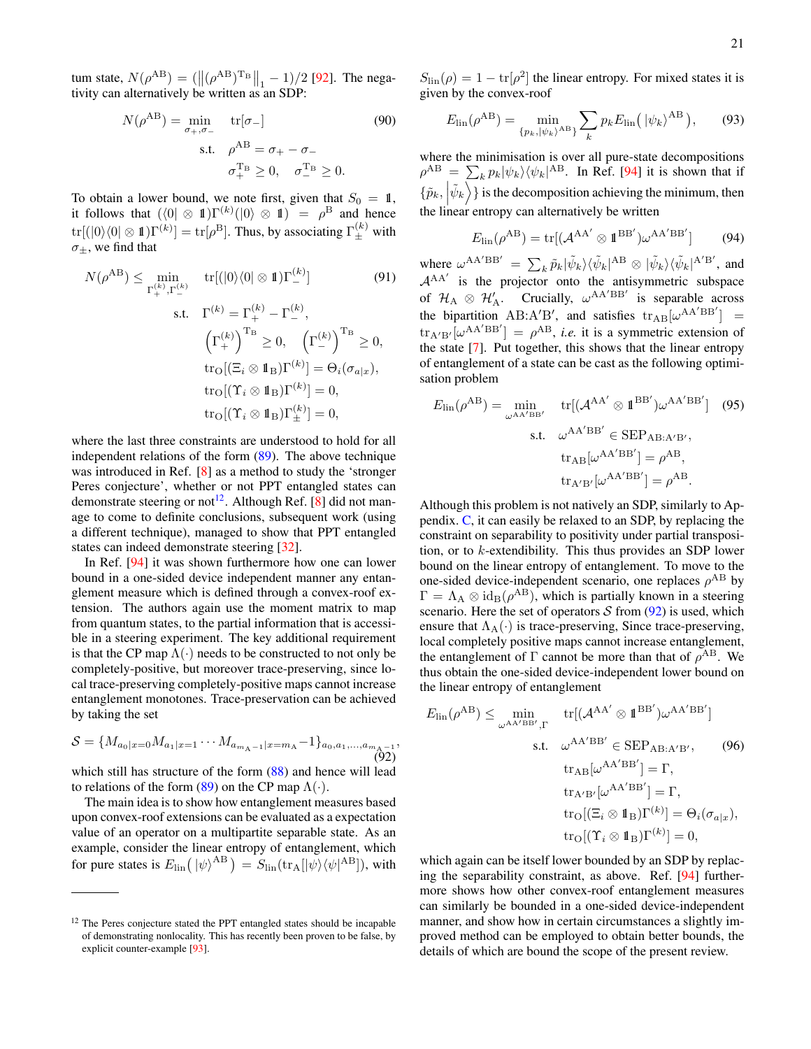tum state, $N(\rho^{AB}) = (\|(\rho^{AB})^{T_B}\|_1 - 1)/2$ [92]. The negativity can alternatively be written as an SDP:

$$
\begin{aligned}
N(\rho^{AB}) = \min_{\sigma_+,\sigma_-} \quad & \mathrm{tr}[\sigma_-] \\
\text{s.t.} \quad & \rho^{AB} = \sigma_+ - \sigma_- \\
& \sigma_+^{T_B} \geq 0, \quad \sigma_-^{T_B} \geq 0.
\end{aligned} \tag{90}
$$

To obtain a lower bound, we note first, given that $S_0 = \mathbb{1}$, it follows that $(\langle 0| \otimes \mathbb{1})\Gamma^{(k)}(|0\rangle \otimes \mathbb{1}) = \rho^B$ and hence $\mathrm{tr}[(|0\rangle\langle 0| \otimes \mathbb{1})\Gamma^{(k)}] = \mathrm{tr}[\rho^B]$. Thus, by associating $\Gamma^{(k)}_\pm$ with $\sigma_\pm$, we find that

$$
\begin{aligned}
N(\rho^{AB}) \leq \min_{\Gamma_+^{(k)},\Gamma_-^{(k)}} \quad & \mathrm{tr}[(|0\rangle\langle 0| \otimes \mathbb{1})\Gamma_-^{(k)}] \\
\text{s.t.} \quad & \Gamma^{(k)} = \Gamma_+^{(k)} - \Gamma_-^{(k)}, \\
& \left(\Gamma_+^{(k)}\right)^{T_B} \geq 0, \quad \left(\Gamma_-^{(k)}\right)^{T_B} \geq 0, \\
& \mathrm{tr}_O[(\Xi_i \otimes \mathbb{1}_B)\Gamma^{(k)}] = \Theta_i(\sigma_{a|x}), \\
& \mathrm{tr}_O[(\Upsilon_i \otimes \mathbb{1}_B)\Gamma^{(k)}] = 0, \\
& \mathrm{tr}_O[(\Upsilon_i \otimes \mathbb{1}_B)\Gamma_\pm^{(k)}] = 0,
\end{aligned} \tag{91}
$$

where the last three constraints are understood to hold for all independent relations of the form (89). The above technique was introduced in Ref. [8] as a method to study the 'stronger Peres conjecture', whether or not PPT entangled states can demonstrate steering or not[12]. Although Ref. [8] did not manage to come to definite conclusions, subsequent work (using a different technique), managed to show that PPT entangled states can indeed demonstrate steering [32].

In Ref. [94] it was shown furthermore how one can lower bound in a one-sided device independent manner any entanglement measure which is defined through a convex-roof extension. The authors again use the moment matrix to map from quantum states, to the partial information that is accessible in a steering experiment. The key additional requirement is that the CP map $\Lambda(\cdot)$ needs to be constructed to not only be completely-positive, but moreover trace-preserving, since local trace-preserving completely-positive maps cannot increase entanglement monotones. Trace-preservation can be achieved by taking the set

$$
\mathcal{S} = \{M_{a_0|x=0}M_{a_1|x=1}\cdots M_{a_{m_A-1}|x=m_A-1}\}_{a_0,a_1,\ldots,a_{m_A-1}}, \tag{92}
$$

which still has structure of the form (88) and hence will lead to relations of the form (89) on the CP map $\Lambda(\cdot)$.

The main idea is to show how entanglement measures based upon convex-roof extensions can be evaluated as a expectation value of an operator on a multipartite separable state. As an example, consider the linear entropy of entanglement, which for pure states is $E_{\mathrm{lin}}\big(|\psi\rangle^{AB}\big) = S_{\mathrm{lin}}(\mathrm{tr}_A[|\psi\rangle\langle\psi|^{AB}])$, with $S_{\mathrm{lin}}(\rho) = 1 - \mathrm{tr}[\rho^2]$ the linear entropy. For mixed states it is given by the convex-roof

$$
E_{\mathrm{lin}}(\rho^{AB}) = \min_{\{p_k, |\psi_k\rangle^{AB}\}} \sum_k p_k E_{\mathrm{lin}}\big(|\psi_k\rangle^{AB}\big), \tag{93}
$$

where the minimisation is over all pure-state decompositions $\rho^{AB} = \sum_k p_k |\psi_k\rangle\langle\psi_k|^{AB}$. In Ref. [94] it is shown that if $\{\tilde{p}_k, |\tilde{\psi}_k\rangle\}$ is the decomposition achieving the minimum, then the linear entropy can alternatively be written

$$
E_{\mathrm{lin}}(\rho^{AB}) = \mathrm{tr}[(\mathcal{A}^{AA'} \otimes \mathbb{1}^{BB'})\omega^{AA'BB'}] \tag{94}
$$

where $\omega^{AA'BB'} = \sum_k \tilde{p}_k |\tilde{\psi}_k\rangle\langle\tilde{\psi}_k|^{AB} \otimes |\tilde{\psi}_k\rangle\langle\tilde{\psi}_k|^{A'B'}$, and $\mathcal{A}^{AA'}$ is the projector onto the antisymmetric subspace of $\mathcal{H}_A \otimes \mathcal{H}'_A$. Crucially, $\omega^{AA'BB'}$ is separable across the bipartition AB:A′B′, and satisfies $\mathrm{tr}_{AB}[\omega^{AA'BB'}] = \mathrm{tr}_{A'B'}[\omega^{AA'BB'}] = \rho^{AB}$, *i.e.* it is a symmetric extension of the state [7]. Put together, this shows that the linear entropy of entanglement of a state can be cast as the following optimisation problem

$$
\begin{aligned}
E_{\mathrm{lin}}(\rho^{AB}) = \min_{\omega^{AA'BB'}} \quad & \mathrm{tr}[(\mathcal{A}^{AA'} \otimes \mathbb{1}^{BB'})\omega^{AA'BB'}] \\
\text{s.t.} \quad & \omega^{AA'BB'} \in \mathrm{SEP}_{AB:A'B'}, \\
& \mathrm{tr}_{AB}[\omega^{AA'BB'}] = \rho^{AB}, \\
& \mathrm{tr}_{A'B'}[\omega^{AA'BB'}] = \rho^{AB}.
\end{aligned} \tag{95}
$$

Although this problem is not natively an SDP, similarly to Appendix. C, it can easily be relaxed to an SDP, by replacing the constraint on separability to positivity under partial transposition, or to $k$-extendibility. This thus provides an SDP lower bound on the linear entropy of entanglement. To move to the one-sided device-independent scenario, one replaces $\rho^{AB}$ by $\Gamma = \Lambda_A \otimes \mathrm{id}_B(\rho^{AB})$, which is partially known in a steering scenario. Here the set of operators $\mathcal{S}$ from (92) is used, which ensure that $\Lambda_A(\cdot)$ is trace-preserving, Since trace-preserving, local completely positive maps cannot increase entanglement, the entanglement of $\Gamma$ cannot be more than that of $\rho^{AB}$. We thus obtain the one-sided device-independent lower bound on the linear entropy of entanglement

$$
\begin{aligned}
E_{\mathrm{lin}}(\rho^{AB}) \leq \min_{\omega^{AA'BB'},\Gamma} \quad & \mathrm{tr}[(\mathcal{A}^{AA'} \otimes \mathbb{1}^{BB'})\omega^{AA'BB'}] \\
\text{s.t.} \quad & \omega^{AA'BB'} \in \mathrm{SEP}_{AB:A'B'}, \\
& \mathrm{tr}_{AB}[\omega^{AA'BB'}] = \Gamma, \\
& \mathrm{tr}_{A'B'}[\omega^{AA'BB'}] = \Gamma, \\
& \mathrm{tr}_O[(\Xi_i \otimes \mathbb{1}_B)\Gamma^{(k)}] = \Theta_i(\sigma_{a|x}), \\
& \mathrm{tr}_O[(\Upsilon_i \otimes \mathbb{1}_B)\Gamma^{(k)}] = 0,
\end{aligned} \tag{96}
$$

which again can be itself lower bounded by an SDP by replacing the separability constraint, as above. Ref. [94] furthermore shows how other convex-roof entanglement measures can similarly be bounded in a one-sided device-independent manner, and show how in certain circumstances a slightly improved method can be employed to obtain better bounds, the details of which are bound the scope of the present review.

---

[12] The Peres conjecture stated the PPT entangled states should be incapable of demonstrating nonlocality. This has recently been proven to be false, by explicit counter-example [93].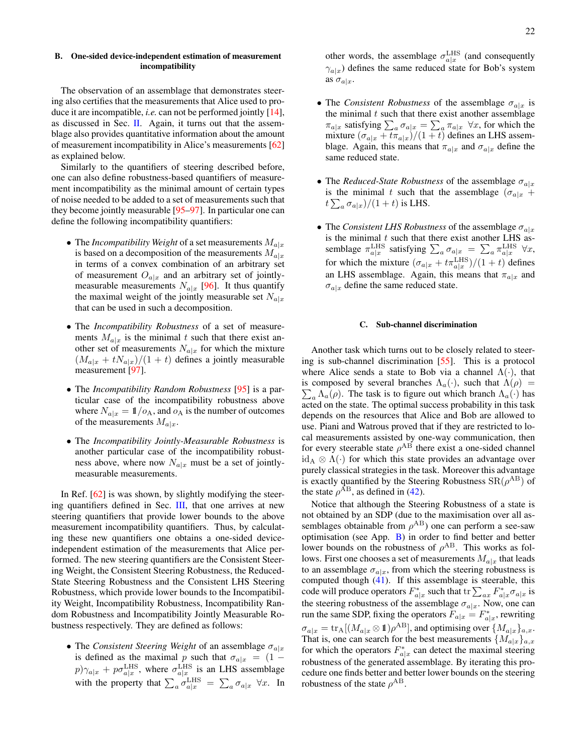### B. One-sided device-independent estimation of measurement incompatibility

The observation of an assemblage that demonstrates steering also certifies that the measurements that Alice used to produce it are incompatible, *i.e.* can not be performed jointly [14], as discussed in Sec. II. Again, it turns out that the assemblage also provides quantitative information about the amount of measurement incompatibility in Alice's measurements [62] as explained below.

Similarly to the quantifiers of steering described before, one can also define robustness-based quantifiers of measurement incompatibility as the minimal amount of certain types of noise needed to be added to a set of measurements such that they become jointly measurable [95–97]. In particular one can define the following incompatibility quantifiers:

- The *Incompatibility Weight* of a set measurements $M_{a|x}$ is based on a decomposition of the measurements $M_{a|x}$ in terms of a convex combination of an arbitrary set of measurement $O_{a|x}$ and an arbitrary set of jointly-measurable measurements $N_{a|x}$ [96]. It thus quantify the maximal weight of the jointly measurable set $N_{a|x}$ that can be used in such a decomposition.

- The *Incompatibility Robustness* of a set of measurements $M_{a|x}$ is the minimal $t$ such that there exist another set of measurements $N_{a|x}$ for which the mixture $(M_{a|x} + tN_{a|x})/(1+t)$ defines a jointly measurable measurement [97].

- The *Incompatibility Random Robustness* [95] is a particular case of the incompatibility robustness above where $N_{a|x} = \mathbb{1}/o_{\text{A}}$, and $o_{\text{A}}$ is the number of outcomes of the measurements $M_{a|x}$.

- The *Incompatibility Jointly-Measurable Robustness* is another particular case of the incompatibility robustness above, where now $N_{a|x}$ must be a set of jointly-measurable measurements.

In Ref. [62] is was shown, by slightly modifying the steering quantifiers defined in Sec. III, that one arrives at new steering quantifiers that provide lower bounds to the above measurement incompatibility quantifiers. Thus, by calculating these new quantifiers one obtains a one-sided device-independent estimation of the measurements that Alice performed. The new steering quantifiers are the Consistent Steering Weight, the Consistent Steering Robustness, the Reduced-State Steering Robustness and the Consistent LHS Steering Robustness, which provide lower bounds to the Incompatibility Weight, Incompatibility Robustness, Incompatibility Random Robustness and Incompatibility Jointly Measurable Robustness respectively. They are defined as follows:

- The *Consistent Steering Weight* of an assemblage $\sigma_{a|x}$ is defined as the maximal $p$ such that $\sigma_{a|x} = (1-p)\gamma_{a|x} + p\sigma^{\text{LHS}}_{a|x}$, where $\sigma^{\text{LHS}}_{a|x}$ is an LHS assemblage with the property that $\sum_a \sigma^{\text{LHS}}_{a|x} = \sum_a \sigma_{a|x}$ $\forall x$. In other words, the assemblage $\sigma^{\text{LHS}}_{a|x}$ (and consequently $\gamma_{a|x}$) defines the same reduced state for Bob's system as $\sigma_{a|x}$.

- The *Consistent Robustness* of the assemblage $\sigma_{a|x}$ is the minimal $t$ such that there exist another assemblage $\pi_{a|x}$ satisfying $\sum_a \sigma_{a|x} = \sum_a \pi_{a|x}$ $\forall x$, for which the mixture $(\sigma_{a|x} + t\pi_{a|x})/(1+t)$ defines an LHS assemblage. Again, this means that $\pi_{a|x}$ and $\sigma_{a|x}$ define the same reduced state.

- The *Reduced-State Robustness* of the assemblage $\sigma_{a|x}$ is the minimal $t$ such that the assemblage $(\sigma_{a|x} + t\sum_a \sigma_{a|x})/(1+t)$ is LHS.

- The *Consistent LHS Robustness* of the assemblage $\sigma_{a|x}$ is the minimal $t$ such that there exist another LHS assemblage $\pi^{\text{LHS}}_{a|x}$ satisfying $\sum_a \sigma_{a|x} = \sum_a \pi^{\text{LHS}}_{a|x}$ $\forall x$, for which the mixture $(\sigma_{a|x} + t\pi^{\text{LHS}}_{a|x})/(1+t)$ defines an LHS assemblage. Again, this means that $\pi_{a|x}$ and $\sigma_{a|x}$ define the same reduced state.

### C. Sub-channel discrimination

Another task which turns out to be closely related to steering is sub-channel discrimination [55]. This is a protocol where Alice sends a state to Bob via a channel $\Lambda(\cdot)$, that is composed by several branches $\Lambda_a(\cdot)$, such that $\Lambda(\rho) = \sum_a \Lambda_a(\rho)$. The task is to figure out which branch $\Lambda_a(\cdot)$ has acted on the state. The optimal success probability in this task depends on the resources that Alice and Bob are allowed to use. Piani and Watrous proved that if they are restricted to local measurements assisted by one-way communication, then for every steerable state $\rho^{\text{AB}}$ there exist a one-sided channel $\text{id}_{\text{A}} \otimes \Lambda(\cdot)$ for which this state provides an advantage over purely classical strategies in the task. Moreover this advantage is exactly quantified by the Steering Robustness $\text{SR}(\rho^{\text{AB}})$ of the state $\rho^{\text{AB}}$, as defined in (42).

Notice that although the Steering Robustness of a state is not obtained by an SDP (due to the maximisation over all assemblages obtainable from $\rho^{\text{AB}}$) one can perform a see-saw optimisation (see App. B) in order to find better and better lower bounds on the robustness of $\rho^{\text{AB}}$. This works as follows. First one chooses a set of measurements $M_{a|x}$ that leads to an assemblage $\sigma_{a|x}$, from which the steering robustness is computed though (41). If this assemblage is steerable, this code will produce operators $F^*_{a|x}$ such that $\text{tr}\sum_{ax} F^*_{a|x}\sigma_{a|x}$ is the steering robustness of the assemblage $\sigma_{a|x}$. Now, one can run the same SDP, fixing the operators $F_{a|x} = F^*_{a|x}$, rewriting $\sigma_{a|x} = \text{tr}_{\text{A}}[(M_{a|x} \otimes \mathbb{1})\rho^{\text{AB}}]$, and optimising over $\{M_{a|x}\}_{a,x}$. That is, one can search for the best measurements $\{M_{a|x}\}_{a,x}$ for which the operators $F^*_{a|x}$ can detect the maximal steering robustness of the generated assemblage. By iterating this procedure one finds better and better lower bounds on the steering robustness of the state $\rho^{\text{AB}}$.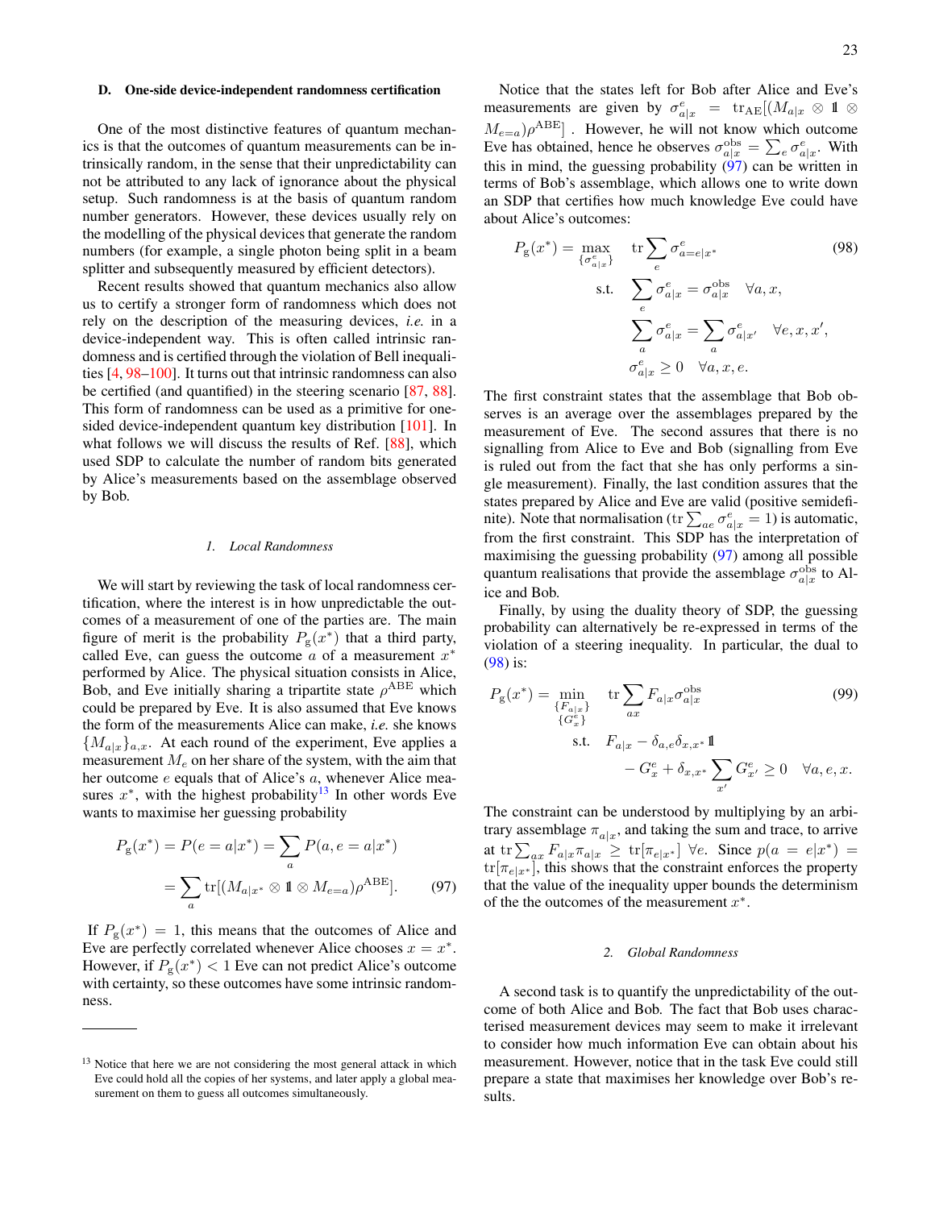### D. One-side device-independent randomness certification

One of the most distinctive features of quantum mechanics is that the outcomes of quantum measurements can be intrinsically random, in the sense that their unpredictability can not be attributed to any lack of ignorance about the physical setup. Such randomness is at the basis of quantum random number generators. However, these devices usually rely on the modelling of the physical devices that generate the random numbers (for example, a single photon being split in a beam splitter and subsequently measured by efficient detectors).

Recent results showed that quantum mechanics also allow us to certify a stronger form of randomness which does not rely on the description of the measuring devices, *i.e.* in a device-independent way. This is often called intrinsic randomness and is certified through the violation of Bell inequalities [4, 98–100]. It turns out that intrinsic randomness can also be certified (and quantified) in the steering scenario [87, 88]. This form of randomness can be used as a primitive for one-sided device-independent quantum key distribution [101]. In what follows we will discuss the results of Ref. [88], which used SDP to calculate the number of random bits generated by Alice's measurements based on the assemblage observed by Bob.

#### 1. Local Randomness

We will start by reviewing the task of local randomness certification, where the interest is in how unpredictable the outcomes of a measurement of one of the parties are. The main figure of merit is the probability $P_{\rm g}(x^*)$ that a third party, called Eve, can guess the outcome $a$ of a measurement $x^*$ performed by Alice. The physical situation consists in Alice, Bob, and Eve initially sharing a tripartite state $\rho^{\rm ABE}$ which could be prepared by Eve. It is also assumed that Eve knows the form of the measurements Alice can make, *i.e.* she knows $\{M_{a|x}\}_{a,x}$. At each round of the experiment, Eve applies a measurement $M_e$ on her share of the system, with the aim that her outcome $e$ equals that of Alice's $a$, whenever Alice measures $x^*$, with the highest probability[13] In other words Eve wants to maximise her guessing probability

$$P_{\rm g}(x^*) = P(e=a|x^*) = \sum_a P(a,e=a|x^*)$$
$$= \sum_a {\rm tr}[(M_{a|x^*}\otimes \mathbb{1}\otimes M_{e=a})\rho^{\rm ABE}]. \tag{97}$$

If $P_{\rm g}(x^*) = 1$, this means that the outcomes of Alice and Eve are perfectly correlated whenever Alice chooses $x = x^*$. However, if $P_{\rm g}(x^*) < 1$ Eve can not predict Alice's outcome with certainty, so these outcomes have some intrinsic randomness.

[13] Notice that here we are not considering the most general attack in which Eve could hold all the copies of her systems, and later apply a global measurement on them to guess all outcomes simultaneously.

Notice that the states left for Bob after Alice and Eve's measurements are given by $\sigma^e_{a|x} = {\rm tr}_{\rm AE}[(M_{a|x}\otimes \mathbb{1}\otimes M_{e=a})\rho^{\rm ABE}]$ . However, he will not know which outcome Eve has obtained, hence he observes $\sigma^{\rm obs}_{a|x} = \sum_e \sigma^e_{a|x}$. With this in mind, the guessing probability (97) can be written in terms of Bob's assemblage, which allows one to write down an SDP that certifies how much knowledge Eve could have about Alice's outcomes:

$$\begin{aligned}
P_{\rm g}(x^*) = \max_{\{\sigma^e_{a|x}\}} \quad & {\rm tr}\sum_e \sigma^e_{a=e|x^*} \\
\text{s.t.} \quad & \sum_e \sigma^e_{a|x} = \sigma^{\rm obs}_{a|x} \quad \forall a,x, \\
& \sum_a \sigma^e_{a|x} = \sum_a \sigma^e_{a|x'} \quad \forall e,x,x', \\
& \sigma^e_{a|x} \geq 0 \quad \forall a,x,e.
\end{aligned} \tag{98}$$

The first constraint states that the assemblage that Bob observes is an average over the assemblages prepared by the measurement of Eve. The second assures that there is no signalling from Alice to Eve and Bob (signalling from Eve is ruled out from the fact that she has only performs a single measurement). Finally, the last condition assures that the states prepared by Alice and Eve are valid (positive semidefinite). Note that normalisation (${\rm tr}\sum_{ae}\sigma^e_{a|x} = 1$) is automatic, from the first constraint. This SDP has the interpretation of maximising the guessing probability (97) among all possible quantum realisations that provide the assemblage $\sigma^{\rm obs}_{a|x}$ to Alice and Bob.

Finally, by using the duality theory of SDP, the guessing probability can alternatively be re-expressed in terms of the violation of a steering inequality. In particular, the dual to (98) is:

$$\begin{aligned}
P_{\rm g}(x^*) = \min_{\substack{\{F_{a|x}\} \\ \{G^e_x\}}} \quad & {\rm tr}\sum_{ax} F_{a|x}\sigma^{\rm obs}_{a|x} \\
\text{s.t.} \quad & F_{a|x} - \delta_{a,e}\delta_{x,x^*}\mathbb{1} \\
& \quad - G^e_x + \delta_{x,x^*}\sum_{x'} G^e_{x'} \geq 0 \quad \forall a,e,x.
\end{aligned} \tag{99}$$

The constraint can be understood by multiplying by an arbitrary assemblage $\pi_{a|x}$, and taking the sum and trace, to arrive at ${\rm tr}\sum_{ax} F_{a|x}\pi_{a|x} \geq {\rm tr}[\pi_{e|x^*}]\ \forall e$. Since $p(a=e|x^*) = {\rm tr}[\pi_{e|x^*}]$, this shows that the constraint enforces the property that the value of the inequality upper bounds the determinism of the the outcomes of the measurement $x^*$.

#### 2. Global Randomness

A second task is to quantify the unpredictability of the outcome of both Alice and Bob. The fact that Bob uses characterised measurement devices may seem to make it irrelevant to consider how much information Eve can obtain about his measurement. However, notice that in the task Eve could still prepare a state that maximises her knowledge over Bob's results.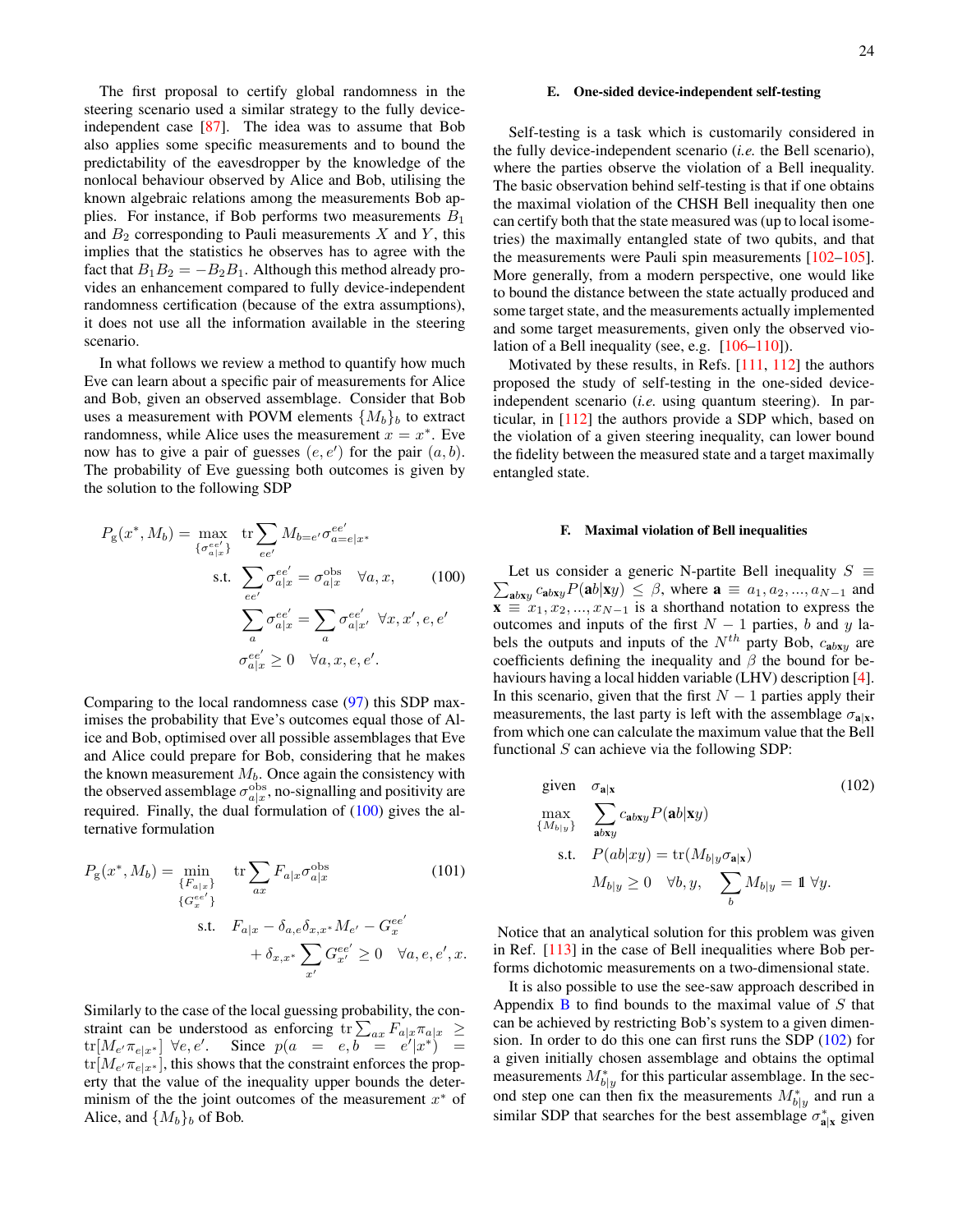The first proposal to certify global randomness in the steering scenario used a similar strategy to the fully device-independent case [87]. The idea was to assume that Bob also applies some specific measurements and to bound the predictability of the eavesdropper by the knowledge of the nonlocal behaviour observed by Alice and Bob, utilising the known algebraic relations among the measurements Bob applies. For instance, if Bob performs two measurements $B_1$ and $B_2$ corresponding to Pauli measurements $X$ and $Y$, this implies that the statistics he observes has to agree with the fact that $B_1 B_2 = -B_2 B_1$. Although this method already provides an enhancement compared to fully device-independent randomness certification (because of the extra assumptions), it does not use all the information available in the steering scenario.

In what follows we review a method to quantify how much Eve can learn about a specific pair of measurements for Alice and Bob, given an observed assemblage. Consider that Bob uses a measurement with POVM elements $\{M_b\}_b$ to extract randomness, while Alice uses the measurement $x = x^*$. Eve now has to give a pair of guesses $(e, e')$ for the pair $(a, b)$. The probability of Eve guessing both outcomes is given by the solution to the following SDP

$$
\begin{aligned}
P_{\mathrm{g}}(x^*, M_b) = \max_{\{\sigma_{a|x}^{ee'}\}} \quad & \mathrm{tr} \sum_{ee'} M_{b=e'} \sigma_{a=e|x^*}^{ee'} \\
\text{s.t.} \quad & \sum_{ee'} \sigma_{a|x}^{ee'} = \sigma_{a|x}^{\mathrm{obs}} \quad \forall a, x, \\
& \sum_a \sigma_{a|x}^{ee'} = \sum_a \sigma_{a|x'}^{ee'} \;\; \forall x, x', e, e' \\
& \sigma_{a|x}^{ee'} \geq 0 \quad \forall a, x, e, e'.
\end{aligned}
\tag{100}
$$

Comparing to the local randomness case (97) this SDP maximises the probability that Eve's outcomes equal those of Alice and Bob, optimised over all possible assemblages that Eve and Alice could prepare for Bob, considering that he makes the known measurement $M_b$. Once again the consistency with the observed assemblage $\sigma_{a|x}^{\mathrm{obs}}$, no-signalling and positivity are required. Finally, the dual formulation of (100) gives the alternative formulation

$$
\begin{aligned}
P_{\mathrm{g}}(x^*, M_b) = \min_{\substack{\{F_{a|x}\} \\ \{G_x^{ee'}\}}} \quad & \mathrm{tr} \sum_{ax} F_{a|x} \sigma_{a|x}^{\mathrm{obs}} \\
\text{s.t.} \quad & F_{a|x} - \delta_{a,e} \delta_{x,x^*} M_{e'} - G_x^{ee'} \\
& + \delta_{x,x^*} \sum_{x'} G_{x'}^{ee'} \geq 0 \quad \forall a, e, e', x.
\end{aligned}
\tag{101}
$$

Similarly to the case of the local guessing probability, the constraint can be understood as enforcing $\mathrm{tr} \sum_{ax} F_{a|x} \pi_{a|x} \geq \mathrm{tr}[M_{e'} \pi_{e|x^*}]$ $\forall e, e'$. Since $p(a = e, b = e'|x^*) = \mathrm{tr}[M_{e'} \pi_{e|x^*}]$, this shows that the constraint enforces the property that the value of the inequality upper bounds the determinism of the the joint outcomes of the measurement $x^*$ of Alice, and $\{M_b\}_b$ of Bob.

### E. One-sided device-independent self-testing

Self-testing is a task which is customarily considered in the fully device-independent scenario (*i.e.* the Bell scenario), where the parties observe the violation of a Bell inequality. The basic observation behind self-testing is that if one obtains the maximal violation of the CHSH Bell inequality then one can certify both that the state measured was (up to local isometries) the maximally entangled state of two qubits, and that the measurements were Pauli spin measurements [102–105]. More generally, from a modern perspective, one would like to bound the distance between the state actually produced and some target state, and the measurements actually implemented and some target measurements, given only the observed violation of a Bell inequality (see, e.g. [106–110]).

Motivated by these results, in Refs. [111, 112] the authors proposed the study of self-testing in the one-sided device-independent scenario (*i.e.* using quantum steering). In particular, in [112] the authors provide a SDP which, based on the violation of a given steering inequality, can lower bound the fidelity between the measured state and a target maximally entangled state.

### F. Maximal violation of Bell inequalities

Let us consider a generic N-partite Bell inequality $S \equiv \sum_{\mathbf{a}b\mathbf{x}y} c_{\mathbf{a}b\mathbf{x}y} P(\mathbf{a}b|\mathbf{x}y) \leq \beta$, where $\mathbf{a} \equiv a_1, a_2, ..., a_{N-1}$ and $\mathbf{x} \equiv x_1, x_2, ..., x_{N-1}$ is a shorthand notation to express the outcomes and inputs of the first $N-1$ parties, $b$ and $y$ labels the outputs and inputs of the $N^{th}$ party Bob, $c_{\mathbf{a}b\mathbf{x}y}$ are coefficients defining the inequality and $\beta$ the bound for behaviours having a local hidden variable (LHV) description [4]. In this scenario, given that the first $N-1$ parties apply their measurements, the last party is left with the assemblage $\sigma_{\mathbf{a}|\mathbf{x}}$, from which one can calculate the maximum value that the Bell functional $S$ can achieve via the following SDP:

$$
\begin{aligned}
\text{given} \quad & \sigma_{\mathbf{a}|\mathbf{x}} \\
\max_{\{M_{b|y}\}} \quad & \sum_{\mathbf{a}b\mathbf{x}y} c_{\mathbf{a}b\mathbf{x}y} P(\mathbf{a}b|\mathbf{x}y) \\
\text{s.t.} \quad & P(ab|xy) = \mathrm{tr}(M_{b|y} \sigma_{\mathbf{a}|\mathbf{x}}) \\
& M_{b|y} \geq 0 \quad \forall b, y, \quad \sum_b M_{b|y} = \mathbb{1} \;\; \forall y.
\end{aligned}
\tag{102}
$$

Notice that an analytical solution for this problem was given in Ref. [113] in the case of Bell inequalities where Bob performs dichotomic measurements on a two-dimensional state.

It is also possible to use the see-saw approach described in Appendix B to find bounds to the maximal value of $S$ that can be achieved by restricting Bob's system to a given dimension. In order to do this one can first runs the SDP (102) for a given initially chosen assemblage and obtains the optimal measurements $M_{b|y}^*$ for this particular assemblage. In the second step one can then fix the measurements $M_{b|y}^*$ and run a similar SDP that searches for the best assemblage $\sigma_{\mathbf{a}|\mathbf{x}}^*$ given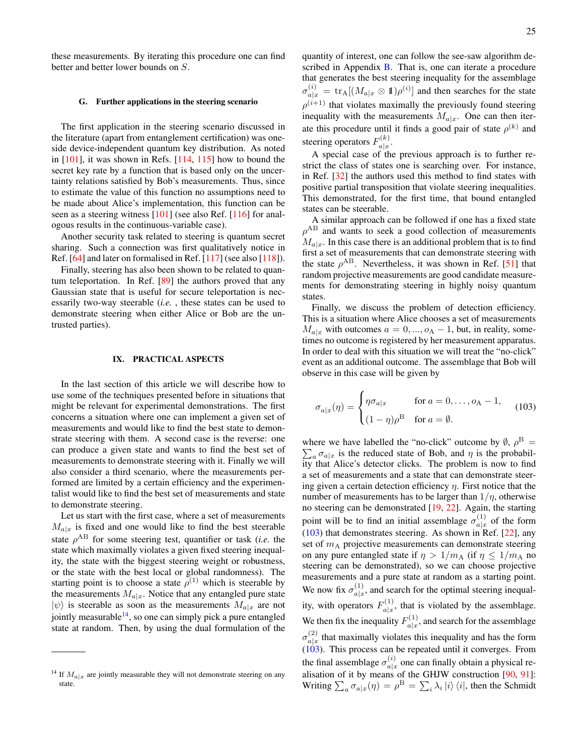these measurements. By iterating this procedure one can find better and better lower bounds on $S$.

### G. Further applications in the steering scenario

The first application in the steering scenario discussed in the literature (apart from entanglement certification) was one-side device-independent quantum key distribution. As noted in [101], it was shown in Refs. [114, 115] how to bound the secret key rate by a function that is based only on the uncertainty relations satisfied by Bob's measurements. Thus, since to estimate the value of this function no assumptions need to be made about Alice's implementation, this function can be seen as a steering witness [101] (see also Ref. [116] for analogous results in the continuous-variable case).

Another security task related to steering is quantum secret sharing. Such a connection was first qualitatively notice in Ref. [64] and later on formalised in Ref. [117] (see also [118]).

Finally, steering has also been shown to be related to quantum teleportation. In Ref. [89] the authors proved that any Gaussian state that is useful for secure teleportation is necessarily two-way steerable (*i.e.* , these states can be used to demonstrate steering when either Alice or Bob are the untrusted parties).

## IX. PRACTICAL ASPECTS

In the last section of this article we will describe how to use some of the techniques presented before in situations that might be relevant for experimental demonstrations. The first concerns a situation where one can implement a given set of measurements and would like to find the best state to demonstrate steering with them. A second case is the reverse: one can produce a given state and wants to find the best set of measurements to demonstrate steering with it. Finally we will also consider a third scenario, where the measurements performed are limited by a certain efficiency and the experimentalist would like to find the best set of measurements and state to demonstrate steering.

Let us start with the first case, where a set of measurements $M_{a|x}$ is fixed and one would like to find the best steerable state $\rho^{\mathrm{AB}}$ for some steering test, quantifier or task (*i.e.* the state which maximally violates a given fixed steering inequality, the state with the biggest steering weight or robustness, or the state with the best local or global randomness). The starting point is to choose a state $\rho^{(1)}$ which is steerable by the measurements $M_{a|x}$. Notice that any entangled pure state $|\psi\rangle$ is steerable as soon as the measurements $M_{a|x}$ are not jointly measurable[14], so one can simply pick a pure entangled state at random. Then, by using the dual formulation of the quantity of interest, one can follow the see-saw algorithm described in Appendix B. That is, one can iterate a procedure that generates the best steering inequality for the assemblage $\sigma^{(i)}_{a|x} = \mathrm{tr}_{\mathrm{A}}[(M_{a|x} \otimes \mathbb{1})\rho^{(i)}]$ and then searches for the state $\rho^{(i+1)}$ that violates maximally the previously found steering inequality with the measurements $M_{a|x}$. One can then iterate this procedure until it finds a good pair of state $\rho^{(k)}$ and steering operators $F^{(k)}_{a|x}$.

A special case of the previous approach is to further restrict the class of states one is searching over. For instance, in Ref. [32] the authors used this method to find states with positive partial transposition that violate steering inequalities. This demonstrated, for the first time, that bound entangled states can be steerable.

A similar approach can be followed if one has a fixed state $\rho^{\mathrm{AB}}$ and wants to seek a good collection of measurements $M_{a|x}$. In this case there is an additional problem that is to find first a set of measurements that can demonstrate steering with the state $\rho^{\mathrm{AB}}$. Nevertheless, it was shown in Ref. [51] that random projective measurements are good candidate measurements for demonstrating steering in highly noisy quantum states.

Finally, we discuss the problem of detection efficiency. This is a situation where Alice chooses a set of measurements $M_{a|x}$ with outcomes $a = 0, ..., o_{\mathrm{A}} - 1$, but, in reality, sometimes no outcome is registered by her measurement apparatus. In order to deal with this situation we will treat the "no-click" event as an additional outcome. The assemblage that Bob will observe in this case will be given by

$$
\sigma_{a|x}(\eta) = \begin{cases} \eta\sigma_{a|x} & \text{for } a = 0, \ldots, o_{\mathrm{A}} - 1, \\ (1-\eta)\rho^{\mathrm{B}} & \text{for } a = \emptyset. \end{cases} \tag{103}
$$

where we have labelled the "no-click" outcome by $\emptyset$, $\rho^{\mathrm{B}} = \sum_a \sigma_{a|x}$ is the reduced state of Bob, and $\eta$ is the probability that Alice's detector clicks. The problem is now to find a set of measurements and a state that can demonstrate steering given a certain detection efficiency $\eta$. First notice that the number of measurements has to be larger than $1/\eta$, otherwise no steering can be demonstrated [19, 22]. Again, the starting point will be to find an initial assemblage $\sigma^{(1)}_{a|x}$ of the form (103) that demonstrates steering. As shown in Ref. [22], any set of $m_{\mathrm{A}}$ projective measurements can demonstrate steering on any pure entangled state if $\eta > 1/m_{\mathrm{A}}$ (if $\eta \leq 1/m_{\mathrm{A}}$ no steering can be demonstrated), so we can choose projective measurements and a pure state at random as a starting point. We now fix $\sigma^{(1)}_{a|x}$, and search for the optimal steering inequality, with operators $F^{(1)}_{a|x}$, that is violated by the assemblage. We then fix the inequality $F^{(1)}_{a|x}$, and search for the assemblage $\sigma^{(2)}_{a|x}$ that maximally violates this inequality and has the form (103). This process can be repeated until it converges. From the final assemblage $\sigma^{(i)}_{a|x}$ one can finally obtain a physical realisation of it by means of the GHJW construction [90, 91]: Writing $\sum_a \sigma_{a|x}(\eta) = \rho^{\mathrm{B}} = \sum_i \lambda_i |i\rangle\langle i|$, then the Schmidt

---

[14] If $M_{a|x}$ are jointly measurable they will not demonstrate steering on any state.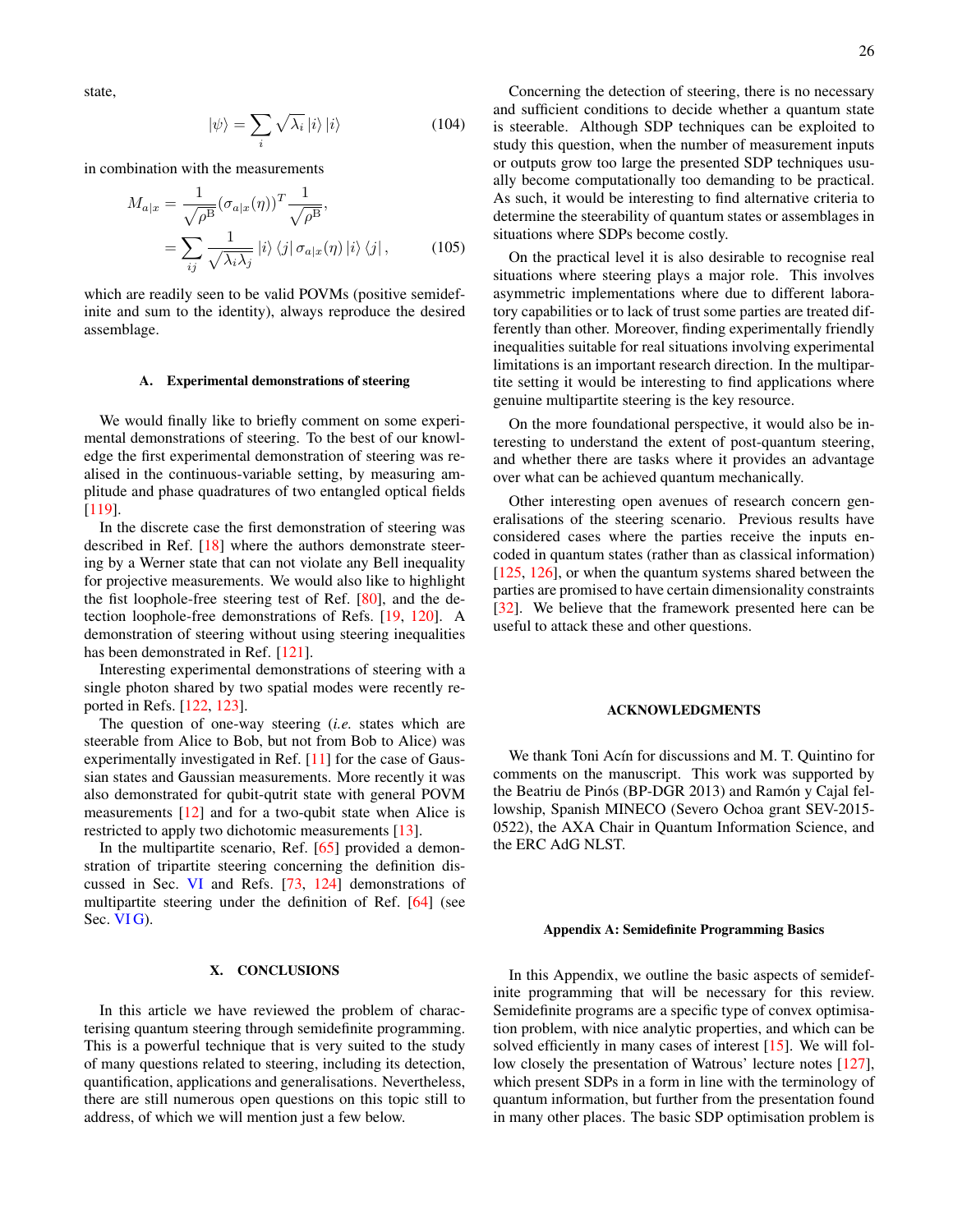state,

$$|\psi\rangle = \sum_i \sqrt{\lambda_i}\, |i\rangle\, |i\rangle \tag{104}$$

in combination with the measurements

$$\begin{aligned} M_{a|x} &= \frac{1}{\sqrt{\rho^{\mathrm{B}}}}(\sigma_{a|x}(\eta))^T \frac{1}{\sqrt{\rho^{\mathrm{B}}}}, \\ &= \sum_{ij} \frac{1}{\sqrt{\lambda_i \lambda_j}}\, |i\rangle \langle j|\, \sigma_{a|x}(\eta)\, |i\rangle \langle j|\,, \end{aligned} \tag{105}$$

which are readily seen to be valid POVMs (positive semidefinite and sum to the identity), always reproduce the desired assemblage.

### A. Experimental demonstrations of steering

We would finally like to briefly comment on some experimental demonstrations of steering. To the best of our knowledge the first experimental demonstration of steering was realised in the continuous-variable setting, by measuring amplitude and phase quadratures of two entangled optical fields [119].

In the discrete case the first demonstration of steering was described in Ref. [18] where the authors demonstrate steering by a Werner state that can not violate any Bell inequality for projective measurements. We would also like to highlight the fist loophole-free steering test of Ref. [80], and the detection loophole-free demonstrations of Refs. [19, 120]. A demonstration of steering without using steering inequalities has been demonstrated in Ref. [121].

Interesting experimental demonstrations of steering with a single photon shared by two spatial modes were recently reported in Refs. [122, 123].

The question of one-way steering (*i.e.* states which are steerable from Alice to Bob, but not from Bob to Alice) was experimentally investigated in Ref. [11] for the case of Gaussian states and Gaussian measurements. More recently it was also demonstrated for qubit-qutrit state with general POVM measurements [12] and for a two-qubit state when Alice is restricted to apply two dichotomic measurements [13].

In the multipartite scenario, Ref. [65] provided a demonstration of tripartite steering concerning the definition discussed in Sec. VI and Refs. [73, 124] demonstrations of multipartite steering under the definition of Ref. [64] (see Sec. VI G).

## X. CONCLUSIONS

In this article we have reviewed the problem of characterising quantum steering through semidefinite programming. This is a powerful technique that is very suited to the study of many questions related to steering, including its detection, quantification, applications and generalisations. Nevertheless, there are still numerous open questions on this topic still to address, of which we will mention just a few below.

Concerning the detection of steering, there is no necessary and sufficient conditions to decide whether a quantum state is steerable. Although SDP techniques can be exploited to study this question, when the number of measurement inputs or outputs grow too large the presented SDP techniques usually become computationally too demanding to be practical. As such, it would be interesting to find alternative criteria to determine the steerability of quantum states or assemblages in situations where SDPs become costly.

On the practical level it is also desirable to recognise real situations where steering plays a major role. This involves asymmetric implementations where due to different laboratory capabilities or to lack of trust some parties are treated differently than other. Moreover, finding experimentally friendly inequalities suitable for real situations involving experimental limitations is an important research direction. In the multipartite setting it would be interesting to find applications where genuine multipartite steering is the key resource.

On the more foundational perspective, it would also be interesting to understand the extent of post-quantum steering, and whether there are tasks where it provides an advantage over what can be achieved quantum mechanically.

Other interesting open avenues of research concern generalisations of the steering scenario. Previous results have considered cases where the parties receive the inputs encoded in quantum states (rather than as classical information) [125, 126], or when the quantum systems shared between the parties are promised to have certain dimensionality constraints [32]. We believe that the framework presented here can be useful to attack these and other questions.

## ACKNOWLEDGMENTS

We thank Toni Acín for discussions and M. T. Quintino for comments on the manuscript. This work was supported by the Beatriu de Pinós (BP-DGR 2013) and Ramón y Cajal fellowship, Spanish MINECO (Severo Ochoa grant SEV-2015-0522), the AXA Chair in Quantum Information Science, and the ERC AdG NLST.

## Appendix A: Semidefinite Programming Basics

In this Appendix, we outline the basic aspects of semidefinite programming that will be necessary for this review. Semidefinite programs are a specific type of convex optimisation problem, with nice analytic properties, and which can be solved efficiently in many cases of interest [15]. We will follow closely the presentation of Watrous' lecture notes [127], which present SDPs in a form in line with the terminology of quantum information, but further from the presentation found in many other places. The basic SDP optimisation problem is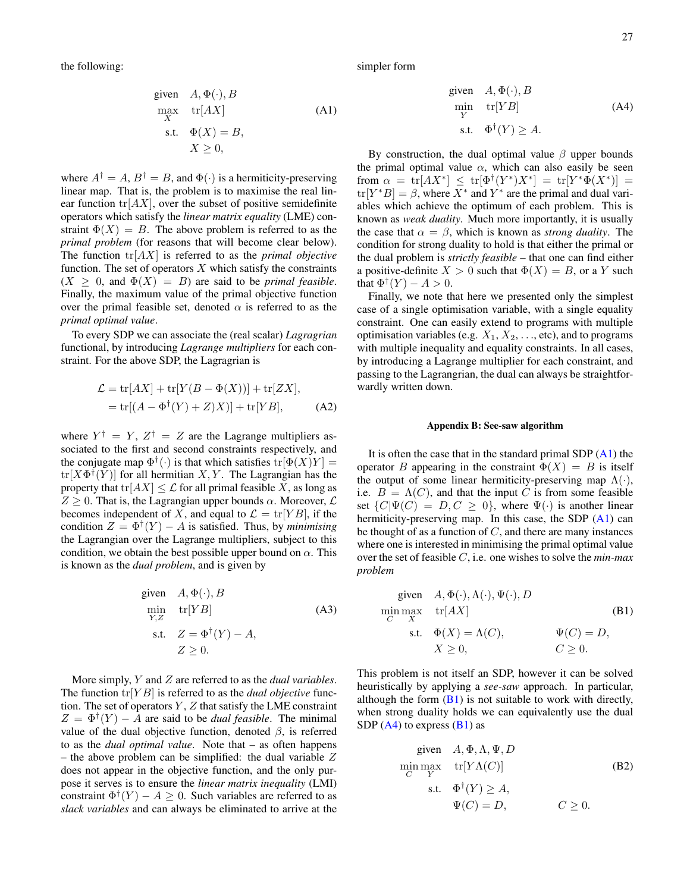the following:

$$
\begin{aligned}
\text{given} \quad & A, \Phi(\cdot), B \\
\max_X \quad & \mathrm{tr}[AX] \\
\text{s.t.} \quad & \Phi(X) = B, \\
& X \geq 0,
\end{aligned}
\tag{A1}
$$

where $A^\dagger = A$, $B^\dagger = B$, and $\Phi(\cdot)$ is a hermiticity-preserving linear map. That is, the problem is to maximise the real linear function $\mathrm{tr}[AX]$, over the subset of positive semidefinite operators which satisfy the *linear matrix equality* (LME) constraint $\Phi(X) = B$. The above problem is referred to as the *primal problem* (for reasons that will become clear below). The function $\mathrm{tr}[AX]$ is referred to as the *primal objective* function. The set of operators $X$ which satisfy the constraints ($X \geq 0$, and $\Phi(X) = B$) are said to be *primal feasible*. Finally, the maximum value of the primal objective function over the primal feasible set, denoted $\alpha$ is referred to as the *primal optimal value*.

To every SDP we can associate the (real scalar) *Lagragrian* functional, by introducing *Lagrange multipliers* for each constraint. For the above SDP, the Lagrangian is

$$
\begin{aligned}
\mathcal{L} &= \mathrm{tr}[AX] + \mathrm{tr}[Y(B - \Phi(X))] + \mathrm{tr}[ZX], \\
&= \mathrm{tr}[(A - \Phi^\dagger(Y) + Z)X)] + \mathrm{tr}[YB],
\end{aligned}
\tag{A2}
$$

where $Y^\dagger = Y$, $Z^\dagger = Z$ are the Lagrange multipliers associated to the first and second constraints respectively, and the conjugate map $\Phi^\dagger(\cdot)$ is that which satisfies $\mathrm{tr}[\Phi(X)Y] = \mathrm{tr}[X\Phi^\dagger(Y)]$ for all hermitian $X, Y$. The Lagrangian has the property that $\mathrm{tr}[AX] \leq \mathcal{L}$ for all primal feasible $X$, as long as $Z \geq 0$. That is, the Lagrangian upper bounds $\alpha$. Moreover, $\mathcal{L}$ becomes independent of $X$, and equal to $\mathcal{L} = \mathrm{tr}[YB]$, if the condition $Z = \Phi^\dagger(Y) - A$ is satisfied. Thus, by *minimising* the Lagrangian over the Lagrange multipliers, subject to this condition, we obtain the best possible upper bound on $\alpha$. This is known as the *dual problem*, and is given by

$$
\begin{aligned}
\text{given} \quad & A, \Phi(\cdot), B \\
\min_{Y,Z} \quad & \mathrm{tr}[YB] \\
\text{s.t.} \quad & Z = \Phi^\dagger(Y) - A, \\
& Z \geq 0.
\end{aligned}
\tag{A3}
$$

More simply, $Y$ and $Z$ are referred to as the *dual variables*. The function $\mathrm{tr}[YB]$ is referred to as the *dual objective* function. The set of operators $Y$, $Z$ that satisfy the LME constraint $Z = \Phi^\dagger(Y) - A$ are said to be *dual feasible*. The minimal value of the dual objective function, denoted $\beta$, is referred to as the *dual optimal value*. Note that – as often happens – the above problem can be simplified: the dual variable $Z$ does not appear in the objective function, and the only purpose it serves is to ensure the *linear matrix inequality* (LMI) constraint $\Phi^\dagger(Y) - A \geq 0$. Such variables are referred to as *slack variables* and can always be eliminated to arrive at the simpler form

$$
\begin{aligned}
\text{given} \quad & A, \Phi(\cdot), B \\
\min_{Y} \quad & \mathrm{tr}[YB] \\
\text{s.t.} \quad & \Phi^\dagger(Y) \geq A.
\end{aligned}
\tag{A4}
$$

By construction, the dual optimal value $\beta$ upper bounds the primal optimal value $\alpha$, which can also easily be seen from $\alpha = \mathrm{tr}[AX^*] \leq \mathrm{tr}[\Phi^\dagger(Y^*)X^*] = \mathrm{tr}[Y^*\Phi(X^*)] = \mathrm{tr}[Y^*B] = \beta$, where $X^*$ and $Y^*$ are the primal and dual variables which achieve the optimum of each problem. This is known as *weak duality*. Much more importantly, it is usually the case that $\alpha = \beta$, which is known as *strong duality*. The condition for strong duality to hold is that either the primal or the dual problem is *strictly feasible* – that one can find either a positive-definite $X > 0$ such that $\Phi(X) = B$, or a $Y$ such that $\Phi^\dagger(Y) - A > 0$.

Finally, we note that here we presented only the simplest case of a single optimisation variable, with a single equality constraint. One can easily extend to programs with multiple optimisation variables (e.g. $X_1, X_2, \ldots$, etc), and to programs with multiple inequality and equality constraints. In all cases, by introducing a Lagrange multiplier for each constraint, and passing to the Lagrangrian, the dual can always be straightforwardly written down.

## Appendix B: See-saw algorithm

It is often the case that in the standard primal SDP (A1) the operator $B$ appearing in the constraint $\Phi(X) = B$ is itself the output of some linear hermiticity-preserving map $\Lambda(\cdot)$, i.e. $B = \Lambda(C)$, and that the input $C$ is from some feasible set $\{C|\Psi(C) = D, C \geq 0\}$, where $\Psi(\cdot)$ is another linear hermiticity-preserving map. In this case, the SDP (A1) can be thought of as a function of $C$, and there are many instances where one is interested in minimising the primal optimal value over the set of feasible $C$, i.e. one wishes to solve the *min-max problem*

$$
\begin{aligned}
\text{given} \quad & A, \Phi(\cdot), \Lambda(\cdot), \Psi(\cdot), D \\
\min_C \max_X \quad & \mathrm{tr}[AX] \\
\text{s.t.} \quad & \Phi(X) = \Lambda(C), \qquad \Psi(C) = D, \\
& X \geq 0, \qquad C \geq 0.
\end{aligned}
\tag{B1}
$$

This problem is not itself an SDP, however it can be solved heuristically by applying a *see-saw* approach. In particular, although the form (B1) is not suitable to work with directly, when strong duality holds we can equivalently use the dual SDP (A4) to express (B1) as

$$
\begin{aligned}
\text{given} \quad & A, \Phi, \Lambda, \Psi, D \\
\min_C \min_Y \quad & \mathrm{tr}[Y\Lambda(C)] \\
\text{s.t.} \quad & \Phi^\dagger(Y) \geq A, \\
& \Psi(C) = D, \qquad C \geq 0.
\end{aligned}
\tag{B2}
$$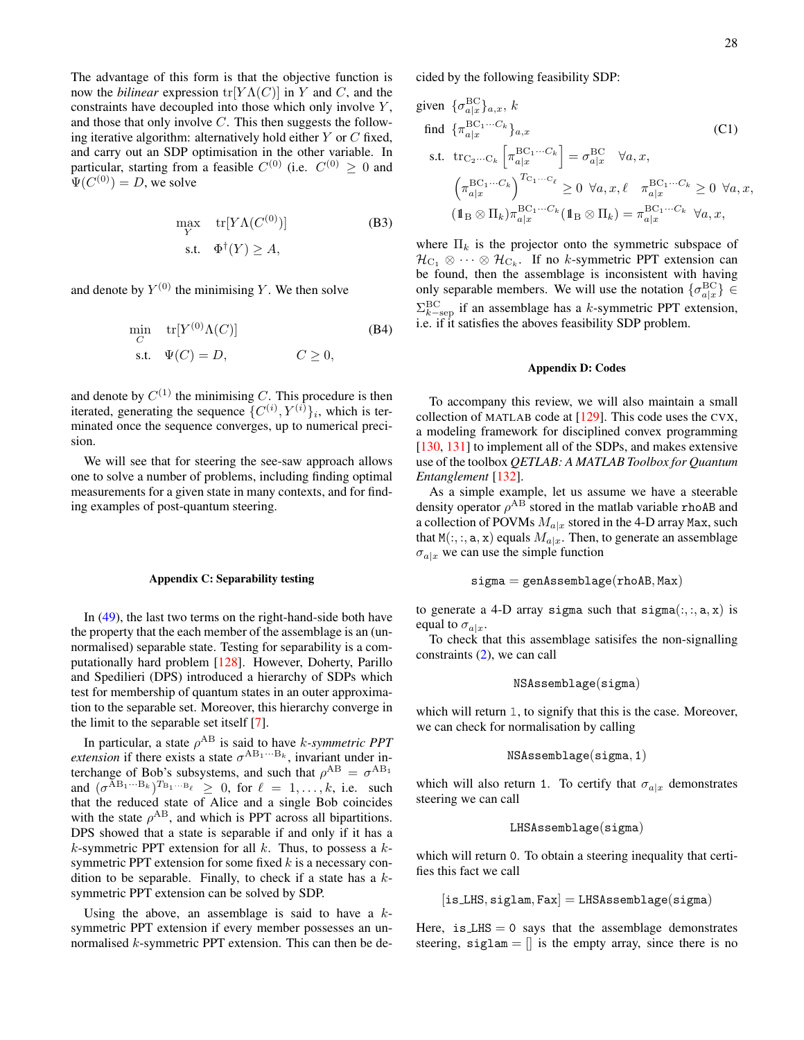The advantage of this form is that the objective function is now the *bilinear* expression $\mathrm{tr}[Y\Lambda(C)]$ in $Y$ and $C$, and the constraints have decoupled into those which only involve $Y$, and those that only involve $C$. This then suggests the following iterative algorithm: alternatively hold either $Y$ or $C$ fixed, and carry out an SDP optimisation in the other variable. In particular, starting from a feasible $C^{(0)}$ (i.e. $C^{(0)} \geq 0$ and $\Psi(C^{(0)}) = D$, we solve

$$\begin{aligned} \max_{Y} \quad & \mathrm{tr}[Y\Lambda(C^{(0)})] \\ \text{s.t.} \quad & \Phi^\dagger(Y) \geq A, \end{aligned} \tag{B3}$$

and denote by $Y^{(0)}$ the minimising $Y$. We then solve

$$\begin{aligned} \min_{C} \quad & \mathrm{tr}[Y^{(0)}\Lambda(C)] \\ \text{s.t.} \quad & \Psi(C) = D, \qquad\qquad C \geq 0, \end{aligned} \tag{B4}$$

and denote by $C^{(1)}$ the minimising $C$. This procedure is then iterated, generating the sequence $\{C^{(i)}, Y^{(i)}\}_i$, which is terminated once the sequence converges, up to numerical precision.

We will see that for steering the see-saw approach allows one to solve a number of problems, including finding optimal measurements for a given state in many contexts, and for finding examples of post-quantum steering.

## Appendix C: Separability testing

In (49), the last two terms on the right-hand-side both have the property that the each member of the assemblage is an (unnormalised) separable state. Testing for separability is a computationally hard problem [128]. However, Doherty, Parillo and Spedilieri (DPS) introduced a hierarchy of SDPs which test for membership of quantum states in an outer approximation to the separable set. Moreover, this hierarchy converge in the limit to the separable set itself [7].

In particular, a state $\rho^{\mathrm{AB}}$ is said to have $k$*-symmetric PPT extension* if there exists a state $\sigma^{\mathrm{AB}_1\cdots\mathrm{B}_k}$, invariant under interchange of Bob's subsystems, and such that $\rho^{\mathrm{AB}} = \sigma^{\mathrm{AB}_1}$ and $(\sigma^{\mathrm{AB}_1\cdots\mathrm{B}_k})^{T_{\mathrm{B}_1\cdots\mathrm{B}_\ell}} \geq 0$, for $\ell = 1,\ldots,k$, i.e. such that the reduced state of Alice and a single Bob coincides with the state $\rho^{\mathrm{AB}}$, and which is PPT across all bipartitions. DPS showed that a state is separable if and only if it has a $k$-symmetric PPT extension for all $k$. Thus, to possess a $k$-symmetric PPT extension for some fixed $k$ is a necessary condition to be separable. Finally, to check if a state has a $k$-symmetric PPT extension can be solved by SDP.

Using the above, an assemblage is said to have a $k$-symmetric PPT extension if every member possesses an unnormalised $k$-symmetric PPT extension. This can then be decided by the following feasibility SDP:

$$\begin{aligned} \text{given} \quad & \{\sigma_{a|x}^{\mathrm{BC}}\}_{a,x},\ k \\ \text{find} \quad & \{\pi_{a|x}^{\mathrm{BC}_1\cdots C_k}\}_{a,x} \\ \text{s.t.} \quad & \mathrm{tr}_{\mathrm{C}_2\cdots\mathrm{C}_k}\left[\pi_{a|x}^{\mathrm{BC}_1\cdots C_k}\right] = \sigma_{a|x}^{\mathrm{BC}} \quad \forall a,x, \\ & \left(\pi_{a|x}^{\mathrm{BC}_1\cdots C_k}\right)^{T_{\mathrm{C}_1\cdots\mathrm{C}_\ell}} \geq 0 \ \ \forall a,x,\ell \quad \pi_{a|x}^{\mathrm{BC}_1\cdots C_k} \geq 0 \ \ \forall a,x, \\ & (\mathbb{1}_{\mathrm{B}} \otimes \Pi_k)\pi_{a|x}^{\mathrm{BC}_1\cdots C_k}(\mathbb{1}_{\mathrm{B}} \otimes \Pi_k) = \pi_{a|x}^{\mathrm{BC}_1\cdots C_k} \ \ \forall a,x, \end{aligned} \tag{C1}$$

where $\Pi_k$ is the projector onto the symmetric subspace of $\mathcal{H}_{\mathrm{C}_1} \otimes \cdots \otimes \mathcal{H}_{\mathrm{C}_k}$. If no $k$-symmetric PPT extension can be found, then the assemblage is inconsistent with having only separable members. We will use the notation $\{\sigma_{a|x}^{\mathrm{BC}}\} \in \Sigma_{k-\mathrm{sep}}^{\mathrm{BC}}$ if an assemblage has a $k$-symmetric PPT extension, i.e. if it satisfies the aboves feasibility SDP problem.

## Appendix D: Codes

To accompany this review, we will also maintain a small collection of MATLAB code at [129]. This code uses the CVX, a modeling framework for disciplined convex programming [130, 131] to implement all of the SDPs, and makes extensive use of the toolbox *QETLAB: A MATLAB Toolbox for Quantum Entanglement* [132].

As a simple example, let us assume we have a steerable density operator $\rho^{\mathrm{AB}}$ stored in the matlab variable `rhoAB` and a collection of POVMs $M_{a|x}$ stored in the 4-D array `Max`, such that `M(:, :, a, x)` equals $M_{a|x}$. Then, to generate an assemblage $\sigma_{a|x}$ we can use the simple function

```
sigma = genAssemblage(rhoAB, Max)
```

to generate a 4-D array `sigma` such that `sigma(:, :, a, x)` is equal to $\sigma_{a|x}$.

To check that this assemblage satisifes the non-signalling constraints (2), we can call

```
NSAssemblage(sigma)
```

which will return `1`, to signify that this is the case. Moreover, we can check for normalisation by calling

```
NSAssemblage(sigma, 1)
```

which will also return `1`. To certify that $\sigma_{a|x}$ demonstrates steering we can call

```
LHSAssemblage(sigma)
```

which will return `0`. To obtain a steering inequality that certifies this fact we call

```
[is_LHS, siglam, Fax] = LHSAssemblage(sigma)
```

Here, `is_LHS = 0` says that the assemblage demonstrates steering, `siglam = []` is the empty array, since there is no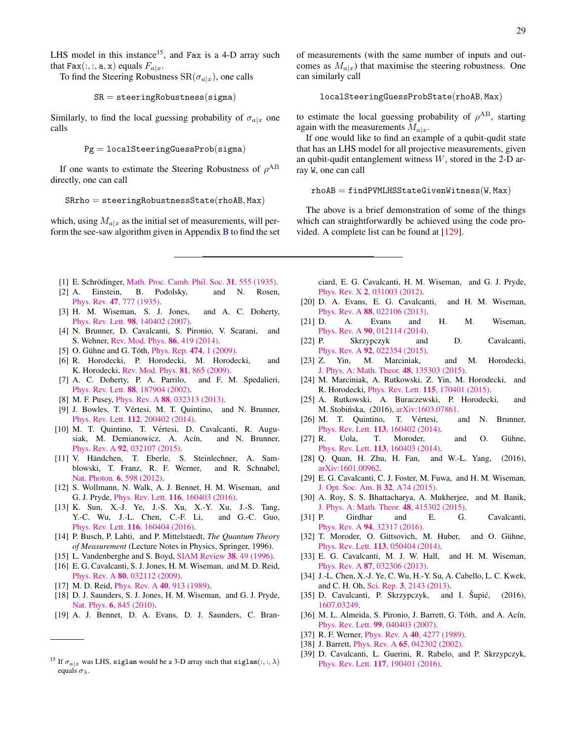LHS model in this instance[15], and Fax is a 4-D array such that Fax(:, :, a, x) equals $F_{a|x}$.

To find the Steering Robustness $\mathrm{SR}(\sigma_{a|x})$, one calls

```
SR = steeringRobustness(sigma)
```

Similarly, to find the local guessing probability of $\sigma_{a|x}$ one calls

```
Pg = localSteeringGuessProb(sigma)
```

If one wants to estimate the Steering Robustness of $\rho^{\mathrm{AB}}$ directly, one can call

```
SRrho = steeringRobustnessState(rhoAB, Max)
```

which, using $M_{a|x}$ as the initial set of measurements, will perform the see-saw algorithm given in Appendix B to find the set of measurements (with the same number of inputs and outcomes as $M_{a|x}$) that maximise the steering robustness. One can similarly call

```
localSteeringGuessProbState(rhoAB, Max)
```

to estimate the local guessing probability of $\rho^{\mathrm{AB}}$, starting again with the measurements $M_{a|x}$.

If one would like to find an example of a qubit-qudit state that has an LHS model for all projective measurements, given an qubit-qudit entanglement witness $W$, stored in the 2-D array W, one can call

```
rhoAB = findPVMLHSStateGivenWitness(W, Max)
```

The above is a brief demonstration of some of the things which can straightforwardly be achieved using the code provided. A complete list can be found at [129].

---

[1] E. Schrödinger, Math. Proc. Camb. Phil. Soc. **31**, 555 (1935).
[2] A. Einstein, B. Podolsky, and N. Rosen, Phys. Rev. **47**, 777 (1935).
[3] H. M. Wiseman, S. J. Jones, and A. C. Doherty, Phys. Rev. Lett. **98**, 140402 (2007).
[4] N. Brunner, D. Cavalcanti, S. Pironio, V. Scarani, and S. Wehner, Rev. Mod. Phys. **86**, 419 (2014).
[5] O. Gühne and G. Tóth, Phys. Rep. **474**, 1 (2009).
[6] R. Horodecki, P. Horodecki, M. Horodecki, and K. Horodecki, Rev. Mod. Phys. **81**, 865 (2009).
[7] A. C. Doherty, P. A. Parrilo, and F. M. Spedalieri, Phys. Rev. Lett. **88**, 187904 (2002).
[8] M. F. Pusey, Phys. Rev. A **88**, 032313 (2013).
[9] J. Bowles, T. Vértesi, M. T. Quintino, and N. Brunner, Phys. Rev. Lett. **112**, 200402 (2014).
[10] M. T. Quintino, T. Vértesi, D. Cavalcanti, R. Augusiak, M. Demianowicz, A. Acín, and N. Brunner, Phys. Rev. A **92**, 032107 (2015).
[11] V. Händchen, T. Eberle, S. Steinlechner, A. Samblowski, T. Franz, R. F. Werner, and R. Schnabel, Nat. Photon. **6**, 598 (2012).
[12] S. Wollmann, N. Walk, A. J. Bennet, H. M. Wiseman, and G. J. Pryde, Phys. Rev. Lett. **116**, 160403 (2016).
[13] K. Sun, X.-J. Ye, J.-S. Xu, X.-Y. Xu, J.-S. Tang, Y.-C. Wu, J.-L. Chen, C.-F. Li, and G.-C. Guo, Phys. Rev. Lett. **116**, 160404 (2016).
[14] P. Busch, P. Lahti, and P. Mittelstaedt, *The Quantum Theory of Measurement* (Lecture Notes in Physics, Springer, 1996).
[15] L. Vandenberghe and S. Boyd, SIAM Review **38**, 49 (1996).
[16] E. G. Cavalcanti, S. J. Jones, H. M. Wiseman, and M. D. Reid, Phys. Rev. A **80**, 032112 (2009).
[17] M. D. Reid, Phys. Rev. A **40**, 913 (1989).
[18] D. J. Saunders, S. J. Jones, H. M. Wiseman, and G. J. Pryde, Nat. Phys. **6**, 845 (2010).
[19] A. J. Bennet, D. A. Evans, D. J. Saunders, C. Branciard, E. G. Cavalcanti, H. M. Wiseman, and G. J. Pryde, Phys. Rev. X **2**, 031003 (2012).
[20] D. A. Evans, E. G. Cavalcanti, and H. M. Wiseman, Phys. Rev. A **88**, 022106 (2013).
[21] D. A. Evans and H. M. Wiseman, Phys. Rev. A **90**, 012114 (2014).
[22] P. Skrzypczyk and D. Cavalcanti, Phys. Rev. A **92**, 022354 (2015).
[23] Z. Yin, M. Marciniak, and M. Horodecki, J. Phys. A: Math. Theor. **48**, 135303 (2015).
[24] M. Marciniak, A. Rutkowski, Z. Yin, M. Horodecki, and R. Horodecki, Phys. Rev. Lett. **115**, 170401 (2015).
[25] A. Rutkowski, A. Buraczewski, P. Horodecki, and M. Stobińska, (2016), arXiv:1603.07861.
[26] M. T. Quintino, T. Vértesi, and N. Brunner, Phys. Rev. Lett. **113**, 160402 (2014).
[27] R. Uola, T. Moroder, and O. Gühne, Phys. Rev. Lett. **113**, 160403 (2014).
[28] Q. Quan, H. Zhu, H. Fan, and W.-L. Yang, (2016), arXiv:1601.00962.
[29] E. G. Cavalcanti, C. J. Foster, M. Fuwa, and H. M. Wiseman, J. Opt. Soc. Am. B **32**, A74 (2015).
[30] A. Roy, S. S. Bhattacharya, A. Mukherjee, and M. Banik, J. Phys. A: Math. Theor. **48**, 415302 (2015).
[31] P. Girdhar and E. G. Cavalcanti, Phys. Rev. A **94**, 32317 (2016).
[32] T. Moroder, O. Gittsovich, M. Huber, and O. Gühne, Phys. Rev. Lett. **113**, 050404 (2014).
[33] E. G. Cavalcanti, M. J. W. Hall, and H. M. Wiseman, Phys. Rev. A **87**, 032306 (2013).
[34] J.-L. Chen, X.-J. Ye, C. Wu, H.-Y. Su, A. Cabello, L. C. Kwek, and C. H. Oh, Sci. Rep. **3**, 2143 (2013).
[35] D. Cavalcanti, P. Skrzypczyk, and I. Šupić, (2016), 1607.03249.
[36] M. L. Almeida, S. Pironio, J. Barrett, G. Tóth, and A. Acín, Phys. Rev. Lett. **99**, 040403 (2007).
[37] R. F. Werner, Phys. Rev. A **40**, 4277 (1989).
[38] J. Barrett, Phys. Rev. A **65**, 042302 (2002).
[39] D. Cavalcanti, L. Guerini, R. Rabelo, and P. Skrzypczyk, Phys. Rev. Lett. **117**, 190401 (2016).

---

[15] If $\sigma_{a|x}$ was LHS, siglam would be a 3-D array such that siglam(:, :, $\lambda$) equals $\sigma_\lambda$.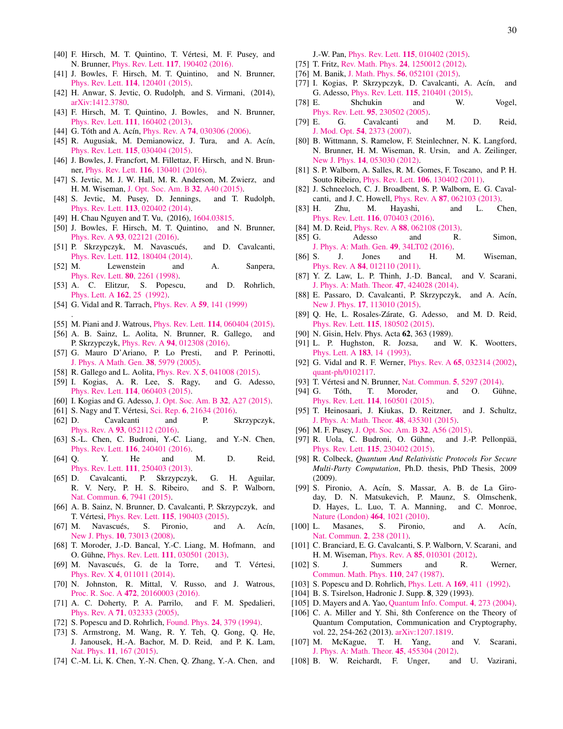[40] F. Hirsch, M. T. Quintino, T. Vértesi, M. F. Pusey, and N. Brunner, Phys. Rev. Lett. **117**, 190402 (2016).

[41] J. Bowles, F. Hirsch, M. T. Quintino, and N. Brunner, Phys. Rev. Lett. **114**, 120401 (2015).

[42] H. Anwar, S. Jevtic, O. Rudolph, and S. Virmani, (2014), arXiv:1412.3780.

[43] F. Hirsch, M. T. Quintino, J. Bowles, and N. Brunner, Phys. Rev. Lett. **111**, 160402 (2013).

[44] G. Tóth and A. Acín, Phys. Rev. A **74**, 030306 (2006).

[45] R. Augusiak, M. Demianowicz, J. Tura, and A. Acín, Phys. Rev. Lett. **115**, 030404 (2015).

[46] J. Bowles, J. Francfort, M. Fillettaz, F. Hirsch, and N. Brunner, Phys. Rev. Lett. **116**, 130401 (2016).

[47] S. Jevtic, M. J. W. Hall, M. R. Anderson, M. Zwierz, and H. M. Wiseman, J. Opt. Soc. Am. B **32**, A40 (2015).

[48] S. Jevtic, M. Pusey, D. Jennings, and T. Rudolph, Phys. Rev. Lett. **113**, 020402 (2014).

[49] H. Chau Nguyen and T. Vu, (2016), 1604.03815.

[50] J. Bowles, F. Hirsch, M. T. Quintino, and N. Brunner, Phys. Rev. A **93**, 022121 (2016).

[51] P. Skrzypczyk, M. Navascués, and D. Cavalcanti, Phys. Rev. Lett. **112**, 180404 (2014).

[52] M. Lewenstein and A. Sanpera, Phys. Rev. Lett. **80**, 2261 (1998).

[53] A. C. Elitzur, S. Popescu, and D. Rohrlich, Phys. Lett. A **162**, 25 (1992).

[54] G. Vidal and R. Tarrach, Phys. Rev. A **59**, 141 (1999) .

[55] M. Piani and J. Watrous, Phys. Rev. Lett. **114**, 060404 (2015).

[56] A. B. Sainz, L. Aolita, N. Brunner, R. Gallego, and P. Skrzypczyk, Phys. Rev. A **94**, 012308 (2016).

[57] G. Mauro D'Ariano, P. Lo Presti, and P. Perinotti, J. Phys. A Math. Gen. **38**, 5979 (2005).

[58] R. Gallego and L. Aolita, Phys. Rev. X **5**, 041008 (2015).

[59] I. Kogias, A. R. Lee, S. Ragy, and G. Adesso, Phys. Rev. Lett. **114**, 060403 (2015).

[60] I. Kogias and G. Adesso, J. Opt. Soc. Am. B **32**, A27 (2015).

[61] S. Nagy and T. Vértesi, Sci. Rep. **6**, 21634 (2016).

[62] D. Cavalcanti and P. Skrzypczyk, Phys. Rev. A **93**, 052112 (2016).

[63] S.-L. Chen, C. Budroni, Y.-C. Liang, and Y.-N. Chen, Phys. Rev. Lett. **116**, 240401 (2016).

[64] Q. Y. He and M. D. Reid, Phys. Rev. Lett. **111**, 250403 (2013).

[65] D. Cavalcanti, P. Skrzypczyk, G. H. Aguilar, R. V. Nery, P. H. S. Ribeiro, and S. P. Walborn, Nat. Commun. **6**, 7941 (2015).

[66] A. B. Sainz, N. Brunner, D. Cavalcanti, P. Skrzypczyk, and T. Vértesi, Phys. Rev. Lett. **115**, 190403 (2015).

[67] M. Navascués, S. Pironio, and A. Acín, New J. Phys. **10**, 73013 (2008).

[68] T. Moroder, J.-D. Bancal, Y.-C. Liang, M. Hofmann, and O. Gühne, Phys. Rev. Lett. **111**, 030501 (2013).

[69] M. Navascués, G. de la Torre, and T. Vértesi, Phys. Rev. X **4**, 011011 (2014).

[70] N. Johnston, R. Mittal, V. Russo, and J. Watrous, Proc. R. Soc. A **472**, 20160003 (2016).

[71] A. C. Doherty, P. A. Parrilo, and F. M. Spedalieri, Phys. Rev. A **71**, 032333 (2005).

[72] S. Popescu and D. Rohrlich, Found. Phys. **24**, 379 (1994).

[73] S. Armstrong, M. Wang, R. Y. Teh, Q. Gong, Q. He, J. Janousek, H.-A. Bachor, M. D. Reid, and P. K. Lam, Nat. Phys. **11**, 167 (2015).

[74] C.-M. Li, K. Chen, Y.-N. Chen, Q. Zhang, Y.-A. Chen, and J.-W. Pan, Phys. Rev. Lett. **115**, 010402 (2015).

[75] T. Fritz, Rev. Math. Phys. **24**, 1250012 (2012).

[76] M. Banik, J. Math. Phys. **56**, 052101 (2015).

[77] I. Kogias, P. Skrzypczyk, D. Cavalcanti, A. Acín, and G. Adesso, Phys. Rev. Lett. **115**, 210401 (2015).

[78] E. Shchukin and W. Vogel, Phys. Rev. Lett. **95**, 230502 (2005).

[79] E. G. Cavalcanti and M. D. Reid, J. Mod. Opt. **54**, 2373 (2007).

[80] B. Wittmann, S. Ramelow, F. Steinlechner, N. K. Langford, N. Brunner, H. M. Wiseman, R. Ursin, and A. Zeilinger, New J. Phys. **14**, 053030 (2012).

[81] S. P. Walborn, A. Salles, R. M. Gomes, F. Toscano, and P. H. Souto Ribeiro, Phys. Rev. Lett. **106**, 130402 (2011).

[82] J. Schneeloch, C. J. Broadbent, S. P. Walborn, E. G. Cavalcanti, and J. C. Howell, Phys. Rev. A **87**, 062103 (2013).

[83] H. Zhu, M. Hayashi, and L. Chen, Phys. Rev. Lett. **116**, 070403 (2016).

[84] M. D. Reid, Phys. Rev. A **88**, 062108 (2013).

[85] G. Adesso and R. Simon, J. Phys. A: Math. Gen. **49**, 34LT02 (2016).

[86] S. J. Jones and H. M. Wiseman, Phys. Rev. A **84**, 012110 (2011).

[87] Y. Z. Law, L. P. Thinh, J.-D. Bancal, and V. Scarani, J. Phys. A: Math. Theor. **47**, 424028 (2014).

[88] E. Passaro, D. Cavalcanti, P. Skrzypczyk, and A. Acín, New J. Phys. **17**, 113010 (2015).

[89] Q. He, L. Rosales-Zárate, G. Adesso, and M. D. Reid, Phys. Rev. Lett. **115**, 180502 (2015).

[90] N. Gisin, Helv. Phys. Acta **62**, 363 (1989).

[91] L. P. Hughston, R. Jozsa, and W. K. Wootters, Phys. Lett. A **183**, 14 (1993).

[92] G. Vidal and R. F. Werner, Phys. Rev. A **65**, 032314 (2002), quant-ph/0102117.

[93] T. Vértesi and N. Brunner, Nat. Commun. **5**, 5297 (2014).

[94] G. Tóth, T. Moroder, and O. Gühne, Phys. Rev. Lett. **114**, 160501 (2015).

[95] T. Heinosaari, J. Kiukas, D. Reitzner, and J. Schultz, J. Phys. A: Math. Theor. **48**, 435301 (2015).

[96] M. F. Pusey, J. Opt. Soc. Am. B **32**, A56 (2015).

[97] R. Uola, C. Budroni, O. Gühne, and J.-P. Pellonpää, Phys. Rev. Lett. **115**, 230402 (2015).

[98] R. Colbeck, *Quantum And Relativistic Protocols For Secure Multi-Party Computation*, Ph.D. thesis, PhD Thesis, 2009 (2009).

[99] S. Pironio, A. Acín, S. Massar, A. B. de La Giroday, D. N. Matsukevich, P. Maunz, S. Olmschenk, D. Hayes, L. Luo, T. A. Manning, and C. Monroe, Nature (London) **464**, 1021 (2010).

[100] L. Masanes, S. Pironio, and A. Acín, Nat. Commun. **2**, 238 (2011).

[101] C. Branciard, E. G. Cavalcanti, S. P. Walborn, V. Scarani, and H. M. Wiseman, Phys. Rev. A **85**, 010301 (2012).

[102] S. J. Summers and R. Werner, Commun. Math. Phys. **110**, 247 (1987).

[103] S. Popescu and D. Rohrlich, Phys. Lett. A **169**, 411 (1992).

[104] B. S. Tsirelson, Hadronic J. Supp. **8**, 329 (1993).

[105] D. Mayers and A. Yao, Quantum Info. Comput. **4**, 273 (2004).

[106] C. A. Miller and Y. Shi, 8th Conference on the Theory of Quantum Computation, Communication and Cryptography, vol. 22, 254-262 (2013). arXiv:1207.1819.

[107] M. McKague, T. H. Yang, and V. Scarani, J. Phys. A: Math. Theor. **45**, 455304 (2012).

[108] B. W. Reichardt, F. Unger, and U. Vazirani,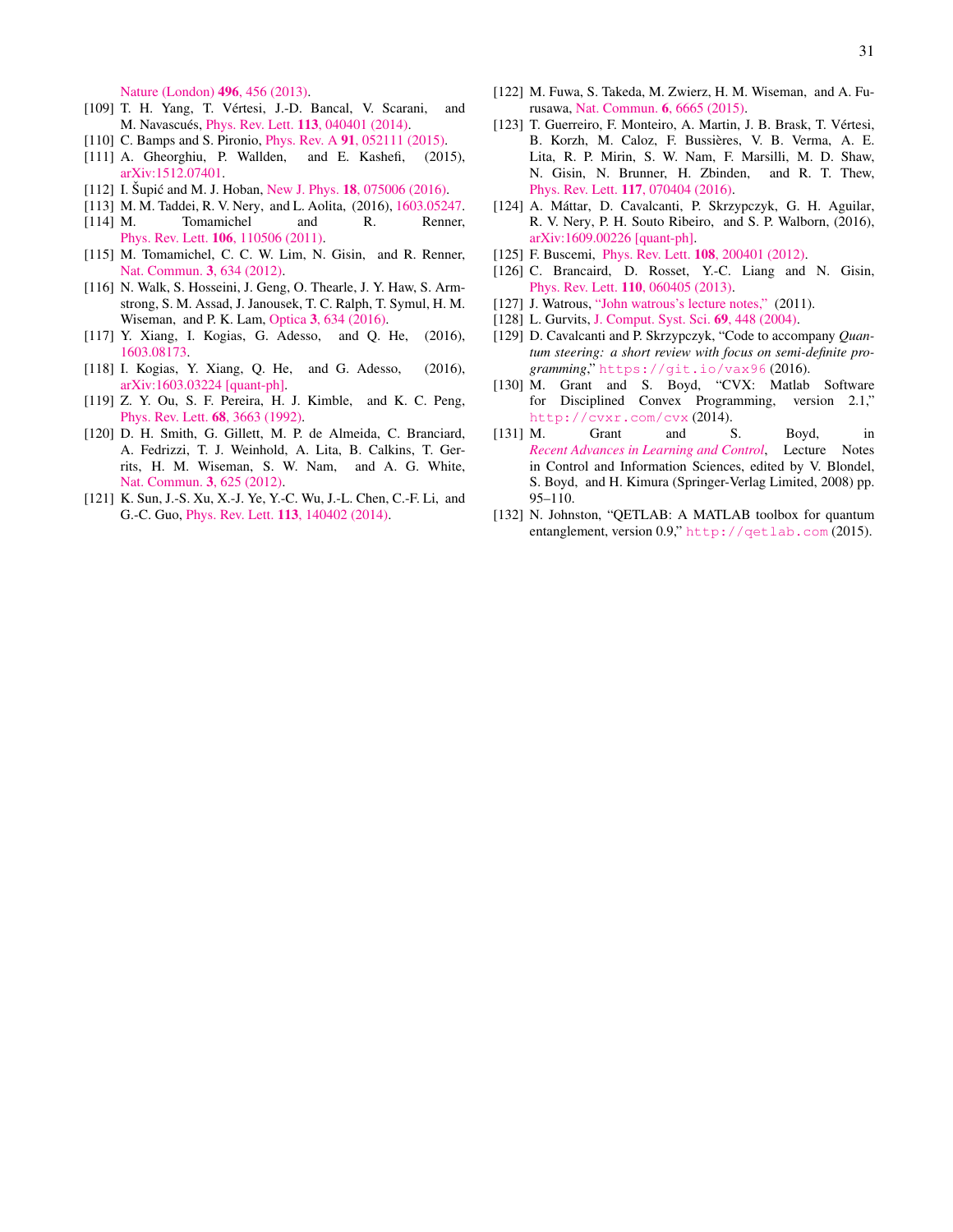Nature (London) **496**, 456 (2013).

[109] T. H. Yang, T. Vértesi, J.-D. Bancal, V. Scarani, and M. Navascués, Phys. Rev. Lett. **113**, 040401 (2014).

[110] C. Bamps and S. Pironio, Phys. Rev. A **91**, 052111 (2015).

[111] A. Gheorghiu, P. Wallden, and E. Kashefi, (2015), arXiv:1512.07401.

[112] I. Šupić and M. J. Hoban, New J. Phys. **18**, 075006 (2016).

[113] M. M. Taddei, R. V. Nery, and L. Aolita, (2016), 1603.05247.

[114] M. Tomamichel and R. Renner, Phys. Rev. Lett. **106**, 110506 (2011).

[115] M. Tomamichel, C. C. W. Lim, N. Gisin, and R. Renner, Nat. Commun. **3**, 634 (2012).

[116] N. Walk, S. Hosseini, J. Geng, O. Thearle, J. Y. Haw, S. Armstrong, S. M. Assad, J. Janousek, T. C. Ralph, T. Symul, H. M. Wiseman, and P. K. Lam, Optica **3**, 634 (2016).

[117] Y. Xiang, I. Kogias, G. Adesso, and Q. He, (2016), 1603.08173.

[118] I. Kogias, Y. Xiang, Q. He, and G. Adesso, (2016), arXiv:1603.03224 [quant-ph].

[119] Z. Y. Ou, S. F. Pereira, H. J. Kimble, and K. C. Peng, Phys. Rev. Lett. **68**, 3663 (1992).

[120] D. H. Smith, G. Gillett, M. P. de Almeida, C. Branciard, A. Fedrizzi, T. J. Weinhold, A. Lita, B. Calkins, T. Gerrits, H. M. Wiseman, S. W. Nam, and A. G. White, Nat. Commun. **3**, 625 (2012).

[121] K. Sun, J.-S. Xu, X.-J. Ye, Y.-C. Wu, J.-L. Chen, C.-F. Li, and G.-C. Guo, Phys. Rev. Lett. **113**, 140402 (2014).

[122] M. Fuwa, S. Takeda, M. Zwierz, H. M. Wiseman, and A. Furusawa, Nat. Commun. **6**, 6665 (2015).

[123] T. Guerreiro, F. Monteiro, A. Martin, J. B. Brask, T. Vértesi, B. Korzh, M. Caloz, F. Bussières, V. B. Verma, A. E. Lita, R. P. Mirin, S. W. Nam, F. Marsilli, M. D. Shaw, N. Gisin, N. Brunner, H. Zbinden, and R. T. Thew, Phys. Rev. Lett. **117**, 070404 (2016).

[124] A. Máttar, D. Cavalcanti, P. Skrzypczyk, G. H. Aguilar, R. V. Nery, P. H. Souto Ribeiro, and S. P. Walborn, (2016), arXiv:1609.00226 [quant-ph].

[125] F. Buscemi, Phys. Rev. Lett. **108**, 200401 (2012).

[126] C. Brancaird, D. Rosset, Y.-C. Liang and N. Gisin, Phys. Rev. Lett. **110**, 060405 (2013).

[127] J. Watrous, "John watrous's lecture notes," (2011).

[128] L. Gurvits, J. Comput. Syst. Sci. **69**, 448 (2004).

[129] D. Cavalcanti and P. Skrzypczyk, "Code to accompany *Quantum steering: a short review with focus on semi-definite programming*," `https://git.io/vax96` (2016).

[130] M. Grant and S. Boyd, "CVX: Matlab Software for Disciplined Convex Programming, version 2.1," `http://cvxr.com/cvx` (2014).

[131] M. Grant and S. Boyd, in *Recent Advances in Learning and Control*, Lecture Notes in Control and Information Sciences, edited by V. Blondel, S. Boyd, and H. Kimura (Springer-Verlag Limited, 2008) pp. 95–110.

[132] N. Johnston, "QETLAB: A MATLAB toolbox for quantum entanglement, version 0.9," `http://qetlab.com` (2015).